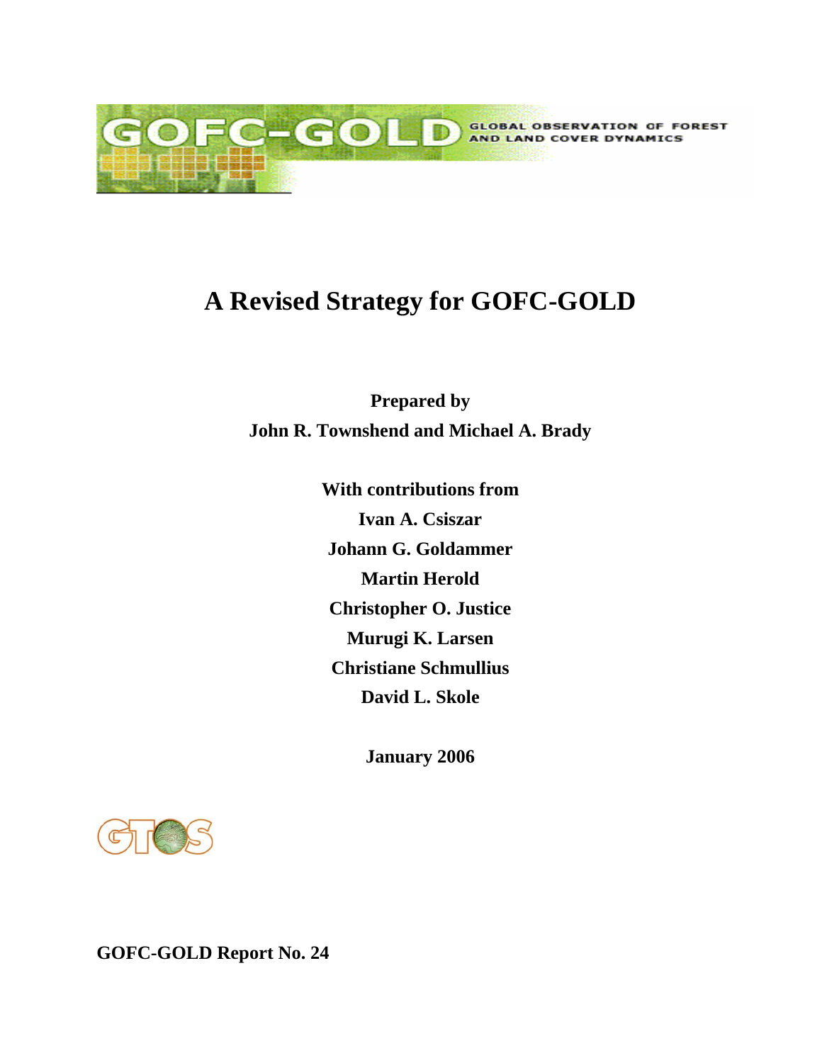GOFC-GOLD GLOBAL OBSERVATION OF FOREST AND LAND COVER DYNAMICS

# A Revised Strategy for GOFC-GOLD

**Prepared by**
**John R. Townshend and Michael A. Brady**

**With contributions from**
**Ivan A. Csiszar**
**Johann G. Goldammer**
**Martin Herold**
**Christopher O. Justice**
**Murugi K. Larsen**
**Christiane Schmullius**
**David L. Skole**

**January 2006**

GTOS

**GOFC-GOLD Report No. 24**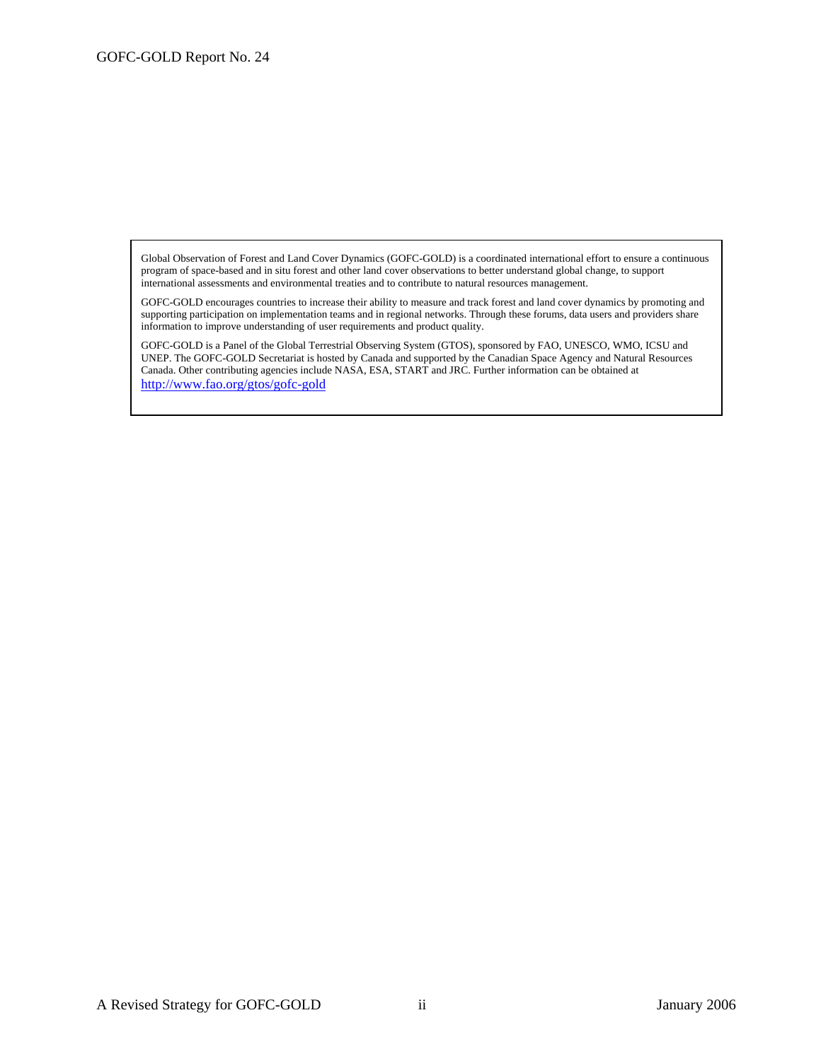Global Observation of Forest and Land Cover Dynamics (GOFC-GOLD) is a coordinated international effort to ensure a continuous program of space-based and in situ forest and other land cover observations to better understand global change, to support international assessments and environmental treaties and to contribute to natural resources management.

GOFC-GOLD encourages countries to increase their ability to measure and track forest and land cover dynamics by promoting and supporting participation on implementation teams and in regional networks. Through these forums, data users and providers share information to improve understanding of user requirements and product quality.

GOFC-GOLD is a Panel of the Global Terrestrial Observing System (GTOS), sponsored by FAO, UNESCO, WMO, ICSU and UNEP. The GOFC-GOLD Secretariat is hosted by Canada and supported by the Canadian Space Agency and Natural Resources Canada. Other contributing agencies include NASA, ESA, START and JRC. Further information can be obtained at http://www.fao.org/gtos/gofc-gold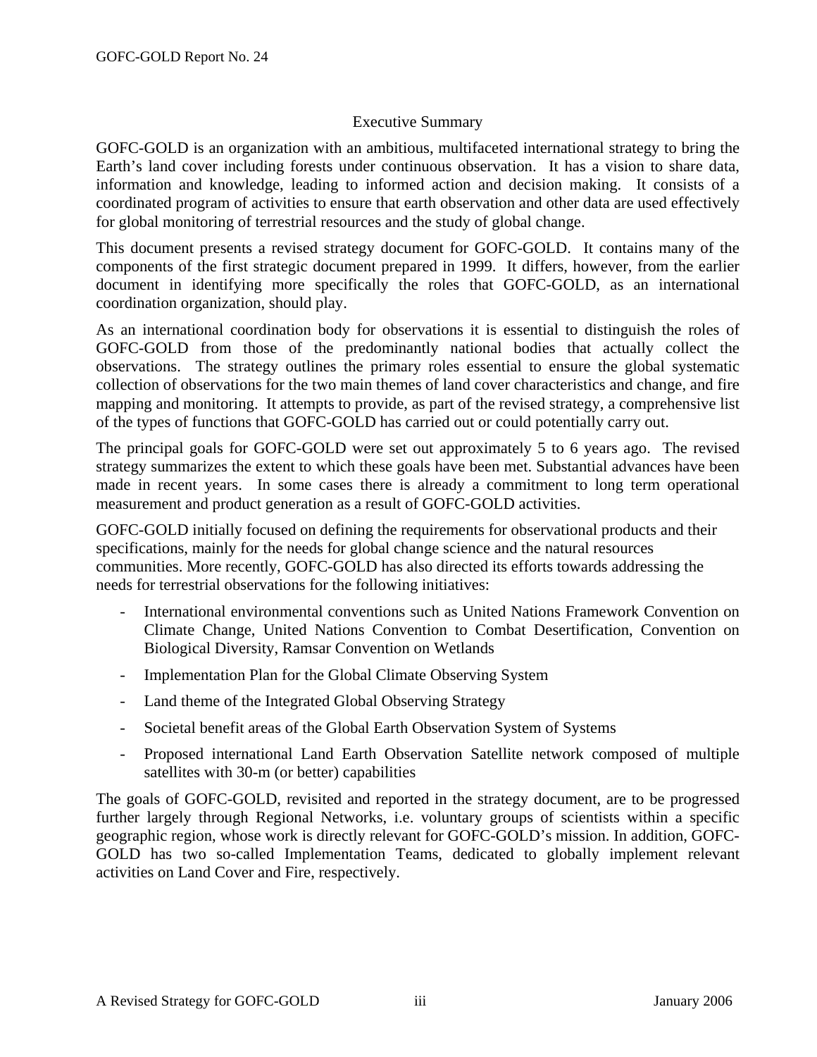## Executive Summary

GOFC-GOLD is an organization with an ambitious, multifaceted international strategy to bring the Earth's land cover including forests under continuous observation. It has a vision to share data, information and knowledge, leading to informed action and decision making. It consists of a coordinated program of activities to ensure that earth observation and other data are used effectively for global monitoring of terrestrial resources and the study of global change.

This document presents a revised strategy document for GOFC-GOLD. It contains many of the components of the first strategic document prepared in 1999. It differs, however, from the earlier document in identifying more specifically the roles that GOFC-GOLD, as an international coordination organization, should play.

As an international coordination body for observations it is essential to distinguish the roles of GOFC-GOLD from those of the predominantly national bodies that actually collect the observations. The strategy outlines the primary roles essential to ensure the global systematic collection of observations for the two main themes of land cover characteristics and change, and fire mapping and monitoring. It attempts to provide, as part of the revised strategy, a comprehensive list of the types of functions that GOFC-GOLD has carried out or could potentially carry out.

The principal goals for GOFC-GOLD were set out approximately 5 to 6 years ago. The revised strategy summarizes the extent to which these goals have been met. Substantial advances have been made in recent years. In some cases there is already a commitment to long term operational measurement and product generation as a result of GOFC-GOLD activities.

GOFC-GOLD initially focused on defining the requirements for observational products and their specifications, mainly for the needs for global change science and the natural resources communities. More recently, GOFC-GOLD has also directed its efforts towards addressing the needs for terrestrial observations for the following initiatives:

- International environmental conventions such as United Nations Framework Convention on Climate Change, United Nations Convention to Combat Desertification, Convention on Biological Diversity, Ramsar Convention on Wetlands
- Implementation Plan for the Global Climate Observing System
- Land theme of the Integrated Global Observing Strategy
- Societal benefit areas of the Global Earth Observation System of Systems
- Proposed international Land Earth Observation Satellite network composed of multiple satellites with 30-m (or better) capabilities

The goals of GOFC-GOLD, revisited and reported in the strategy document, are to be progressed further largely through Regional Networks, i.e. voluntary groups of scientists within a specific geographic region, whose work is directly relevant for GOFC-GOLD's mission. In addition, GOFC-GOLD has two so-called Implementation Teams, dedicated to globally implement relevant activities on Land Cover and Fire, respectively.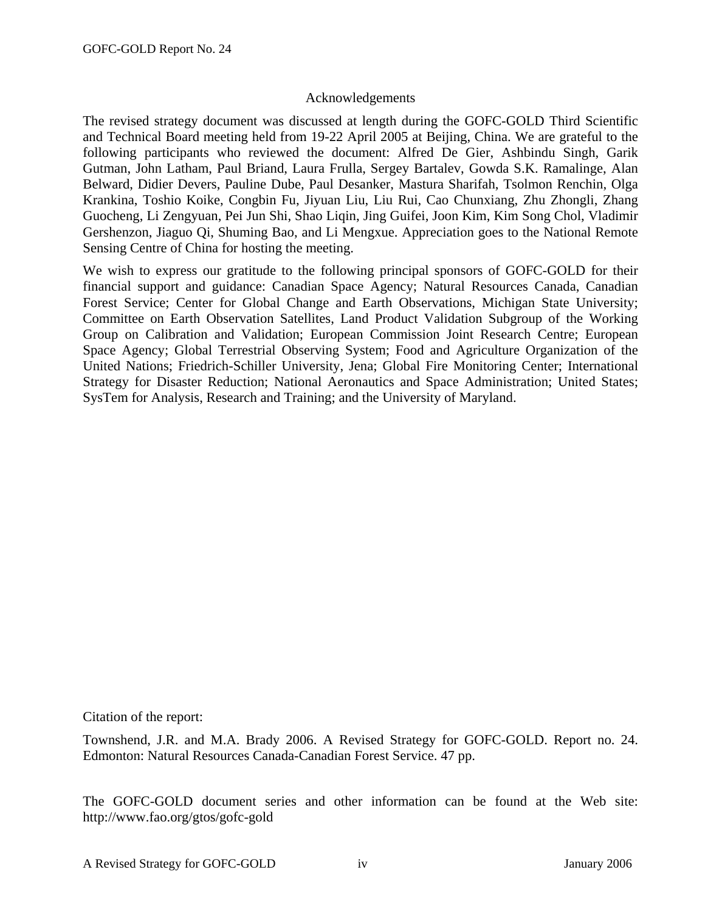## Acknowledgements

The revised strategy document was discussed at length during the GOFC-GOLD Third Scientific and Technical Board meeting held from 19-22 April 2005 at Beijing, China. We are grateful to the following participants who reviewed the document: Alfred De Gier, Ashbindu Singh, Garik Gutman, John Latham, Paul Briand, Laura Frulla, Sergey Bartalev, Gowda S.K. Ramalinge, Alan Belward, Didier Devers, Pauline Dube, Paul Desanker, Mastura Sharifah, Tsolmon Renchin, Olga Krankina, Toshio Koike, Congbin Fu, Jiyuan Liu, Liu Rui, Cao Chunxiang, Zhu Zhongli, Zhang Guocheng, Li Zengyuan, Pei Jun Shi, Shao Liqin, Jing Guifei, Joon Kim, Kim Song Chol, Vladimir Gershenzon, Jiaguo Qi, Shuming Bao, and Li Mengxue. Appreciation goes to the National Remote Sensing Centre of China for hosting the meeting.

We wish to express our gratitude to the following principal sponsors of GOFC-GOLD for their financial support and guidance: Canadian Space Agency; Natural Resources Canada, Canadian Forest Service; Center for Global Change and Earth Observations, Michigan State University; Committee on Earth Observation Satellites, Land Product Validation Subgroup of the Working Group on Calibration and Validation; European Commission Joint Research Centre; European Space Agency; Global Terrestrial Observing System; Food and Agriculture Organization of the United Nations; Friedrich-Schiller University, Jena; Global Fire Monitoring Center; International Strategy for Disaster Reduction; National Aeronautics and Space Administration; United States; SysTem for Analysis, Research and Training; and the University of Maryland.

Citation of the report:

Townshend, J.R. and M.A. Brady 2006. A Revised Strategy for GOFC-GOLD. Report no. 24. Edmonton: Natural Resources Canada-Canadian Forest Service. 47 pp.

The GOFC-GOLD document series and other information can be found at the Web site: http://www.fao.org/gtos/gofc-gold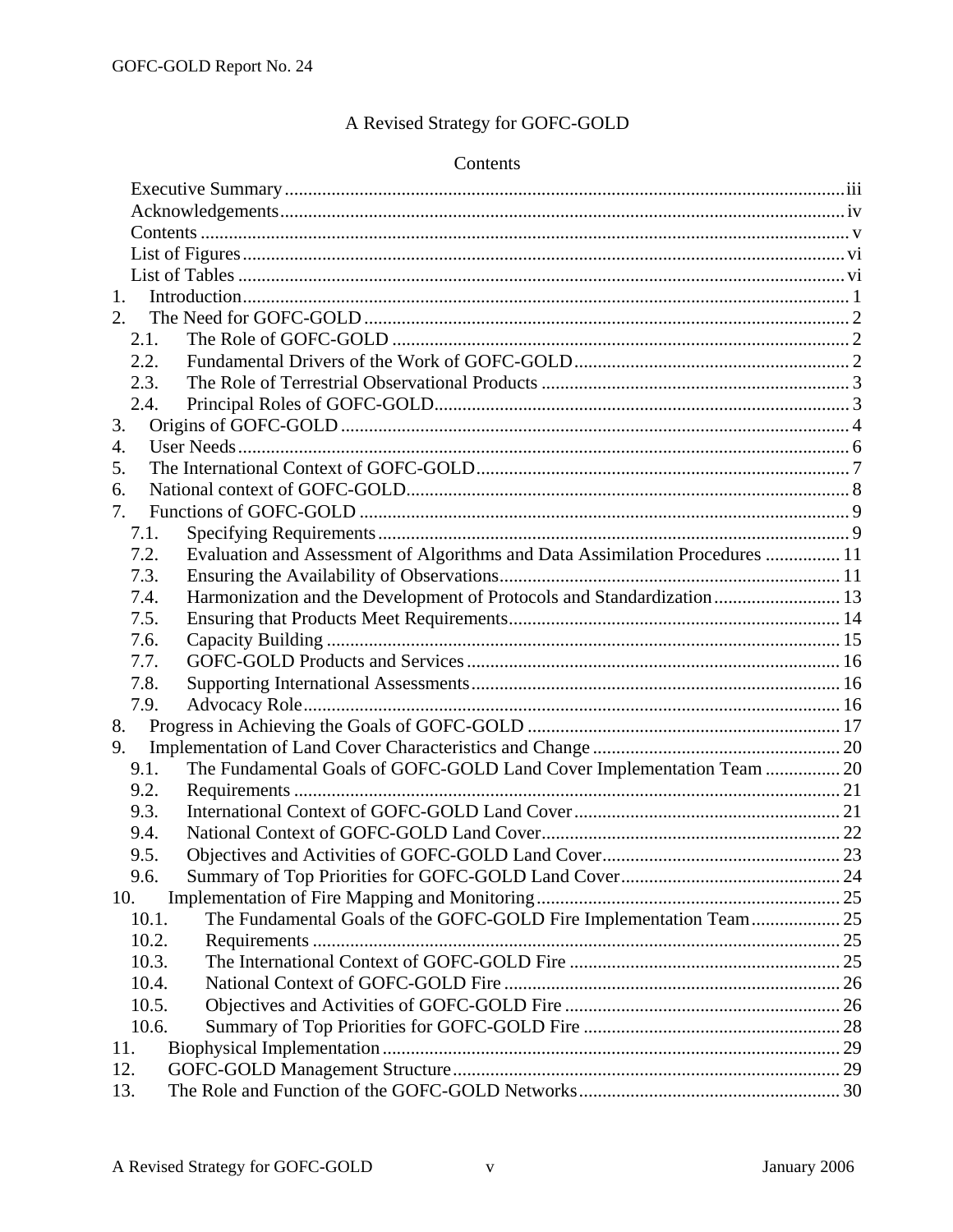A Revised Strategy for GOFC-GOLD

## Contents

- Executive Summary ..... iii
- Acknowledgements ..... iv
- Contents ..... v
- List of Figures ..... vi
- List of Tables ..... vi
- 1. Introduction ..... 1
- 2. The Need for GOFC-GOLD ..... 2
  - 2.1. The Role of GOFC-GOLD ..... 2
  - 2.2. Fundamental Drivers of the Work of GOFC-GOLD ..... 2
  - 2.3. The Role of Terrestrial Observational Products ..... 3
  - 2.4. Principal Roles of GOFC-GOLD ..... 3
- 3. Origins of GOFC-GOLD ..... 4
- 4. User Needs ..... 6
- 5. The International Context of GOFC-GOLD ..... 7
- 6. National context of GOFC-GOLD ..... 8
- 7. Functions of GOFC-GOLD ..... 9
  - 7.1. Specifying Requirements ..... 9
  - 7.2. Evaluation and Assessment of Algorithms and Data Assimilation Procedures ..... 11
  - 7.3. Ensuring the Availability of Observations ..... 11
  - 7.4. Harmonization and the Development of Protocols and Standardization ..... 13
  - 7.5. Ensuring that Products Meet Requirements ..... 14
  - 7.6. Capacity Building ..... 15
  - 7.7. GOFC-GOLD Products and Services ..... 16
  - 7.8. Supporting International Assessments ..... 16
  - 7.9. Advocacy Role ..... 16
- 8. Progress in Achieving the Goals of GOFC-GOLD ..... 17
- 9. Implementation of Land Cover Characteristics and Change ..... 20
  - 9.1. The Fundamental Goals of GOFC-GOLD Land Cover Implementation Team ..... 20
  - 9.2. Requirements ..... 21
  - 9.3. International Context of GOFC-GOLD Land Cover ..... 21
  - 9.4. National Context of GOFC-GOLD Land Cover ..... 22
  - 9.5. Objectives and Activities of GOFC-GOLD Land Cover ..... 23
  - 9.6. Summary of Top Priorities for GOFC-GOLD Land Cover ..... 24
- 10. Implementation of Fire Mapping and Monitoring ..... 25
  - 10.1. The Fundamental Goals of the GOFC-GOLD Fire Implementation Team ..... 25
  - 10.2. Requirements ..... 25
  - 10.3. The International Context of GOFC-GOLD Fire ..... 25
  - 10.4. National Context of GOFC-GOLD Fire ..... 26
  - 10.5. Objectives and Activities of GOFC-GOLD Fire ..... 26
  - 10.6. Summary of Top Priorities for GOFC-GOLD Fire ..... 28
- 11. Biophysical Implementation ..... 29
- 12. GOFC-GOLD Management Structure ..... 29
- 13. The Role and Function of the GOFC-GOLD Networks ..... 30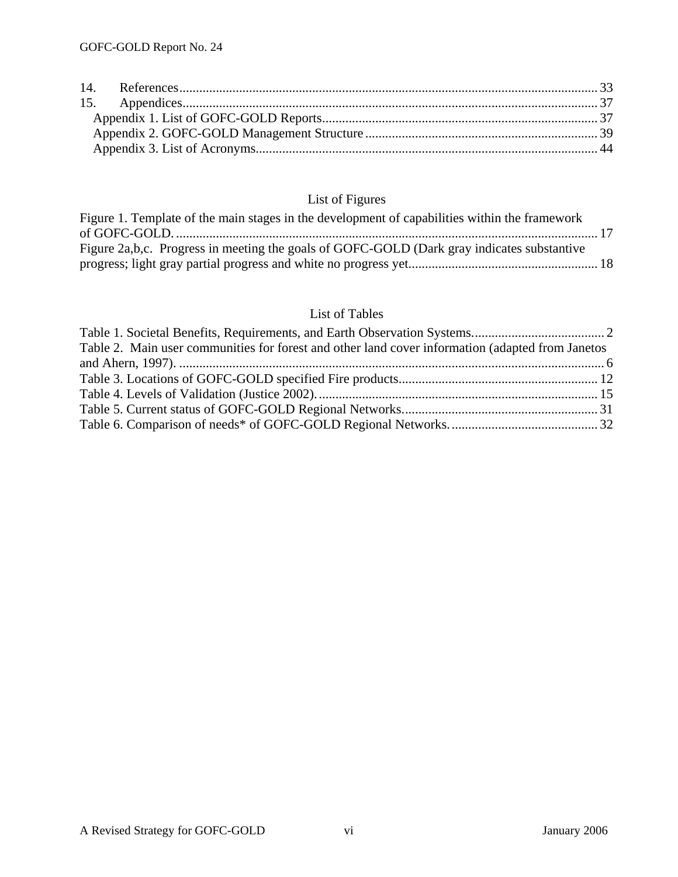14. References.................................................................................................................... 33
15. Appendices.................................................................................................................... 37
   Appendix 1. List of GOFC-GOLD Reports.................................................................. 37
   Appendix 2. GOFC-GOLD Management Structure..................................................... 39
   Appendix 3. List of Acronyms...................................................................................... 44

## List of Figures

Figure 1. Template of the main stages in the development of capabilities within the framework of GOFC-GOLD. .................................................................................................................. 17
Figure 2a,b,c. Progress in meeting the goals of GOFC-GOLD (Dark gray indicates substantive progress; light gray partial progress and white no progress yet......................................................... 18

## List of Tables

Table 1. Societal Benefits, Requirements, and Earth Observation Systems........................................ 2
Table 2. Main user communities for forest and other land cover information (adapted from Janetos and Ahern, 1997). ................................................................................................................. 6
Table 3. Locations of GOFC-GOLD specified Fire products........................................................... 12
Table 4. Levels of Validation (Justice 2002)................................................................................... 15
Table 5. Current status of GOFC-GOLD Regional Networks.......................................................... 31
Table 6. Comparison of needs* of GOFC-GOLD Regional Networks. ........................................... 32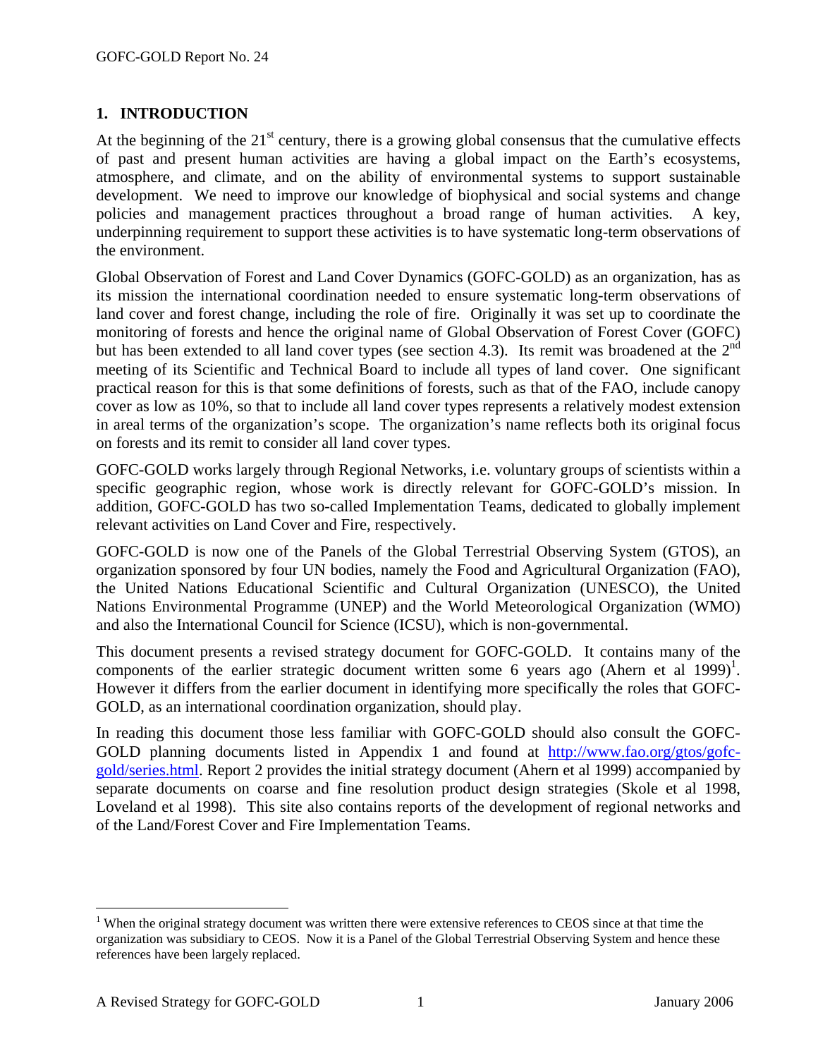# 1. INTRODUCTION

At the beginning of the 21st century, there is a growing global consensus that the cumulative effects of past and present human activities are having a global impact on the Earth's ecosystems, atmosphere, and climate, and on the ability of environmental systems to support sustainable development. We need to improve our knowledge of biophysical and social systems and change policies and management practices throughout a broad range of human activities. A key, underpinning requirement to support these activities is to have systematic long-term observations of the environment.

Global Observation of Forest and Land Cover Dynamics (GOFC-GOLD) as an organization, has as its mission the international coordination needed to ensure systematic long-term observations of land cover and forest change, including the role of fire. Originally it was set up to coordinate the monitoring of forests and hence the original name of Global Observation of Forest Cover (GOFC) but has been extended to all land cover types (see section 4.3). Its remit was broadened at the 2nd meeting of its Scientific and Technical Board to include all types of land cover. One significant practical reason for this is that some definitions of forests, such as that of the FAO, include canopy cover as low as 10%, so that to include all land cover types represents a relatively modest extension in areal terms of the organization's scope. The organization's name reflects both its original focus on forests and its remit to consider all land cover types.

GOFC-GOLD works largely through Regional Networks, i.e. voluntary groups of scientists within a specific geographic region, whose work is directly relevant for GOFC-GOLD's mission. In addition, GOFC-GOLD has two so-called Implementation Teams, dedicated to globally implement relevant activities on Land Cover and Fire, respectively.

GOFC-GOLD is now one of the Panels of the Global Terrestrial Observing System (GTOS), an organization sponsored by four UN bodies, namely the Food and Agricultural Organization (FAO), the United Nations Educational Scientific and Cultural Organization (UNESCO), the United Nations Environmental Programme (UNEP) and the World Meteorological Organization (WMO) and also the International Council for Science (ICSU), which is non-governmental.

This document presents a revised strategy document for GOFC-GOLD. It contains many of the components of the earlier strategic document written some 6 years ago (Ahern et al 1999)[1]. However it differs from the earlier document in identifying more specifically the roles that GOFC-GOLD, as an international coordination organization, should play.

In reading this document those less familiar with GOFC-GOLD should also consult the GOFC-GOLD planning documents listed in Appendix 1 and found at http://www.fao.org/gtos/gofc-gold/series.html. Report 2 provides the initial strategy document (Ahern et al 1999) accompanied by separate documents on coarse and fine resolution product design strategies (Skole et al 1998, Loveland et al 1998). This site also contains reports of the development of regional networks and of the Land/Forest Cover and Fire Implementation Teams.

[1] When the original strategy document was written there were extensive references to CEOS since at that time the organization was subsidiary to CEOS. Now it is a Panel of the Global Terrestrial Observing System and hence these references have been largely replaced.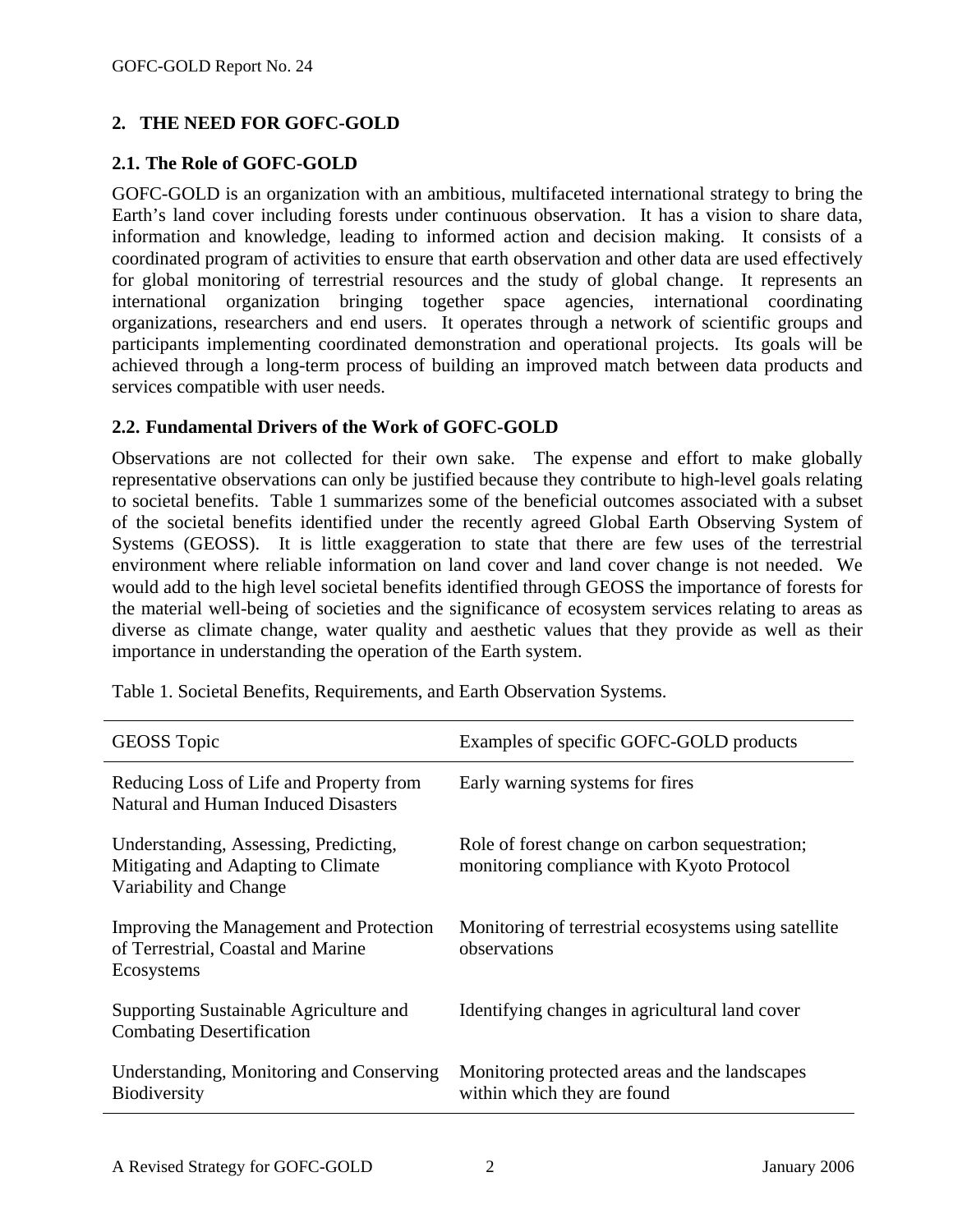## 2. THE NEED FOR GOFC-GOLD

### 2.1. The Role of GOFC-GOLD

GOFC-GOLD is an organization with an ambitious, multifaceted international strategy to bring the Earth's land cover including forests under continuous observation. It has a vision to share data, information and knowledge, leading to informed action and decision making. It consists of a coordinated program of activities to ensure that earth observation and other data are used effectively for global monitoring of terrestrial resources and the study of global change. It represents an international organization bringing together space agencies, international coordinating organizations, researchers and end users. It operates through a network of scientific groups and participants implementing coordinated demonstration and operational projects. Its goals will be achieved through a long-term process of building an improved match between data products and services compatible with user needs.

### 2.2. Fundamental Drivers of the Work of GOFC-GOLD

Observations are not collected for their own sake. The expense and effort to make globally representative observations can only be justified because they contribute to high-level goals relating to societal benefits. Table 1 summarizes some of the beneficial outcomes associated with a subset of the societal benefits identified under the recently agreed Global Earth Observing System of Systems (GEOSS). It is little exaggeration to state that there are few uses of the terrestrial environment where reliable information on land cover and land cover change is not needed. We would add to the high level societal benefits identified through GEOSS the importance of forests for the material well-being of societies and the significance of ecosystem services relating to areas as diverse as climate change, water quality and aesthetic values that they provide as well as their importance in understanding the operation of the Earth system.

Table 1. Societal Benefits, Requirements, and Earth Observation Systems.

| GEOSS Topic | Examples of specific GOFC-GOLD products |
|---|---|
| Reducing Loss of Life and Property from Natural and Human Induced Disasters | Early warning systems for fires |
| Understanding, Assessing, Predicting, Mitigating and Adapting to Climate Variability and Change | Role of forest change on carbon sequestration; monitoring compliance with Kyoto Protocol |
| Improving the Management and Protection of Terrestrial, Coastal and Marine Ecosystems | Monitoring of terrestrial ecosystems using satellite observations |
| Supporting Sustainable Agriculture and Combating Desertification | Identifying changes in agricultural land cover |
| Understanding, Monitoring and Conserving Biodiversity | Monitoring protected areas and the landscapes within which they are found |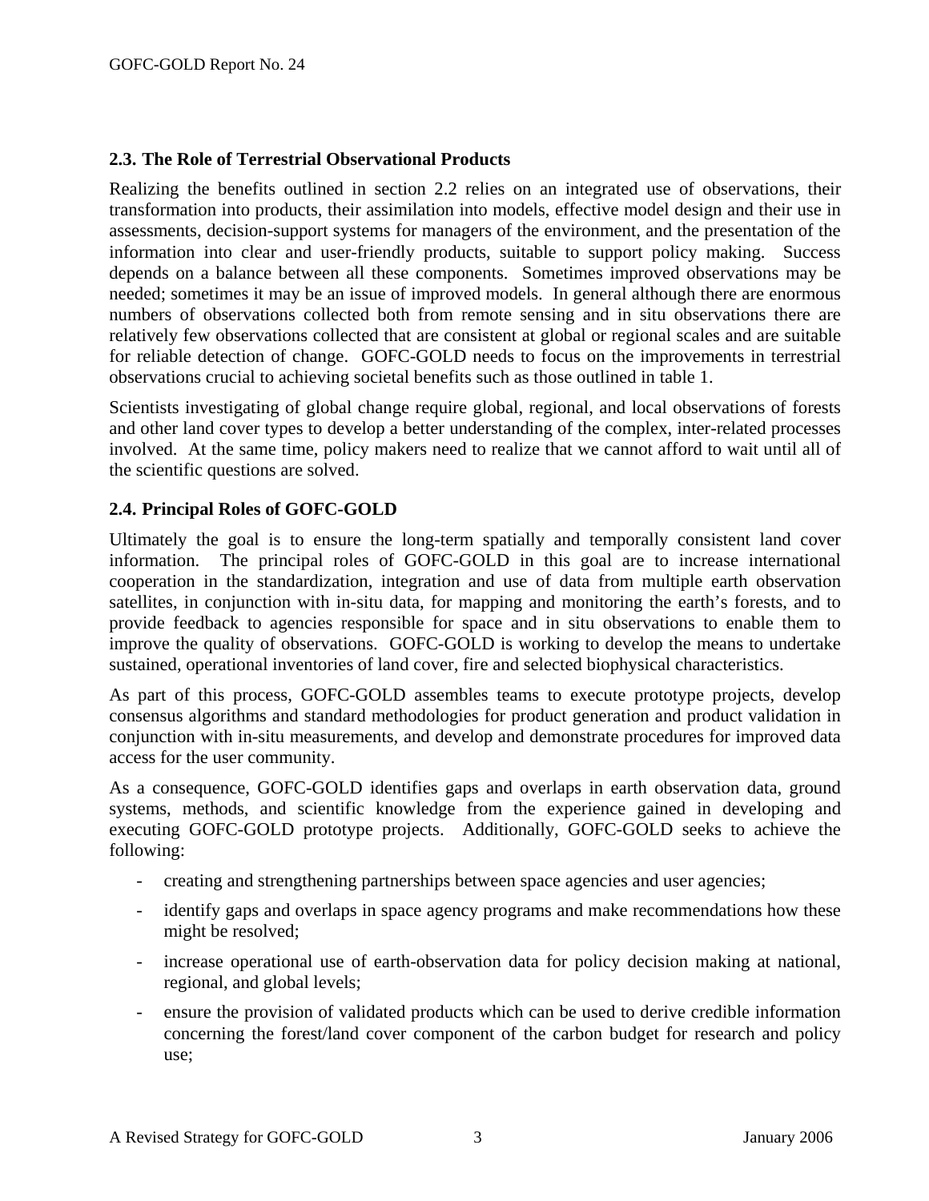### 2.3. The Role of Terrestrial Observational Products

Realizing the benefits outlined in section 2.2 relies on an integrated use of observations, their transformation into products, their assimilation into models, effective model design and their use in assessments, decision-support systems for managers of the environment, and the presentation of the information into clear and user-friendly products, suitable to support policy making. Success depends on a balance between all these components. Sometimes improved observations may be needed; sometimes it may be an issue of improved models. In general although there are enormous numbers of observations collected both from remote sensing and in situ observations there are relatively few observations collected that are consistent at global or regional scales and are suitable for reliable detection of change. GOFC-GOLD needs to focus on the improvements in terrestrial observations crucial to achieving societal benefits such as those outlined in table 1.

Scientists investigating of global change require global, regional, and local observations of forests and other land cover types to develop a better understanding of the complex, inter-related processes involved. At the same time, policy makers need to realize that we cannot afford to wait until all of the scientific questions are solved.

### 2.4. Principal Roles of GOFC-GOLD

Ultimately the goal is to ensure the long-term spatially and temporally consistent land cover information. The principal roles of GOFC-GOLD in this goal are to increase international cooperation in the standardization, integration and use of data from multiple earth observation satellites, in conjunction with in-situ data, for mapping and monitoring the earth's forests, and to provide feedback to agencies responsible for space and in situ observations to enable them to improve the quality of observations. GOFC-GOLD is working to develop the means to undertake sustained, operational inventories of land cover, fire and selected biophysical characteristics.

As part of this process, GOFC-GOLD assembles teams to execute prototype projects, develop consensus algorithms and standard methodologies for product generation and product validation in conjunction with in-situ measurements, and develop and demonstrate procedures for improved data access for the user community.

As a consequence, GOFC-GOLD identifies gaps and overlaps in earth observation data, ground systems, methods, and scientific knowledge from the experience gained in developing and executing GOFC-GOLD prototype projects. Additionally, GOFC-GOLD seeks to achieve the following:

- creating and strengthening partnerships between space agencies and user agencies;
- identify gaps and overlaps in space agency programs and make recommendations how these might be resolved;
- increase operational use of earth-observation data for policy decision making at national, regional, and global levels;
- ensure the provision of validated products which can be used to derive credible information concerning the forest/land cover component of the carbon budget for research and policy use;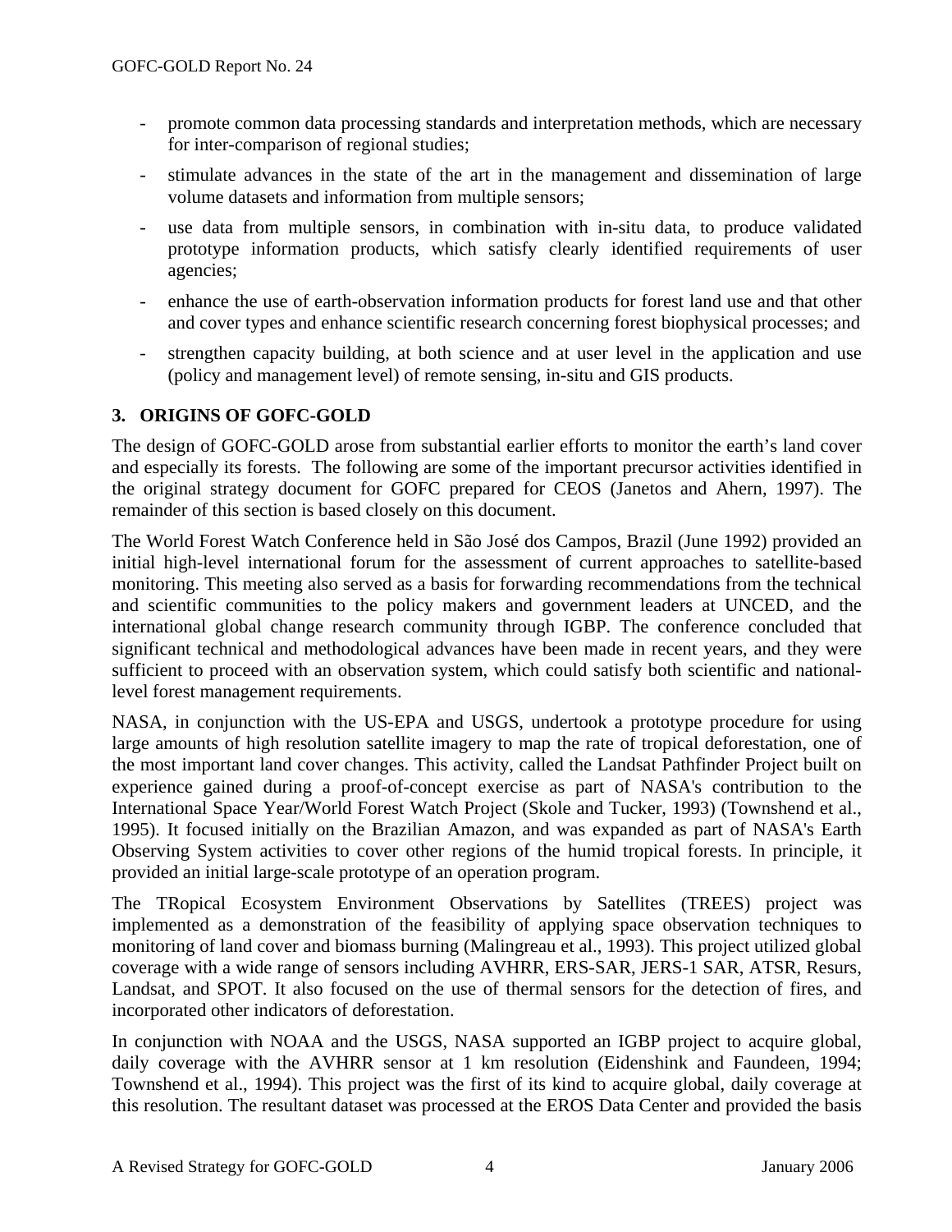- promote common data processing standards and interpretation methods, which are necessary for inter-comparison of regional studies;
- stimulate advances in the state of the art in the management and dissemination of large volume datasets and information from multiple sensors;
- use data from multiple sensors, in combination with in-situ data, to produce validated prototype information products, which satisfy clearly identified requirements of user agencies;
- enhance the use of earth-observation information products for forest land use and that other and cover types and enhance scientific research concerning forest biophysical processes; and
- strengthen capacity building, at both science and at user level in the application and use (policy and management level) of remote sensing, in-situ and GIS products.

## 3. ORIGINS OF GOFC-GOLD

The design of GOFC-GOLD arose from substantial earlier efforts to monitor the earth's land cover and especially its forests. The following are some of the important precursor activities identified in the original strategy document for GOFC prepared for CEOS (Janetos and Ahern, 1997). The remainder of this section is based closely on this document.

The World Forest Watch Conference held in São José dos Campos, Brazil (June 1992) provided an initial high-level international forum for the assessment of current approaches to satellite-based monitoring. This meeting also served as a basis for forwarding recommendations from the technical and scientific communities to the policy makers and government leaders at UNCED, and the international global change research community through IGBP. The conference concluded that significant technical and methodological advances have been made in recent years, and they were sufficient to proceed with an observation system, which could satisfy both scientific and national-level forest management requirements.

NASA, in conjunction with the US-EPA and USGS, undertook a prototype procedure for using large amounts of high resolution satellite imagery to map the rate of tropical deforestation, one of the most important land cover changes. This activity, called the Landsat Pathfinder Project built on experience gained during a proof-of-concept exercise as part of NASA's contribution to the International Space Year/World Forest Watch Project (Skole and Tucker, 1993) (Townshend et al., 1995). It focused initially on the Brazilian Amazon, and was expanded as part of NASA's Earth Observing System activities to cover other regions of the humid tropical forests. In principle, it provided an initial large-scale prototype of an operation program.

The TRopical Ecosystem Environment Observations by Satellites (TREES) project was implemented as a demonstration of the feasibility of applying space observation techniques to monitoring of land cover and biomass burning (Malingreau et al., 1993). This project utilized global coverage with a wide range of sensors including AVHRR, ERS-SAR, JERS-1 SAR, ATSR, Resurs, Landsat, and SPOT. It also focused on the use of thermal sensors for the detection of fires, and incorporated other indicators of deforestation.

In conjunction with NOAA and the USGS, NASA supported an IGBP project to acquire global, daily coverage with the AVHRR sensor at 1 km resolution (Eidenshink and Faundeen, 1994; Townshend et al., 1994). This project was the first of its kind to acquire global, daily coverage at this resolution. The resultant dataset was processed at the EROS Data Center and provided the basis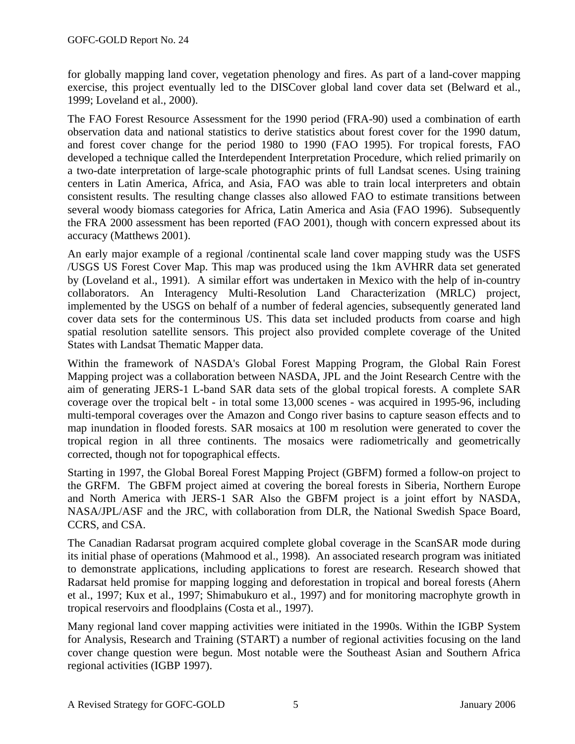for globally mapping land cover, vegetation phenology and fires. As part of a land-cover mapping exercise, this project eventually led to the DISCover global land cover data set (Belward et al., 1999; Loveland et al., 2000).

The FAO Forest Resource Assessment for the 1990 period (FRA-90) used a combination of earth observation data and national statistics to derive statistics about forest cover for the 1990 datum, and forest cover change for the period 1980 to 1990 (FAO 1995). For tropical forests, FAO developed a technique called the Interdependent Interpretation Procedure, which relied primarily on a two-date interpretation of large-scale photographic prints of full Landsat scenes. Using training centers in Latin America, Africa, and Asia, FAO was able to train local interpreters and obtain consistent results. The resulting change classes also allowed FAO to estimate transitions between several woody biomass categories for Africa, Latin America and Asia (FAO 1996). Subsequently the FRA 2000 assessment has been reported (FAO 2001), though with concern expressed about its accuracy (Matthews 2001).

An early major example of a regional /continental scale land cover mapping study was the USFS /USGS US Forest Cover Map. This map was produced using the 1km AVHRR data set generated by (Loveland et al., 1991). A similar effort was undertaken in Mexico with the help of in-country collaborators. An Interagency Multi-Resolution Land Characterization (MRLC) project, implemented by the USGS on behalf of a number of federal agencies, subsequently generated land cover data sets for the conterminous US. This data set included products from coarse and high spatial resolution satellite sensors. This project also provided complete coverage of the United States with Landsat Thematic Mapper data.

Within the framework of NASDA's Global Forest Mapping Program, the Global Rain Forest Mapping project was a collaboration between NASDA, JPL and the Joint Research Centre with the aim of generating JERS-1 L-band SAR data sets of the global tropical forests. A complete SAR coverage over the tropical belt - in total some 13,000 scenes - was acquired in 1995-96, including multi-temporal coverages over the Amazon and Congo river basins to capture season effects and to map inundation in flooded forests. SAR mosaics at 100 m resolution were generated to cover the tropical region in all three continents. The mosaics were radiometrically and geometrically corrected, though not for topographical effects.

Starting in 1997, the Global Boreal Forest Mapping Project (GBFM) formed a follow-on project to the GRFM. The GBFM project aimed at covering the boreal forests in Siberia, Northern Europe and North America with JERS-1 SAR Also the GBFM project is a joint effort by NASDA, NASA/JPL/ASF and the JRC, with collaboration from DLR, the National Swedish Space Board, CCRS, and CSA.

The Canadian Radarsat program acquired complete global coverage in the ScanSAR mode during its initial phase of operations (Mahmood et al., 1998). An associated research program was initiated to demonstrate applications, including applications to forest are research. Research showed that Radarsat held promise for mapping logging and deforestation in tropical and boreal forests (Ahern et al., 1997; Kux et al., 1997; Shimabukuro et al., 1997) and for monitoring macrophyte growth in tropical reservoirs and floodplains (Costa et al., 1997).

Many regional land cover mapping activities were initiated in the 1990s. Within the IGBP System for Analysis, Research and Training (START) a number of regional activities focusing on the land cover change question were begun. Most notable were the Southeast Asian and Southern Africa regional activities (IGBP 1997).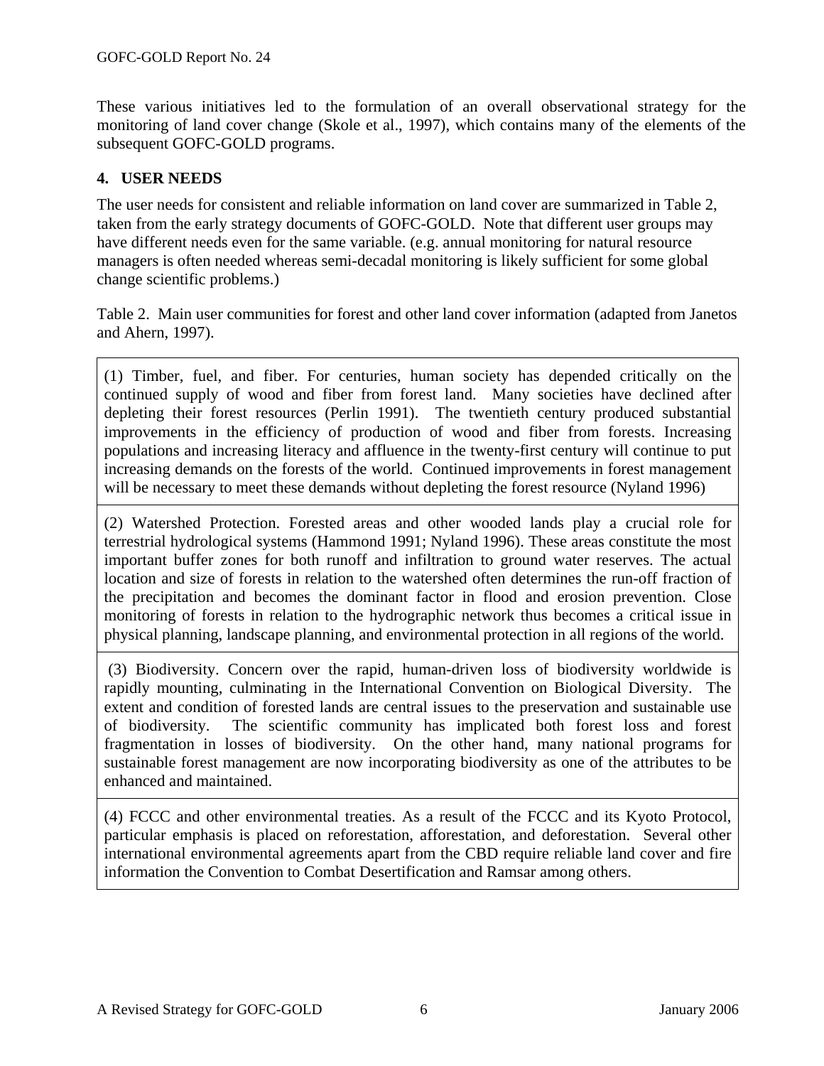These various initiatives led to the formulation of an overall observational strategy for the monitoring of land cover change (Skole et al., 1997), which contains many of the elements of the subsequent GOFC-GOLD programs.

## 4. USER NEEDS

The user needs for consistent and reliable information on land cover are summarized in Table 2, taken from the early strategy documents of GOFC-GOLD. Note that different user groups may have different needs even for the same variable. (e.g. annual monitoring for natural resource managers is often needed whereas semi-decadal monitoring is likely sufficient for some global change scientific problems.)

Table 2. Main user communities for forest and other land cover information (adapted from Janetos and Ahern, 1997).

| |
|---|
| (1) Timber, fuel, and fiber. For centuries, human society has depended critically on the continued supply of wood and fiber from forest land. Many societies have declined after depleting their forest resources (Perlin 1991). The twentieth century produced substantial improvements in the efficiency of production of wood and fiber from forests. Increasing populations and increasing literacy and affluence in the twenty-first century will continue to put increasing demands on the forests of the world. Continued improvements in forest management will be necessary to meet these demands without depleting the forest resource (Nyland 1996) |
| (2) Watershed Protection. Forested areas and other wooded lands play a crucial role for terrestrial hydrological systems (Hammond 1991; Nyland 1996). These areas constitute the most important buffer zones for both runoff and infiltration to ground water reserves. The actual location and size of forests in relation to the watershed often determines the run-off fraction of the precipitation and becomes the dominant factor in flood and erosion prevention. Close monitoring of forests in relation to the hydrographic network thus becomes a critical issue in physical planning, landscape planning, and environmental protection in all regions of the world. |
| (3) Biodiversity. Concern over the rapid, human-driven loss of biodiversity worldwide is rapidly mounting, culminating in the International Convention on Biological Diversity. The extent and condition of forested lands are central issues to the preservation and sustainable use of biodiversity. The scientific community has implicated both forest loss and forest fragmentation in losses of biodiversity. On the other hand, many national programs for sustainable forest management are now incorporating biodiversity as one of the attributes to be enhanced and maintained. |
| (4) FCCC and other environmental treaties. As a result of the FCCC and its Kyoto Protocol, particular emphasis is placed on reforestation, afforestation, and deforestation. Several other international environmental agreements apart from the CBD require reliable land cover and fire information the Convention to Combat Desertification and Ramsar among others. |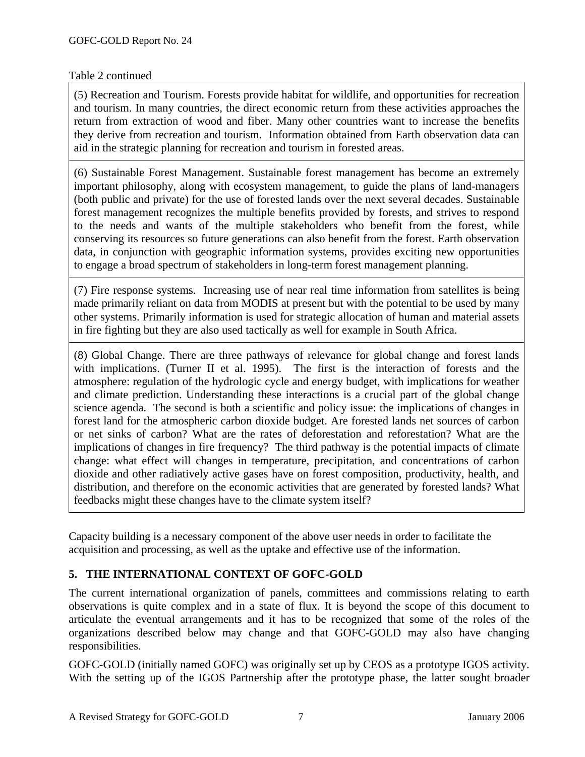Table 2 continued

| |
|---|
| (5) Recreation and Tourism. Forests provide habitat for wildlife, and opportunities for recreation and tourism. In many countries, the direct economic return from these activities approaches the return from extraction of wood and fiber. Many other countries want to increase the benefits they derive from recreation and tourism. Information obtained from Earth observation data can aid in the strategic planning for recreation and tourism in forested areas. |
| (6) Sustainable Forest Management. Sustainable forest management has become an extremely important philosophy, along with ecosystem management, to guide the plans of land-managers (both public and private) for the use of forested lands over the next several decades. Sustainable forest management recognizes the multiple benefits provided by forests, and strives to respond to the needs and wants of the multiple stakeholders who benefit from the forest, while conserving its resources so future generations can also benefit from the forest. Earth observation data, in conjunction with geographic information systems, provides exciting new opportunities to engage a broad spectrum of stakeholders in long-term forest management planning. |
| (7) Fire response systems. Increasing use of near real time information from satellites is being made primarily reliant on data from MODIS at present but with the potential to be used by many other systems. Primarily information is used for strategic allocation of human and material assets in fire fighting but they are also used tactically as well for example in South Africa. |
| (8) Global Change. There are three pathways of relevance for global change and forest lands with implications. (Turner II et al. 1995). The first is the interaction of forests and the atmosphere: regulation of the hydrologic cycle and energy budget, with implications for weather and climate prediction. Understanding these interactions is a crucial part of the global change science agenda. The second is both a scientific and policy issue: the implications of changes in forest land for the atmospheric carbon dioxide budget. Are forested lands net sources of carbon or net sinks of carbon? What are the rates of deforestation and reforestation? What are the implications of changes in fire frequency? The third pathway is the potential impacts of climate change: what effect will changes in temperature, precipitation, and concentrations of carbon dioxide and other radiatively active gases have on forest composition, productivity, health, and distribution, and therefore on the economic activities that are generated by forested lands? What feedbacks might these changes have to the climate system itself? |

Capacity building is a necessary component of the above user needs in order to facilitate the acquisition and processing, as well as the uptake and effective use of the information.

## 5. THE INTERNATIONAL CONTEXT OF GOFC-GOLD

The current international organization of panels, committees and commissions relating to earth observations is quite complex and in a state of flux. It is beyond the scope of this document to articulate the eventual arrangements and it has to be recognized that some of the roles of the organizations described below may change and that GOFC-GOLD may also have changing responsibilities.

GOFC-GOLD (initially named GOFC) was originally set up by CEOS as a prototype IGOS activity. With the setting up of the IGOS Partnership after the prototype phase, the latter sought broader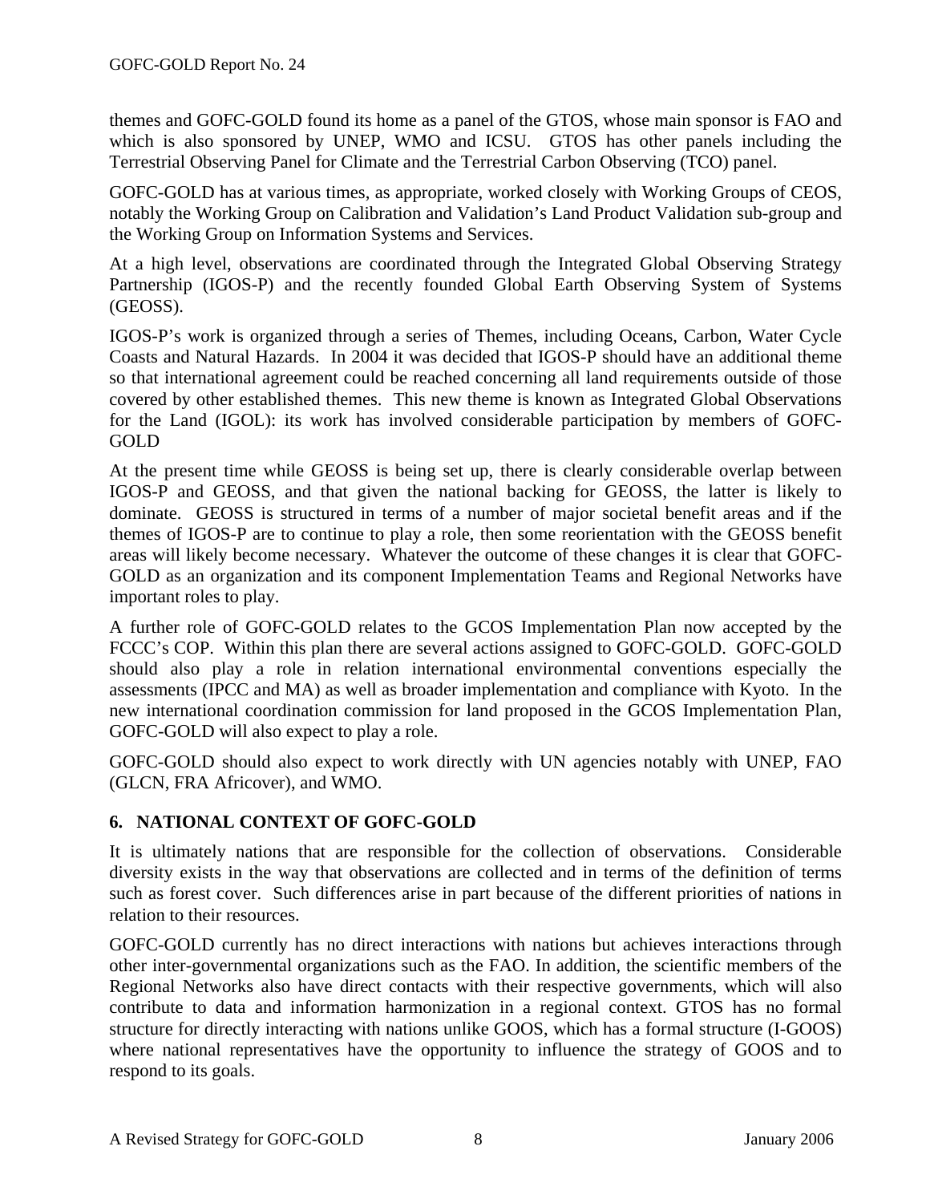themes and GOFC-GOLD found its home as a panel of the GTOS, whose main sponsor is FAO and which is also sponsored by UNEP, WMO and ICSU. GTOS has other panels including the Terrestrial Observing Panel for Climate and the Terrestrial Carbon Observing (TCO) panel.

GOFC-GOLD has at various times, as appropriate, worked closely with Working Groups of CEOS, notably the Working Group on Calibration and Validation's Land Product Validation sub-group and the Working Group on Information Systems and Services.

At a high level, observations are coordinated through the Integrated Global Observing Strategy Partnership (IGOS-P) and the recently founded Global Earth Observing System of Systems (GEOSS).

IGOS-P's work is organized through a series of Themes, including Oceans, Carbon, Water Cycle Coasts and Natural Hazards. In 2004 it was decided that IGOS-P should have an additional theme so that international agreement could be reached concerning all land requirements outside of those covered by other established themes. This new theme is known as Integrated Global Observations for the Land (IGOL): its work has involved considerable participation by members of GOFC-GOLD

At the present time while GEOSS is being set up, there is clearly considerable overlap between IGOS-P and GEOSS, and that given the national backing for GEOSS, the latter is likely to dominate. GEOSS is structured in terms of a number of major societal benefit areas and if the themes of IGOS-P are to continue to play a role, then some reorientation with the GEOSS benefit areas will likely become necessary. Whatever the outcome of these changes it is clear that GOFC-GOLD as an organization and its component Implementation Teams and Regional Networks have important roles to play.

A further role of GOFC-GOLD relates to the GCOS Implementation Plan now accepted by the FCCC's COP. Within this plan there are several actions assigned to GOFC-GOLD. GOFC-GOLD should also play a role in relation international environmental conventions especially the assessments (IPCC and MA) as well as broader implementation and compliance with Kyoto. In the new international coordination commission for land proposed in the GCOS Implementation Plan, GOFC-GOLD will also expect to play a role.

GOFC-GOLD should also expect to work directly with UN agencies notably with UNEP, FAO (GLCN, FRA Africover), and WMO.

## 6. NATIONAL CONTEXT OF GOFC-GOLD

It is ultimately nations that are responsible for the collection of observations. Considerable diversity exists in the way that observations are collected and in terms of the definition of terms such as forest cover. Such differences arise in part because of the different priorities of nations in relation to their resources.

GOFC-GOLD currently has no direct interactions with nations but achieves interactions through other inter-governmental organizations such as the FAO. In addition, the scientific members of the Regional Networks also have direct contacts with their respective governments, which will also contribute to data and information harmonization in a regional context. GTOS has no formal structure for directly interacting with nations unlike GOOS, which has a formal structure (I-GOOS) where national representatives have the opportunity to influence the strategy of GOOS and to respond to its goals.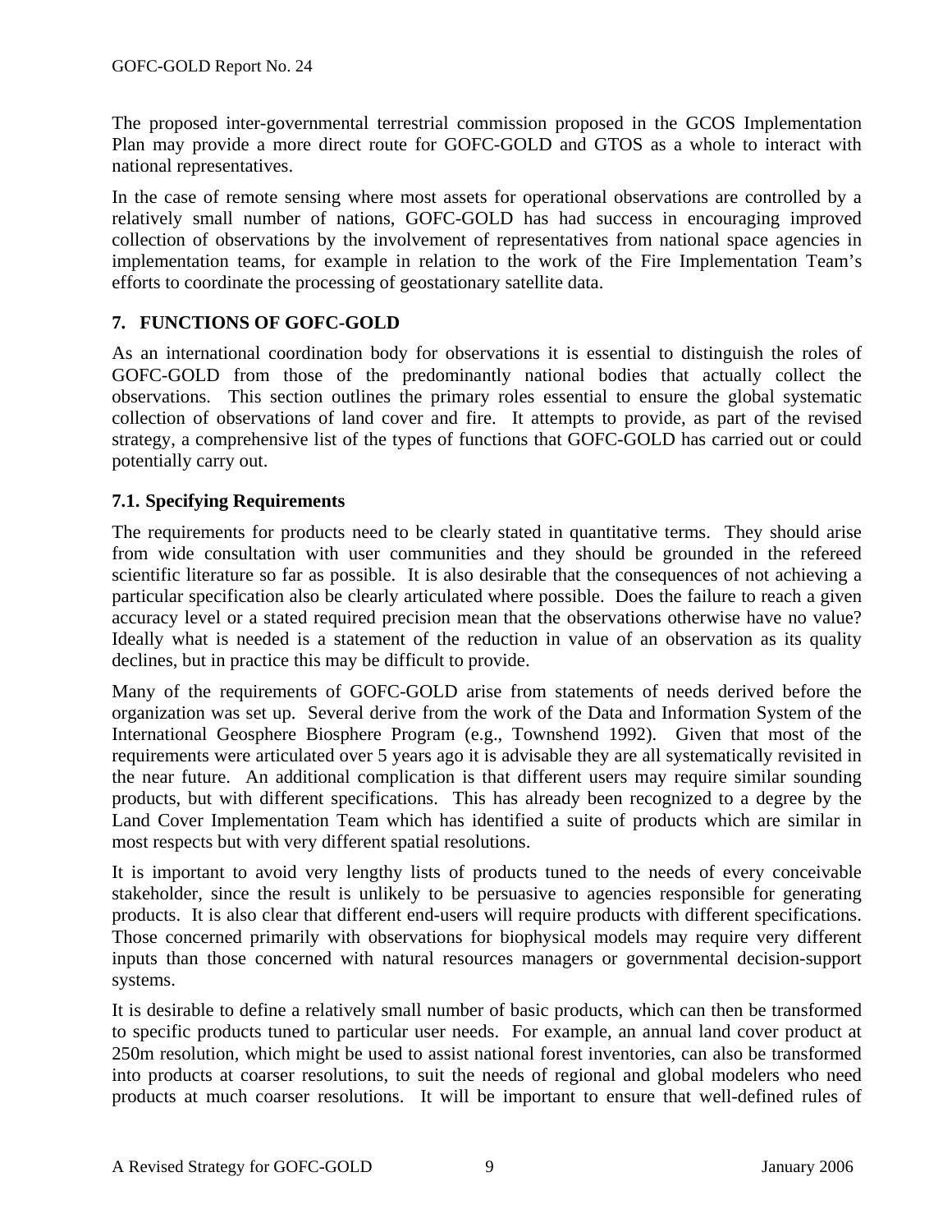The proposed inter-governmental terrestrial commission proposed in the GCOS Implementation Plan may provide a more direct route for GOFC-GOLD and GTOS as a whole to interact with national representatives.

In the case of remote sensing where most assets for operational observations are controlled by a relatively small number of nations, GOFC-GOLD has had success in encouraging improved collection of observations by the involvement of representatives from national space agencies in implementation teams, for example in relation to the work of the Fire Implementation Team's efforts to coordinate the processing of geostationary satellite data.

## 7. FUNCTIONS OF GOFC-GOLD

As an international coordination body for observations it is essential to distinguish the roles of GOFC-GOLD from those of the predominantly national bodies that actually collect the observations. This section outlines the primary roles essential to ensure the global systematic collection of observations of land cover and fire. It attempts to provide, as part of the revised strategy, a comprehensive list of the types of functions that GOFC-GOLD has carried out or could potentially carry out.

### 7.1. Specifying Requirements

The requirements for products need to be clearly stated in quantitative terms. They should arise from wide consultation with user communities and they should be grounded in the refereed scientific literature so far as possible. It is also desirable that the consequences of not achieving a particular specification also be clearly articulated where possible. Does the failure to reach a given accuracy level or a stated required precision mean that the observations otherwise have no value? Ideally what is needed is a statement of the reduction in value of an observation as its quality declines, but in practice this may be difficult to provide.

Many of the requirements of GOFC-GOLD arise from statements of needs derived before the organization was set up. Several derive from the work of the Data and Information System of the International Geosphere Biosphere Program (e.g., Townshend 1992). Given that most of the requirements were articulated over 5 years ago it is advisable they are all systematically revisited in the near future. An additional complication is that different users may require similar sounding products, but with different specifications. This has already been recognized to a degree by the Land Cover Implementation Team which has identified a suite of products which are similar in most respects but with very different spatial resolutions.

It is important to avoid very lengthy lists of products tuned to the needs of every conceivable stakeholder, since the result is unlikely to be persuasive to agencies responsible for generating products. It is also clear that different end-users will require products with different specifications. Those concerned primarily with observations for biophysical models may require very different inputs than those concerned with natural resources managers or governmental decision-support systems.

It is desirable to define a relatively small number of basic products, which can then be transformed to specific products tuned to particular user needs. For example, an annual land cover product at 250m resolution, which might be used to assist national forest inventories, can also be transformed into products at coarser resolutions, to suit the needs of regional and global modelers who need products at much coarser resolutions. It will be important to ensure that well-defined rules of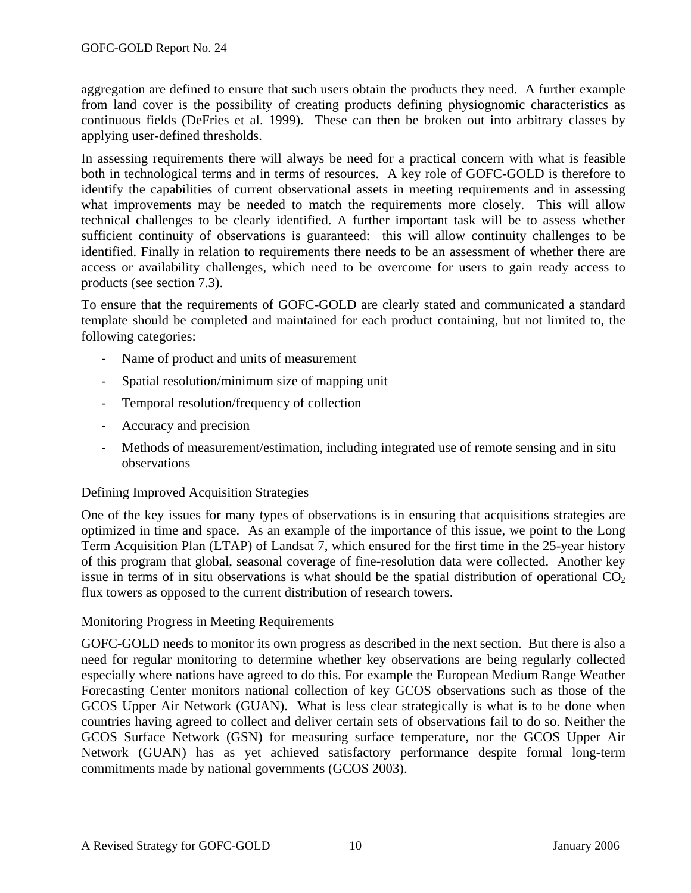aggregation are defined to ensure that such users obtain the products they need. A further example from land cover is the possibility of creating products defining physiognomic characteristics as continuous fields (DeFries et al. 1999). These can then be broken out into arbitrary classes by applying user-defined thresholds.

In assessing requirements there will always be need for a practical concern with what is feasible both in technological terms and in terms of resources. A key role of GOFC-GOLD is therefore to identify the capabilities of current observational assets in meeting requirements and in assessing what improvements may be needed to match the requirements more closely. This will allow technical challenges to be clearly identified. A further important task will be to assess whether sufficient continuity of observations is guaranteed: this will allow continuity challenges to be identified. Finally in relation to requirements there needs to be an assessment of whether there are access or availability challenges, which need to be overcome for users to gain ready access to products (see section 7.3).

To ensure that the requirements of GOFC-GOLD are clearly stated and communicated a standard template should be completed and maintained for each product containing, but not limited to, the following categories:

- Name of product and units of measurement
- Spatial resolution/minimum size of mapping unit
- Temporal resolution/frequency of collection
- Accuracy and precision
- Methods of measurement/estimation, including integrated use of remote sensing and in situ observations

### Defining Improved Acquisition Strategies

One of the key issues for many types of observations is in ensuring that acquisitions strategies are optimized in time and space. As an example of the importance of this issue, we point to the Long Term Acquisition Plan (LTAP) of Landsat 7, which ensured for the first time in the 25-year history of this program that global, seasonal coverage of fine-resolution data were collected. Another key issue in terms of in situ observations is what should be the spatial distribution of operational $CO_2$ flux towers as opposed to the current distribution of research towers.

### Monitoring Progress in Meeting Requirements

GOFC-GOLD needs to monitor its own progress as described in the next section. But there is also a need for regular monitoring to determine whether key observations are being regularly collected especially where nations have agreed to do this. For example the European Medium Range Weather Forecasting Center monitors national collection of key GCOS observations such as those of the GCOS Upper Air Network (GUAN). What is less clear strategically is what is to be done when countries having agreed to collect and deliver certain sets of observations fail to do so. Neither the GCOS Surface Network (GSN) for measuring surface temperature, nor the GCOS Upper Air Network (GUAN) has as yet achieved satisfactory performance despite formal long-term commitments made by national governments (GCOS 2003).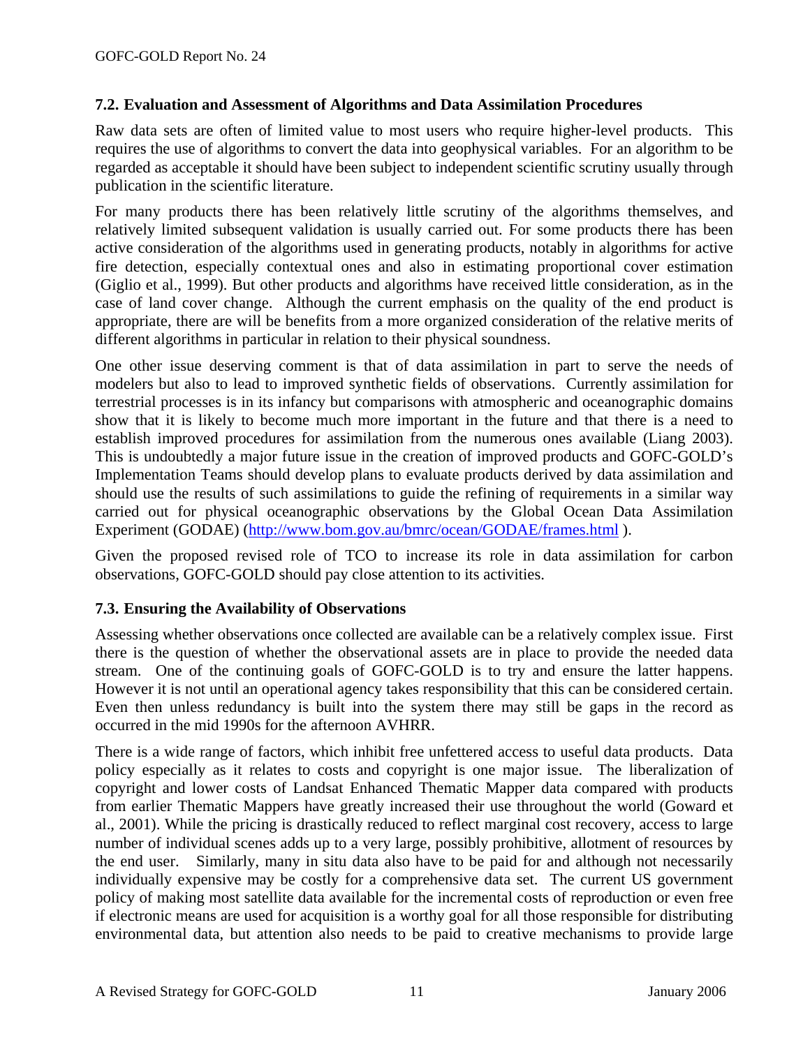## 7.2. Evaluation and Assessment of Algorithms and Data Assimilation Procedures

Raw data sets are often of limited value to most users who require higher-level products. This requires the use of algorithms to convert the data into geophysical variables. For an algorithm to be regarded as acceptable it should have been subject to independent scientific scrutiny usually through publication in the scientific literature.

For many products there has been relatively little scrutiny of the algorithms themselves, and relatively limited subsequent validation is usually carried out. For some products there has been active consideration of the algorithms used in generating products, notably in algorithms for active fire detection, especially contextual ones and also in estimating proportional cover estimation (Giglio et al., 1999). But other products and algorithms have received little consideration, as in the case of land cover change. Although the current emphasis on the quality of the end product is appropriate, there are will be benefits from a more organized consideration of the relative merits of different algorithms in particular in relation to their physical soundness.

One other issue deserving comment is that of data assimilation in part to serve the needs of modelers but also to lead to improved synthetic fields of observations. Currently assimilation for terrestrial processes is in its infancy but comparisons with atmospheric and oceanographic domains show that it is likely to become much more important in the future and that there is a need to establish improved procedures for assimilation from the numerous ones available (Liang 2003). This is undoubtedly a major future issue in the creation of improved products and GOFC-GOLD's Implementation Teams should develop plans to evaluate products derived by data assimilation and should use the results of such assimilations to guide the refining of requirements in a similar way carried out for physical oceanographic observations by the Global Ocean Data Assimilation Experiment (GODAE) (http://www.bom.gov.au/bmrc/ocean/GODAE/frames.html ).

Given the proposed revised role of TCO to increase its role in data assimilation for carbon observations, GOFC-GOLD should pay close attention to its activities.

## 7.3. Ensuring the Availability of Observations

Assessing whether observations once collected are available can be a relatively complex issue. First there is the question of whether the observational assets are in place to provide the needed data stream. One of the continuing goals of GOFC-GOLD is to try and ensure the latter happens. However it is not until an operational agency takes responsibility that this can be considered certain. Even then unless redundancy is built into the system there may still be gaps in the record as occurred in the mid 1990s for the afternoon AVHRR.

There is a wide range of factors, which inhibit free unfettered access to useful data products. Data policy especially as it relates to costs and copyright is one major issue. The liberalization of copyright and lower costs of Landsat Enhanced Thematic Mapper data compared with products from earlier Thematic Mappers have greatly increased their use throughout the world (Goward et al., 2001). While the pricing is drastically reduced to reflect marginal cost recovery, access to large number of individual scenes adds up to a very large, possibly prohibitive, allotment of resources by the end user. Similarly, many in situ data also have to be paid for and although not necessarily individually expensive may be costly for a comprehensive data set. The current US government policy of making most satellite data available for the incremental costs of reproduction or even free if electronic means are used for acquisition is a worthy goal for all those responsible for distributing environmental data, but attention also needs to be paid to creative mechanisms to provide large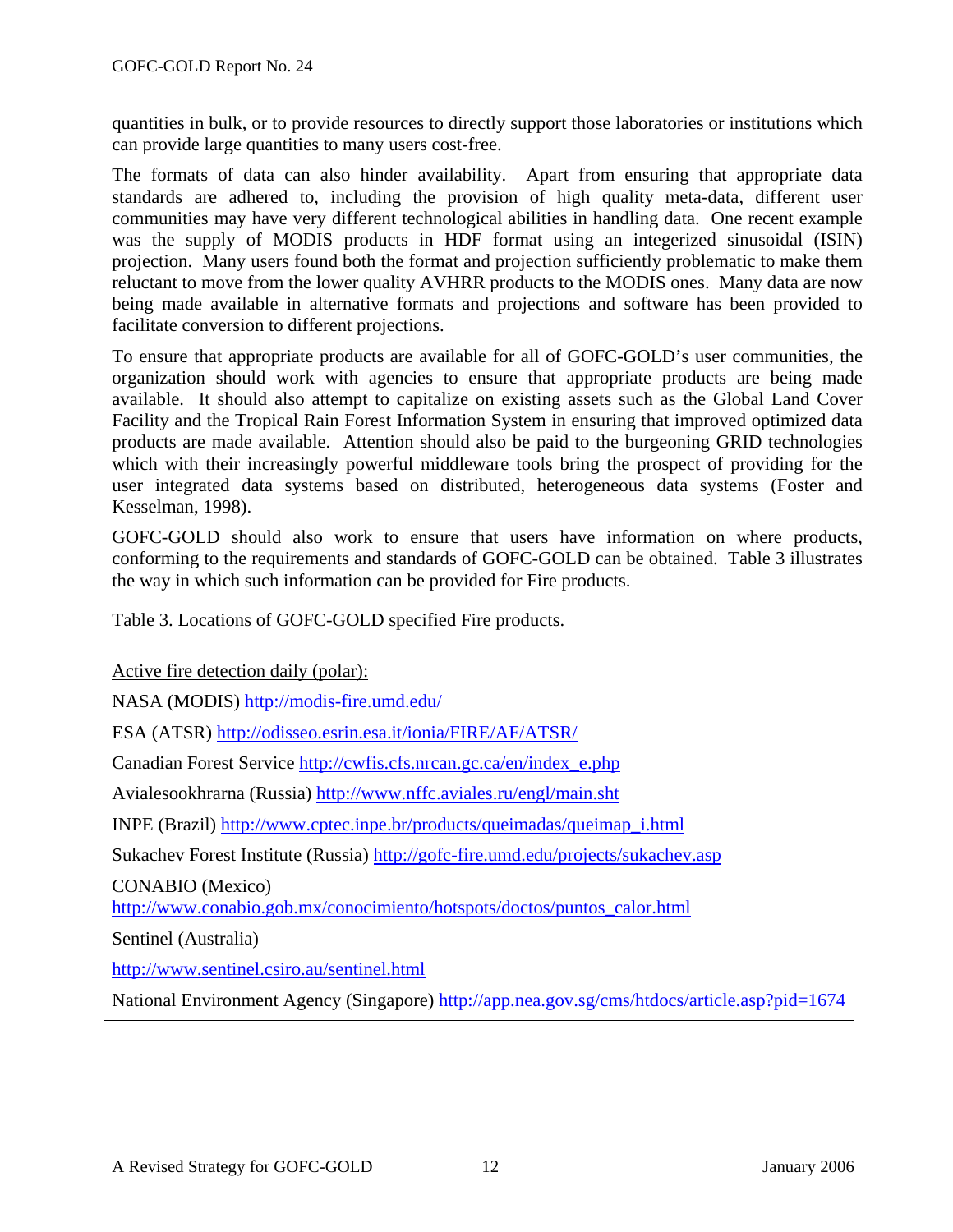quantities in bulk, or to provide resources to directly support those laboratories or institutions which can provide large quantities to many users cost-free.

The formats of data can also hinder availability. Apart from ensuring that appropriate data standards are adhered to, including the provision of high quality meta-data, different user communities may have very different technological abilities in handling data. One recent example was the supply of MODIS products in HDF format using an integerized sinusoidal (ISIN) projection. Many users found both the format and projection sufficiently problematic to make them reluctant to move from the lower quality AVHRR products to the MODIS ones. Many data are now being made available in alternative formats and projections and software has been provided to facilitate conversion to different projections.

To ensure that appropriate products are available for all of GOFC-GOLD's user communities, the organization should work with agencies to ensure that appropriate products are being made available. It should also attempt to capitalize on existing assets such as the Global Land Cover Facility and the Tropical Rain Forest Information System in ensuring that improved optimized data products are made available. Attention should also be paid to the burgeoning GRID technologies which with their increasingly powerful middleware tools bring the prospect of providing for the user integrated data systems based on distributed, heterogeneous data systems (Foster and Kesselman, 1998).

GOFC-GOLD should also work to ensure that users have information on where products, conforming to the requirements and standards of GOFC-GOLD can be obtained. Table 3 illustrates the way in which such information can be provided for Fire products.

Table 3. Locations of GOFC-GOLD specified Fire products.

| Active fire detection daily (polar): |
|---|
| NASA (MODIS) http://modis-fire.umd.edu/ |
| ESA (ATSR) http://odisseo.esrin.esa.it/ionia/FIRE/AF/ATSR/ |
| Canadian Forest Service http://cwfis.cfs.nrcan.gc.ca/en/index_e.php |
| Avialesookhrarna (Russia) http://www.nffc.aviales.ru/engl/main.sht |
| INPE (Brazil) http://www.cptec.inpe.br/products/queimadas/queimap_i.html |
| Sukachev Forest Institute (Russia) http://gofc-fire.umd.edu/projects/sukachev.asp |
| CONABIO (Mexico) http://www.conabio.gob.mx/conocimiento/hotspots/doctos/puntos_calor.html |
| Sentinel (Australia) http://www.sentinel.csiro.au/sentinel.html |
| National Environment Agency (Singapore) http://app.nea.gov.sg/cms/htdocs/article.asp?pid=1674 |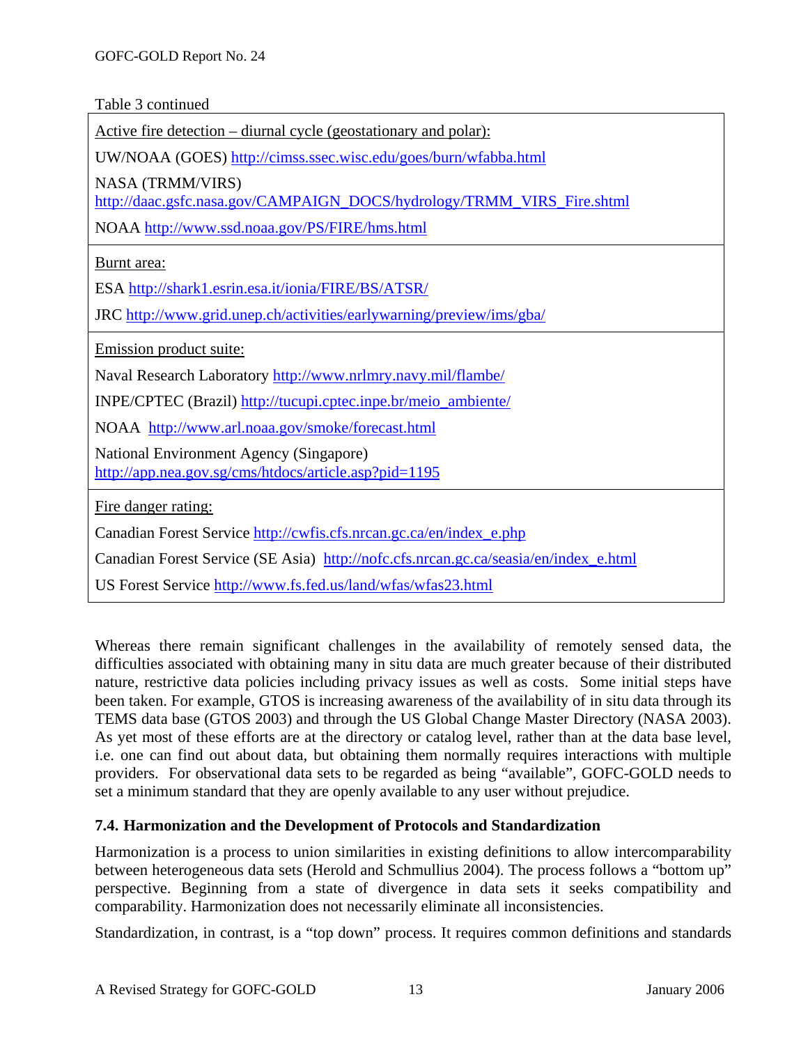Table 3 continued

| Active fire detection – diurnal cycle (geostationary and polar): |
|---|
| UW/NOAA (GOES) http://cimss.ssec.wisc.edu/goes/burn/wfabba.html |
| NASA (TRMM/VIRS) http://daac.gsfc.nasa.gov/CAMPAIGN_DOCS/hydrology/TRMM_VIRS_Fire.shtml |
| NOAA http://www.ssd.noaa.gov/PS/FIRE/hms.html |
| Burnt area: |
| ESA http://shark1.esrin.esa.it/ionia/FIRE/BS/ATSR/ |
| JRC http://www.grid.unep.ch/activities/earlywarning/preview/ims/gba/ |
| Emission product suite: |
| Naval Research Laboratory http://www.nrlmry.navy.mil/flambe/ |
| INPE/CPTEC (Brazil) http://tucupi.cptec.inpe.br/meio_ambiente/ |
| NOAA http://www.arl.noaa.gov/smoke/forecast.html |
| National Environment Agency (Singapore) http://app.nea.gov.sg/cms/htdocs/article.asp?pid=1195 |
| Fire danger rating: |
| Canadian Forest Service http://cwfis.cfs.nrcan.gc.ca/en/index_e.php |
| Canadian Forest Service (SE Asia) http://nofc.cfs.nrcan.gc.ca/seasia/en/index_e.html |
| US Forest Service http://www.fs.fed.us/land/wfas/wfas23.html |

Whereas there remain significant challenges in the availability of remotely sensed data, the difficulties associated with obtaining many in situ data are much greater because of their distributed nature, restrictive data policies including privacy issues as well as costs. Some initial steps have been taken. For example, GTOS is increasing awareness of the availability of in situ data through its TEMS data base (GTOS 2003) and through the US Global Change Master Directory (NASA 2003). As yet most of these efforts are at the directory or catalog level, rather than at the data base level, i.e. one can find out about data, but obtaining them normally requires interactions with multiple providers. For observational data sets to be regarded as being "available", GOFC-GOLD needs to set a minimum standard that they are openly available to any user without prejudice.

### 7.4. Harmonization and the Development of Protocols and Standardization

Harmonization is a process to union similarities in existing definitions to allow intercomparability between heterogeneous data sets (Herold and Schmullius 2004). The process follows a "bottom up" perspective. Beginning from a state of divergence in data sets it seeks compatibility and comparability. Harmonization does not necessarily eliminate all inconsistencies.

Standardization, in contrast, is a "top down" process. It requires common definitions and standards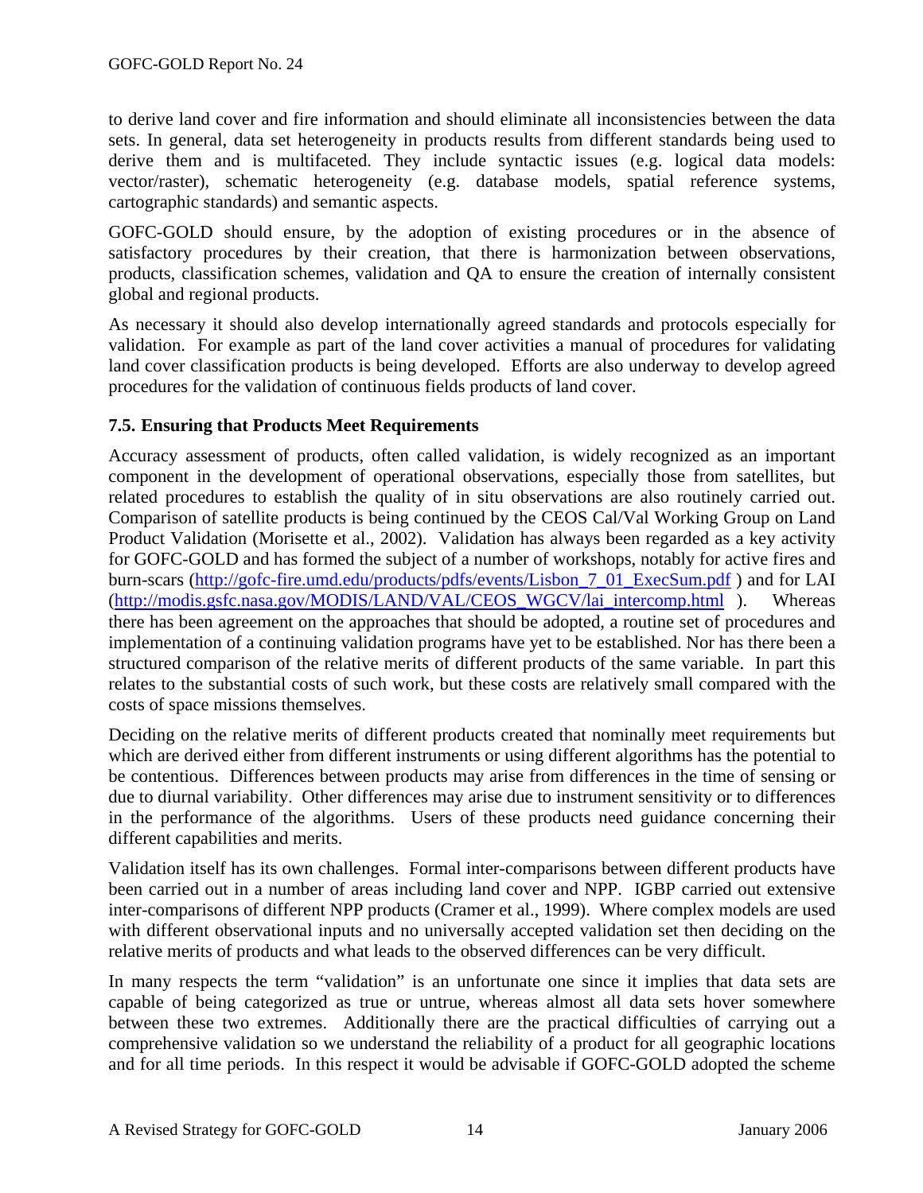to derive land cover and fire information and should eliminate all inconsistencies between the data sets. In general, data set heterogeneity in products results from different standards being used to derive them and is multifaceted. They include syntactic issues (e.g. logical data models: vector/raster), schematic heterogeneity (e.g. database models, spatial reference systems, cartographic standards) and semantic aspects.

GOFC-GOLD should ensure, by the adoption of existing procedures or in the absence of satisfactory procedures by their creation, that there is harmonization between observations, products, classification schemes, validation and QA to ensure the creation of internally consistent global and regional products.

As necessary it should also develop internationally agreed standards and protocols especially for validation. For example as part of the land cover activities a manual of procedures for validating land cover classification products is being developed. Efforts are also underway to develop agreed procedures for the validation of continuous fields products of land cover.

### 7.5. Ensuring that Products Meet Requirements

Accuracy assessment of products, often called validation, is widely recognized as an important component in the development of operational observations, especially those from satellites, but related procedures to establish the quality of in situ observations are also routinely carried out. Comparison of satellite products is being continued by the CEOS Cal/Val Working Group on Land Product Validation (Morisette et al., 2002). Validation has always been regarded as a key activity for GOFC-GOLD and has formed the subject of a number of workshops, notably for active fires and burn-scars (http://gofc-fire.umd.edu/products/pdfs/events/Lisbon_7_01_ExecSum.pdf ) and for LAI (http://modis.gsfc.nasa.gov/MODIS/LAND/VAL/CEOS_WGCV/lai_intercomp.html ). Whereas there has been agreement on the approaches that should be adopted, a routine set of procedures and implementation of a continuing validation programs have yet to be established. Nor has there been a structured comparison of the relative merits of different products of the same variable. In part this relates to the substantial costs of such work, but these costs are relatively small compared with the costs of space missions themselves.

Deciding on the relative merits of different products created that nominally meet requirements but which are derived either from different instruments or using different algorithms has the potential to be contentious. Differences between products may arise from differences in the time of sensing or due to diurnal variability. Other differences may arise due to instrument sensitivity or to differences in the performance of the algorithms. Users of these products need guidance concerning their different capabilities and merits.

Validation itself has its own challenges. Formal inter-comparisons between different products have been carried out in a number of areas including land cover and NPP. IGBP carried out extensive inter-comparisons of different NPP products (Cramer et al., 1999). Where complex models are used with different observational inputs and no universally accepted validation set then deciding on the relative merits of products and what leads to the observed differences can be very difficult.

In many respects the term "validation" is an unfortunate one since it implies that data sets are capable of being categorized as true or untrue, whereas almost all data sets hover somewhere between these two extremes. Additionally there are the practical difficulties of carrying out a comprehensive validation so we understand the reliability of a product for all geographic locations and for all time periods. In this respect it would be advisable if GOFC-GOLD adopted the scheme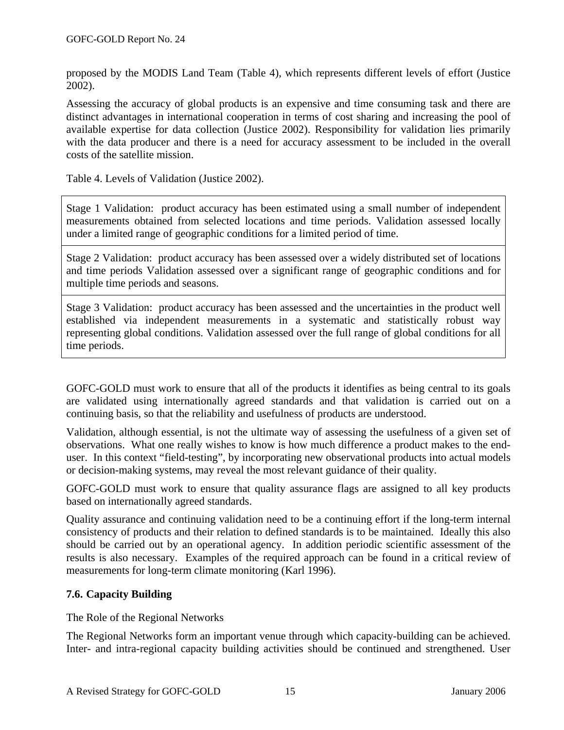proposed by the MODIS Land Team (Table 4), which represents different levels of effort (Justice 2002).

Assessing the accuracy of global products is an expensive and time consuming task and there are distinct advantages in international cooperation in terms of cost sharing and increasing the pool of available expertise for data collection (Justice 2002). Responsibility for validation lies primarily with the data producer and there is a need for accuracy assessment to be included in the overall costs of the satellite mission.

Table 4. Levels of Validation (Justice 2002).

| |
|---|
| Stage 1 Validation: product accuracy has been estimated using a small number of independent measurements obtained from selected locations and time periods. Validation assessed locally under a limited range of geographic conditions for a limited period of time. |
| Stage 2 Validation: product accuracy has been assessed over a widely distributed set of locations and time periods Validation assessed over a significant range of geographic conditions and for multiple time periods and seasons. |
| Stage 3 Validation: product accuracy has been assessed and the uncertainties in the product well established via independent measurements in a systematic and statistically robust way representing global conditions. Validation assessed over the full range of global conditions for all time periods. |

GOFC-GOLD must work to ensure that all of the products it identifies as being central to its goals are validated using internationally agreed standards and that validation is carried out on a continuing basis, so that the reliability and usefulness of products are understood.

Validation, although essential, is not the ultimate way of assessing the usefulness of a given set of observations. What one really wishes to know is how much difference a product makes to the end-user. In this context "field-testing", by incorporating new observational products into actual models or decision-making systems, may reveal the most relevant guidance of their quality.

GOFC-GOLD must work to ensure that quality assurance flags are assigned to all key products based on internationally agreed standards.

Quality assurance and continuing validation need to be a continuing effort if the long-term internal consistency of products and their relation to defined standards is to be maintained. Ideally this also should be carried out by an operational agency. In addition periodic scientific assessment of the results is also necessary. Examples of the required approach can be found in a critical review of measurements for long-term climate monitoring (Karl 1996).

### 7.6. Capacity Building

The Role of the Regional Networks

The Regional Networks form an important venue through which capacity-building can be achieved. Inter- and intra-regional capacity building activities should be continued and strengthened. User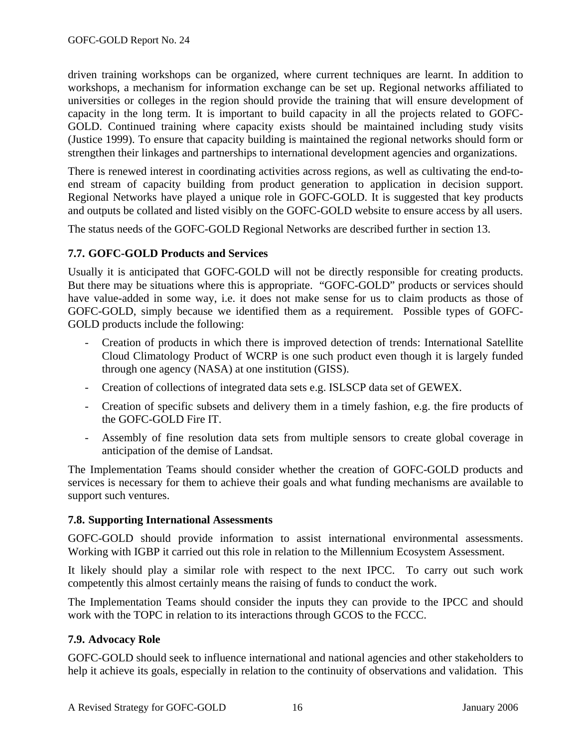driven training workshops can be organized, where current techniques are learnt. In addition to workshops, a mechanism for information exchange can be set up. Regional networks affiliated to universities or colleges in the region should provide the training that will ensure development of capacity in the long term. It is important to build capacity in all the projects related to GOFC-GOLD. Continued training where capacity exists should be maintained including study visits (Justice 1999). To ensure that capacity building is maintained the regional networks should form or strengthen their linkages and partnerships to international development agencies and organizations.

There is renewed interest in coordinating activities across regions, as well as cultivating the end-to-end stream of capacity building from product generation to application in decision support. Regional Networks have played a unique role in GOFC-GOLD. It is suggested that key products and outputs be collated and listed visibly on the GOFC-GOLD website to ensure access by all users.

The status needs of the GOFC-GOLD Regional Networks are described further in section 13.

### 7.7. GOFC-GOLD Products and Services

Usually it is anticipated that GOFC-GOLD will not be directly responsible for creating products. But there may be situations where this is appropriate. "GOFC-GOLD" products or services should have value-added in some way, i.e. it does not make sense for us to claim products as those of GOFC-GOLD, simply because we identified them as a requirement. Possible types of GOFC-GOLD products include the following:

- Creation of products in which there is improved detection of trends: International Satellite Cloud Climatology Product of WCRP is one such product even though it is largely funded through one agency (NASA) at one institution (GISS).
- Creation of collections of integrated data sets e.g. ISLSCP data set of GEWEX.
- Creation of specific subsets and delivery them in a timely fashion, e.g. the fire products of the GOFC-GOLD Fire IT.
- Assembly of fine resolution data sets from multiple sensors to create global coverage in anticipation of the demise of Landsat.

The Implementation Teams should consider whether the creation of GOFC-GOLD products and services is necessary for them to achieve their goals and what funding mechanisms are available to support such ventures.

### 7.8. Supporting International Assessments

GOFC-GOLD should provide information to assist international environmental assessments. Working with IGBP it carried out this role in relation to the Millennium Ecosystem Assessment.

It likely should play a similar role with respect to the next IPCC. To carry out such work competently this almost certainly means the raising of funds to conduct the work.

The Implementation Teams should consider the inputs they can provide to the IPCC and should work with the TOPC in relation to its interactions through GCOS to the FCCC.

### 7.9. Advocacy Role

GOFC-GOLD should seek to influence international and national agencies and other stakeholders to help it achieve its goals, especially in relation to the continuity of observations and validation. This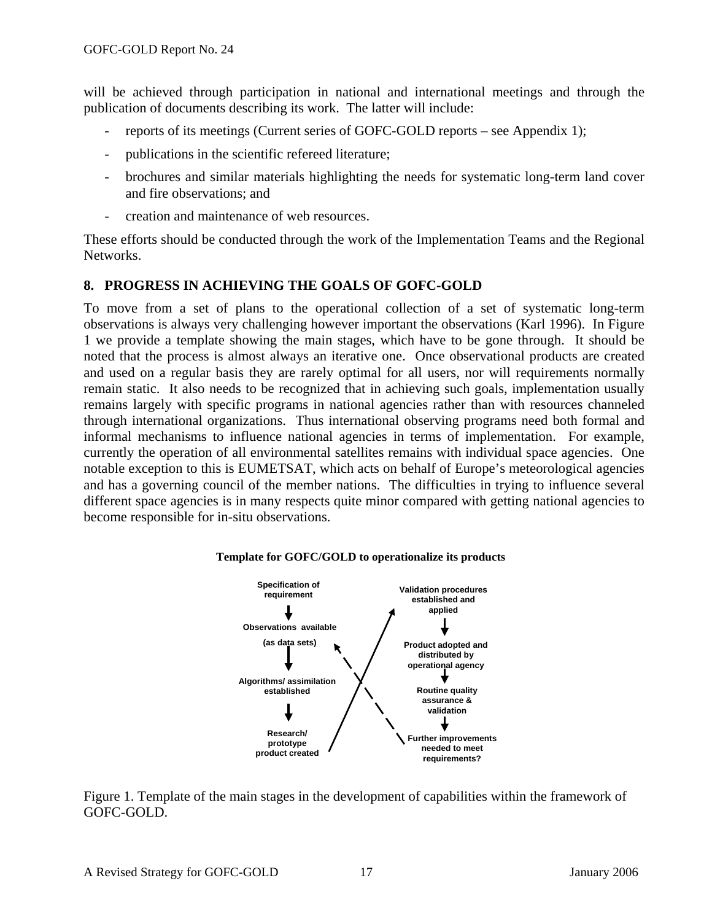will be achieved through participation in national and international meetings and through the publication of documents describing its work. The latter will include:

- reports of its meetings (Current series of GOFC-GOLD reports – see Appendix 1);
- publications in the scientific refereed literature;
- brochures and similar materials highlighting the needs for systematic long-term land cover and fire observations; and
- creation and maintenance of web resources.

These efforts should be conducted through the work of the Implementation Teams and the Regional Networks.

## 8. PROGRESS IN ACHIEVING THE GOALS OF GOFC-GOLD

To move from a set of plans to the operational collection of a set of systematic long-term observations is always very challenging however important the observations (Karl 1996). In Figure 1 we provide a template showing the main stages, which have to be gone through. It should be noted that the process is almost always an iterative one. Once observational products are created and used on a regular basis they are rarely optimal for all users, nor will requirements normally remain static. It also needs to be recognized that in achieving such goals, implementation usually remains largely with specific programs in national agencies rather than with resources channeled through international organizations. Thus international observing programs need both formal and informal mechanisms to influence national agencies in terms of implementation. For example, currently the operation of all environmental satellites remains with individual space agencies. One notable exception to this is EUMETSAT, which acts on behalf of Europe's meteorological agencies and has a governing council of the member nations. The difficulties in trying to influence several different space agencies is in many respects quite minor compared with getting national agencies to become responsible for in-situ observations.

**Template for GOFC/GOLD to operationalize its products**

- Specification of requirement
  ↓
- Observations available (as data sets)
  ↓
- Algorithms/ assimilation established
  ↓
- Research/ prototype product created
  → (to) Validation procedures established and applied
  ↓
- Product adopted and distributed by operational agency
  ↓
- Routine quality assurance & validation
  ↓
- Further improvements needed to meet requirements?
  ⇢ (back to) Observations available (as data sets)

Figure 1. Template of the main stages in the development of capabilities within the framework of GOFC-GOLD.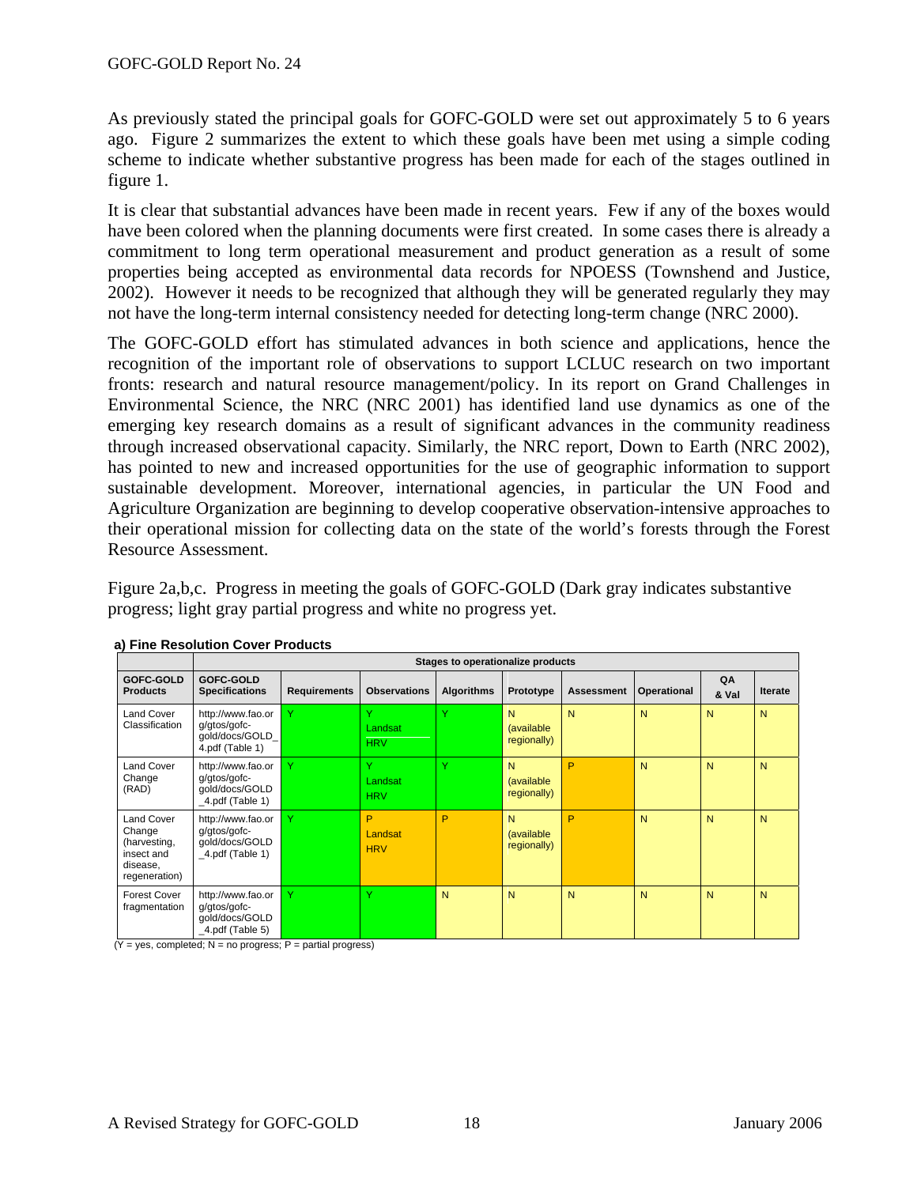As previously stated the principal goals for GOFC-GOLD were set out approximately 5 to 6 years ago. Figure 2 summarizes the extent to which these goals have been met using a simple coding scheme to indicate whether substantive progress has been made for each of the stages outlined in figure 1.

It is clear that substantial advances have been made in recent years. Few if any of the boxes would have been colored when the planning documents were first created. In some cases there is already a commitment to long term operational measurement and product generation as a result of some properties being accepted as environmental data records for NPOESS (Townshend and Justice, 2002). However it needs to be recognized that although they will be generated regularly they may not have the long-term internal consistency needed for detecting long-term change (NRC 2000).

The GOFC-GOLD effort has stimulated advances in both science and applications, hence the recognition of the important role of observations to support LCLUC research on two important fronts: research and natural resource management/policy. In its report on Grand Challenges in Environmental Science, the NRC (NRC 2001) has identified land use dynamics as one of the emerging key research domains as a result of significant advances in the community readiness through increased observational capacity. Similarly, the NRC report, Down to Earth (NRC 2002), has pointed to new and increased opportunities for the use of geographic information to support sustainable development. Moreover, international agencies, in particular the UN Food and Agriculture Organization are beginning to develop cooperative observation-intensive approaches to their operational mission for collecting data on the state of the world's forests through the Forest Resource Assessment.

Figure 2a,b,c. Progress in meeting the goals of GOFC-GOLD (Dark gray indicates substantive progress; light gray partial progress and white no progress yet.

**a) Fine Resolution Cover Products**

| | | Stages to operationalize products | | | | | | | |
|---|---|---|---|---|---|---|---|---|---|
| **GOFC-GOLD Products** | **GOFC-GOLD Specifications** | **Requirements** | **Observations** | **Algorithms** | **Prototype** | **Assessment** | **Operational** | **QA & Val** | **Iterate** |
| Land Cover Classification | http://www.fao.org/gtos/gofc-gold/docs/GOLD_4.pdf (Table 1) | Y | Y Landsat HRV | Y | N (available regionally) | N | N | N | N |
| Land Cover Change (RAD) | http://www.fao.org/gtos/gofc-gold/docs/GOLD_4.pdf (Table 1) | Y | Y Landsat HRV | Y | N (available regionally) | P | N | N | N |
| Land Cover Change (harvesting, insect and disease, regeneration) | http://www.fao.org/gtos/gofc-gold/docs/GOLD_4.pdf (Table 1) | Y | P Landsat HRV | P | N (available regionally) | P | N | N | N |
| Forest Cover fragmentation | http://www.fao.org/gtos/gofc-gold/docs/GOLD_4.pdf (Table 5) | Y | Y | N | N | N | N | N | N |

(Y = yes, completed; N = no progress; P = partial progress)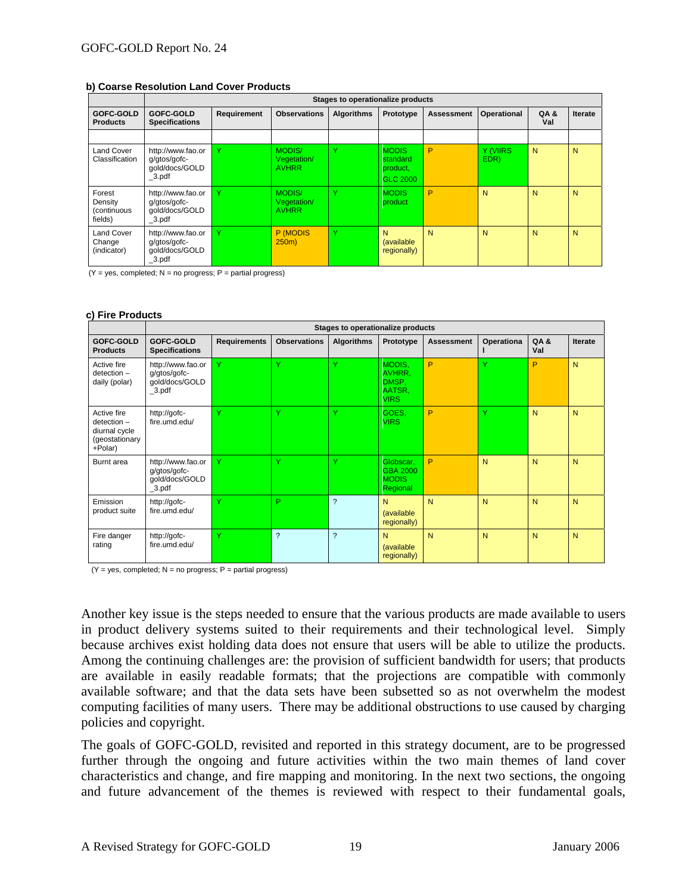**b) Coarse Resolution Land Cover Products**

| | Stages to operationalize products | | | | | | | | |
|---|---|---|---|---|---|---|---|---|---|
| **GOFC-GOLD Products** | **GOFC-GOLD Specifications** | **Requirement** | **Observations** | **Algorithms** | **Prototype** | **Assessment** | **Operational** | **QA & Val** | **Iterate** |
| Land Cover Classification | http://www.fao.org/gtos/gofc-gold/docs/GOLD_3.pdf | Y | MODIS/ Vegetation/ AVHRR | Y | MODIS standard product, GLC 2000 | P | Y (VIIRS EDR) | N | N |
| Forest Density (continuous fields) | http://www.fao.org/gtos/gofc-gold/docs/GOLD_3.pdf | Y | MODIS/ Vegetation/ AVHRR | Y | MODIS product | P | N | N | N |
| Land Cover Change (indicator) | http://www.fao.org/gtos/gofc-gold/docs/GOLD_3.pdf | Y | P (MODIS 250m) | Y | N (available regionally) | N | N | N | N |

(Y = yes, completed; N = no progress; P = partial progress)

**c) Fire Products**

| | Stages to operationalize products | | | | | | | | |
|---|---|---|---|---|---|---|---|---|---|
| **GOFC-GOLD Products** | **GOFC-GOLD Specifications** | **Requirements** | **Observations** | **Algorithms** | **Prototype** | **Assessment** | **Operational** | **QA & Val** | **Iterate** |
| Active fire detection – daily (polar) | http://www.fao.org/gtos/gofc-gold/docs/GOLD_3.pdf | Y | Y | Y | MODIS, AVHRR, DMSP, AATSR, VIRS | P | Y | P | N |
| Active fire detection – diurnal cycle (geostationary +Polar) | http://gofc-fire.umd.edu/ | Y | Y | Y | GOES, VIRS | P | Y | N | N |
| Burnt area | http://www.fao.org/gtos/gofc-gold/docs/GOLD_3.pdf | Y | Y | Y | Globscar, GBA 2000 MODIS Regional | P | N | N | N |
| Emission product suite | http://gofc-fire.umd.edu/ | Y | P | ? | N (available regionally) | N | N | N | N |
| Fire danger rating | http://gofc-fire.umd.edu/ | Y | ? | ? | N (available regionally) | N | N | N | N |

(Y = yes, completed; N = no progress; P = partial progress)

Another key issue is the steps needed to ensure that the various products are made available to users in product delivery systems suited to their requirements and their technological level. Simply because archives exist holding data does not ensure that users will be able to utilize the products. Among the continuing challenges are: the provision of sufficient bandwidth for users; that products are available in easily readable formats; that the projections are compatible with commonly available software; and that the data sets have been subsetted so as not overwhelm the modest computing facilities of many users. There may be additional obstructions to use caused by charging policies and copyright.

The goals of GOFC-GOLD, revisited and reported in this strategy document, are to be progressed further through the ongoing and future activities within the two main themes of land cover characteristics and change, and fire mapping and monitoring. In the next two sections, the ongoing and future advancement of the themes is reviewed with respect to their fundamental goals,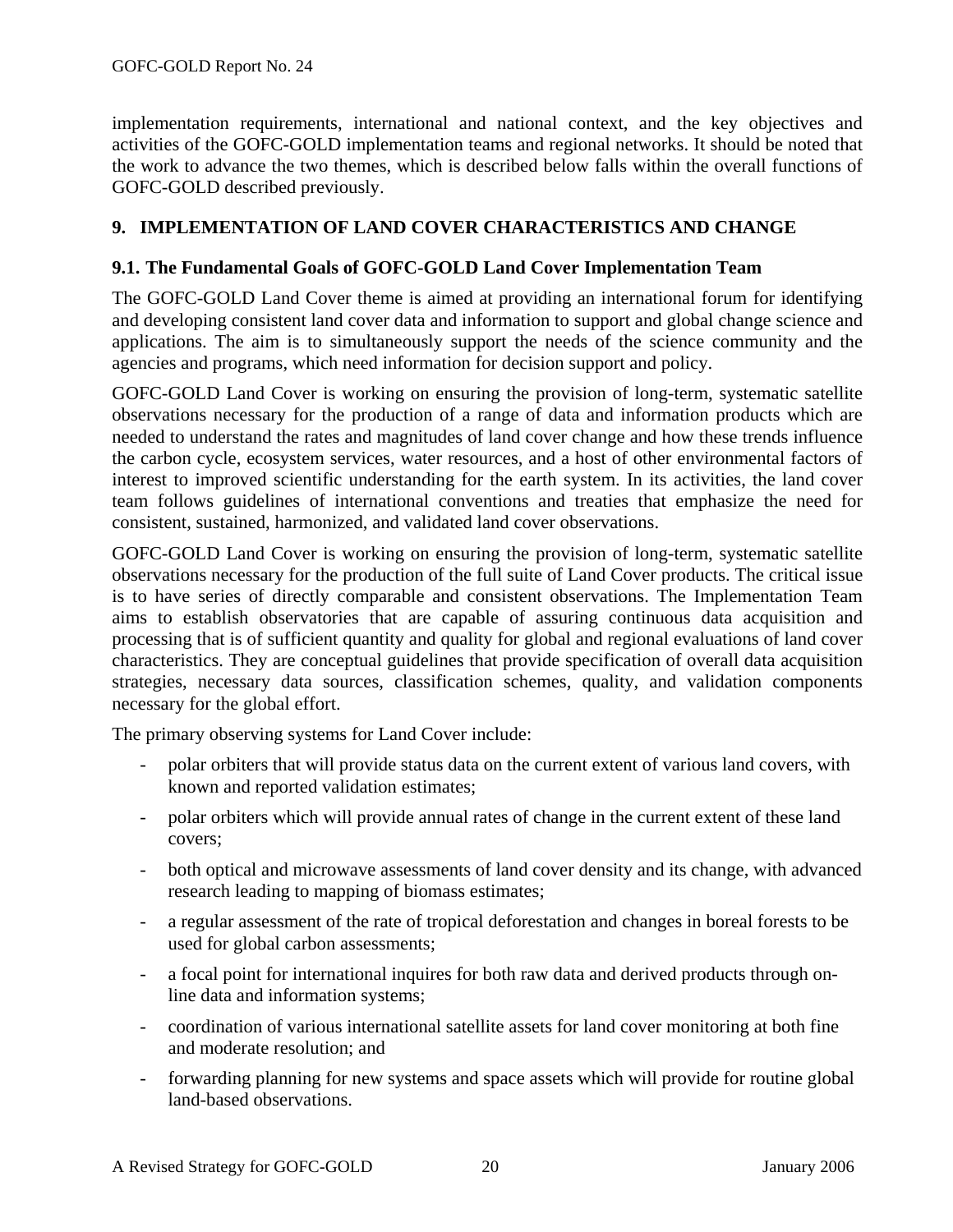implementation requirements, international and national context, and the key objectives and activities of the GOFC-GOLD implementation teams and regional networks. It should be noted that the work to advance the two themes, which is described below falls within the overall functions of GOFC-GOLD described previously.

## 9. IMPLEMENTATION OF LAND COVER CHARACTERISTICS AND CHANGE

### 9.1. The Fundamental Goals of GOFC-GOLD Land Cover Implementation Team

The GOFC-GOLD Land Cover theme is aimed at providing an international forum for identifying and developing consistent land cover data and information to support and global change science and applications. The aim is to simultaneously support the needs of the science community and the agencies and programs, which need information for decision support and policy.

GOFC-GOLD Land Cover is working on ensuring the provision of long-term, systematic satellite observations necessary for the production of a range of data and information products which are needed to understand the rates and magnitudes of land cover change and how these trends influence the carbon cycle, ecosystem services, water resources, and a host of other environmental factors of interest to improved scientific understanding for the earth system. In its activities, the land cover team follows guidelines of international conventions and treaties that emphasize the need for consistent, sustained, harmonized, and validated land cover observations.

GOFC-GOLD Land Cover is working on ensuring the provision of long-term, systematic satellite observations necessary for the production of the full suite of Land Cover products. The critical issue is to have series of directly comparable and consistent observations. The Implementation Team aims to establish observatories that are capable of assuring continuous data acquisition and processing that is of sufficient quantity and quality for global and regional evaluations of land cover characteristics. They are conceptual guidelines that provide specification of overall data acquisition strategies, necessary data sources, classification schemes, quality, and validation components necessary for the global effort.

The primary observing systems for Land Cover include:

- polar orbiters that will provide status data on the current extent of various land covers, with known and reported validation estimates;
- polar orbiters which will provide annual rates of change in the current extent of these land covers;
- both optical and microwave assessments of land cover density and its change, with advanced research leading to mapping of biomass estimates;
- a regular assessment of the rate of tropical deforestation and changes in boreal forests to be used for global carbon assessments;
- a focal point for international inquires for both raw data and derived products through on-line data and information systems;
- coordination of various international satellite assets for land cover monitoring at both fine and moderate resolution; and
- forwarding planning for new systems and space assets which will provide for routine global land-based observations.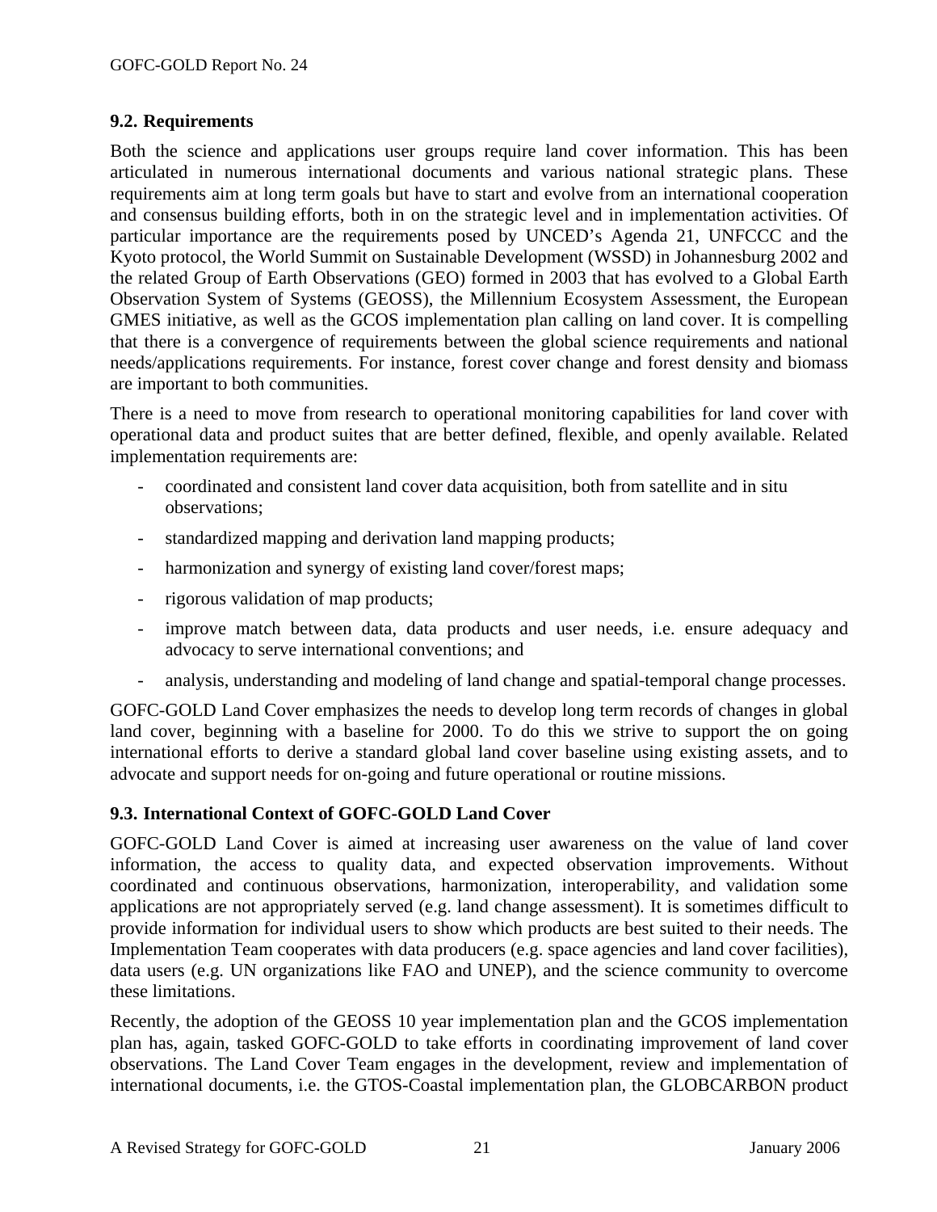## 9.2. Requirements

Both the science and applications user groups require land cover information. This has been articulated in numerous international documents and various national strategic plans. These requirements aim at long term goals but have to start and evolve from an international cooperation and consensus building efforts, both in on the strategic level and in implementation activities. Of particular importance are the requirements posed by UNCED's Agenda 21, UNFCCC and the Kyoto protocol, the World Summit on Sustainable Development (WSSD) in Johannesburg 2002 and the related Group of Earth Observations (GEO) formed in 2003 that has evolved to a Global Earth Observation System of Systems (GEOSS), the Millennium Ecosystem Assessment, the European GMES initiative, as well as the GCOS implementation plan calling on land cover. It is compelling that there is a convergence of requirements between the global science requirements and national needs/applications requirements. For instance, forest cover change and forest density and biomass are important to both communities.

There is a need to move from research to operational monitoring capabilities for land cover with operational data and product suites that are better defined, flexible, and openly available. Related implementation requirements are:

- coordinated and consistent land cover data acquisition, both from satellite and in situ observations;
- standardized mapping and derivation land mapping products;
- harmonization and synergy of existing land cover/forest maps;
- rigorous validation of map products;
- improve match between data, data products and user needs, i.e. ensure adequacy and advocacy to serve international conventions; and
- analysis, understanding and modeling of land change and spatial-temporal change processes.

GOFC-GOLD Land Cover emphasizes the needs to develop long term records of changes in global land cover, beginning with a baseline for 2000. To do this we strive to support the on going international efforts to derive a standard global land cover baseline using existing assets, and to advocate and support needs for on-going and future operational or routine missions.

## 9.3. International Context of GOFC-GOLD Land Cover

GOFC-GOLD Land Cover is aimed at increasing user awareness on the value of land cover information, the access to quality data, and expected observation improvements. Without coordinated and continuous observations, harmonization, interoperability, and validation some applications are not appropriately served (e.g. land change assessment). It is sometimes difficult to provide information for individual users to show which products are best suited to their needs. The Implementation Team cooperates with data producers (e.g. space agencies and land cover facilities), data users (e.g. UN organizations like FAO and UNEP), and the science community to overcome these limitations.

Recently, the adoption of the GEOSS 10 year implementation plan and the GCOS implementation plan has, again, tasked GOFC-GOLD to take efforts in coordinating improvement of land cover observations. The Land Cover Team engages in the development, review and implementation of international documents, i.e. the GTOS-Coastal implementation plan, the GLOBCARBON product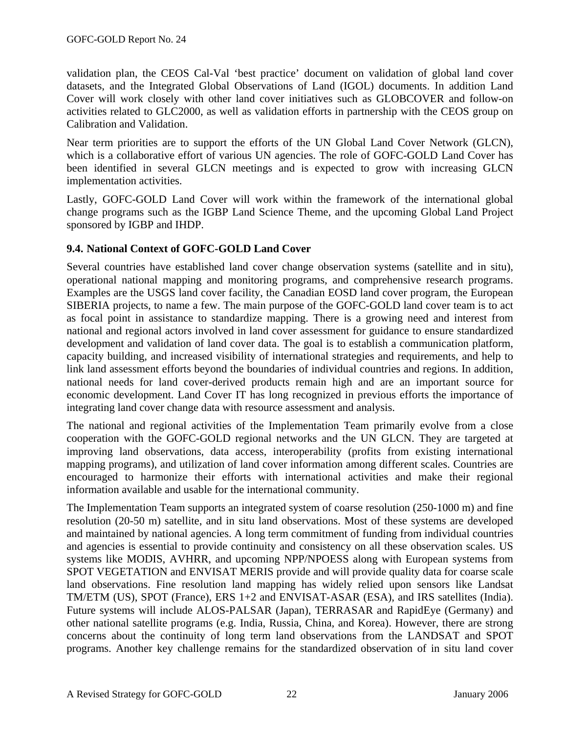validation plan, the CEOS Cal-Val 'best practice' document on validation of global land cover datasets, and the Integrated Global Observations of Land (IGOL) documents. In addition Land Cover will work closely with other land cover initiatives such as GLOBCOVER and follow-on activities related to GLC2000, as well as validation efforts in partnership with the CEOS group on Calibration and Validation.

Near term priorities are to support the efforts of the UN Global Land Cover Network (GLCN), which is a collaborative effort of various UN agencies. The role of GOFC-GOLD Land Cover has been identified in several GLCN meetings and is expected to grow with increasing GLCN implementation activities.

Lastly, GOFC-GOLD Land Cover will work within the framework of the international global change programs such as the IGBP Land Science Theme, and the upcoming Global Land Project sponsored by IGBP and IHDP.

### 9.4. National Context of GOFC-GOLD Land Cover

Several countries have established land cover change observation systems (satellite and in situ), operational national mapping and monitoring programs, and comprehensive research programs. Examples are the USGS land cover facility, the Canadian EOSD land cover program, the European SIBERIA projects, to name a few. The main purpose of the GOFC-GOLD land cover team is to act as focal point in assistance to standardize mapping. There is a growing need and interest from national and regional actors involved in land cover assessment for guidance to ensure standardized development and validation of land cover data. The goal is to establish a communication platform, capacity building, and increased visibility of international strategies and requirements, and help to link land assessment efforts beyond the boundaries of individual countries and regions. In addition, national needs for land cover-derived products remain high and are an important source for economic development. Land Cover IT has long recognized in previous efforts the importance of integrating land cover change data with resource assessment and analysis.

The national and regional activities of the Implementation Team primarily evolve from a close cooperation with the GOFC-GOLD regional networks and the UN GLCN. They are targeted at improving land observations, data access, interoperability (profits from existing international mapping programs), and utilization of land cover information among different scales. Countries are encouraged to harmonize their efforts with international activities and make their regional information available and usable for the international community.

The Implementation Team supports an integrated system of coarse resolution (250-1000 m) and fine resolution (20-50 m) satellite, and in situ land observations. Most of these systems are developed and maintained by national agencies. A long term commitment of funding from individual countries and agencies is essential to provide continuity and consistency on all these observation scales. US systems like MODIS, AVHRR, and upcoming NPP/NPOESS along with European systems from SPOT VEGETATION and ENVISAT MERIS provide and will provide quality data for coarse scale land observations. Fine resolution land mapping has widely relied upon sensors like Landsat TM/ETM (US), SPOT (France), ERS 1+2 and ENVISAT-ASAR (ESA), and IRS satellites (India). Future systems will include ALOS-PALSAR (Japan), TERRASAR and RapidEye (Germany) and other national satellite programs (e.g. India, Russia, China, and Korea). However, there are strong concerns about the continuity of long term land observations from the LANDSAT and SPOT programs. Another key challenge remains for the standardized observation of in situ land cover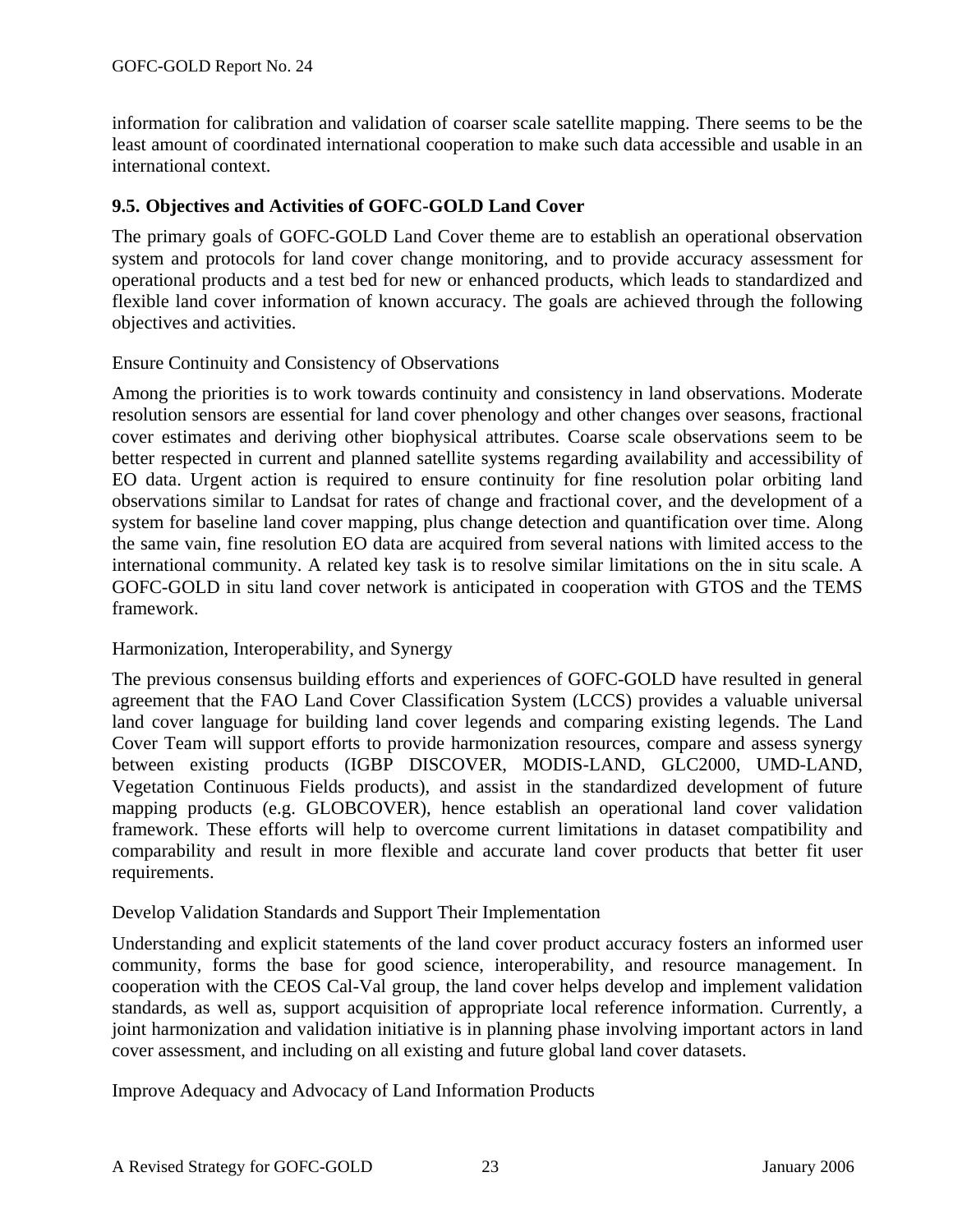information for calibration and validation of coarser scale satellite mapping. There seems to be the least amount of coordinated international cooperation to make such data accessible and usable in an international context.

### 9.5. Objectives and Activities of GOFC-GOLD Land Cover

The primary goals of GOFC-GOLD Land Cover theme are to establish an operational observation system and protocols for land cover change monitoring, and to provide accuracy assessment for operational products and a test bed for new or enhanced products, which leads to standardized and flexible land cover information of known accuracy. The goals are achieved through the following objectives and activities.

Ensure Continuity and Consistency of Observations

Among the priorities is to work towards continuity and consistency in land observations. Moderate resolution sensors are essential for land cover phenology and other changes over seasons, fractional cover estimates and deriving other biophysical attributes. Coarse scale observations seem to be better respected in current and planned satellite systems regarding availability and accessibility of EO data. Urgent action is required to ensure continuity for fine resolution polar orbiting land observations similar to Landsat for rates of change and fractional cover, and the development of a system for baseline land cover mapping, plus change detection and quantification over time. Along the same vain, fine resolution EO data are acquired from several nations with limited access to the international community. A related key task is to resolve similar limitations on the in situ scale. A GOFC-GOLD in situ land cover network is anticipated in cooperation with GTOS and the TEMS framework.

Harmonization, Interoperability, and Synergy

The previous consensus building efforts and experiences of GOFC-GOLD have resulted in general agreement that the FAO Land Cover Classification System (LCCS) provides a valuable universal land cover language for building land cover legends and comparing existing legends. The Land Cover Team will support efforts to provide harmonization resources, compare and assess synergy between existing products (IGBP DISCOVER, MODIS-LAND, GLC2000, UMD-LAND, Vegetation Continuous Fields products), and assist in the standardized development of future mapping products (e.g. GLOBCOVER), hence establish an operational land cover validation framework. These efforts will help to overcome current limitations in dataset compatibility and comparability and result in more flexible and accurate land cover products that better fit user requirements.

Develop Validation Standards and Support Their Implementation

Understanding and explicit statements of the land cover product accuracy fosters an informed user community, forms the base for good science, interoperability, and resource management. In cooperation with the CEOS Cal-Val group, the land cover helps develop and implement validation standards, as well as, support acquisition of appropriate local reference information. Currently, a joint harmonization and validation initiative is in planning phase involving important actors in land cover assessment, and including on all existing and future global land cover datasets.

Improve Adequacy and Advocacy of Land Information Products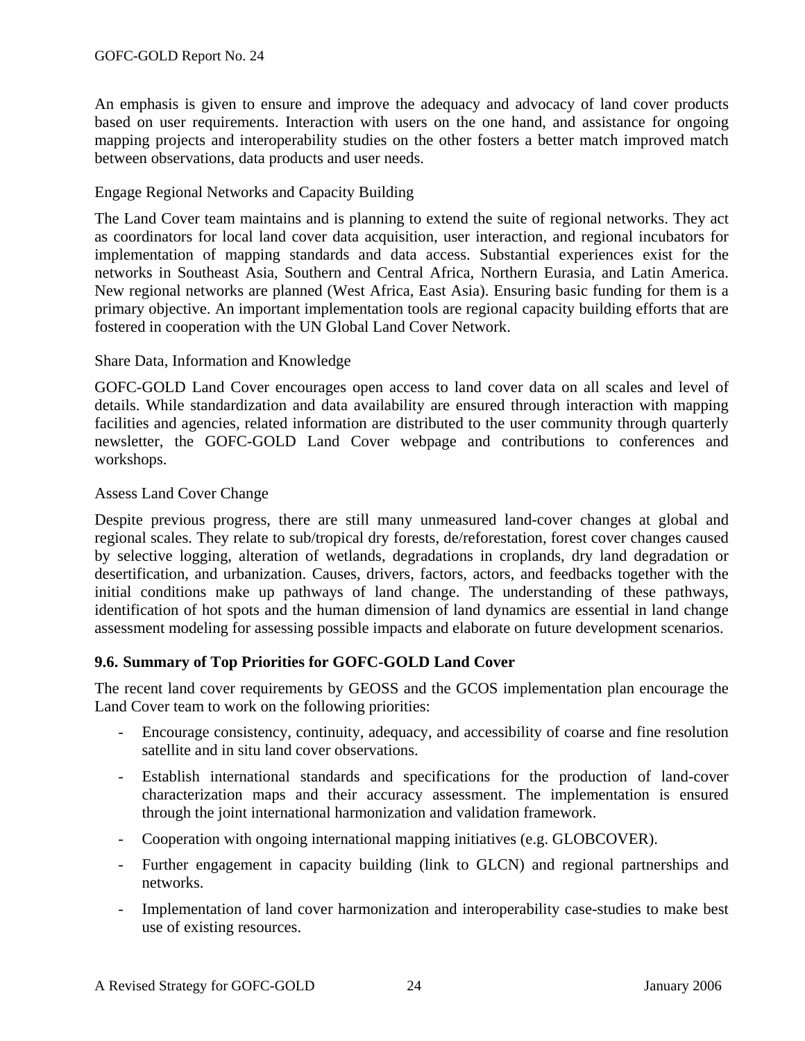An emphasis is given to ensure and improve the adequacy and advocacy of land cover products based on user requirements. Interaction with users on the one hand, and assistance for ongoing mapping projects and interoperability studies on the other fosters a better match improved match between observations, data products and user needs.

Engage Regional Networks and Capacity Building

The Land Cover team maintains and is planning to extend the suite of regional networks. They act as coordinators for local land cover data acquisition, user interaction, and regional incubators for implementation of mapping standards and data access. Substantial experiences exist for the networks in Southeast Asia, Southern and Central Africa, Northern Eurasia, and Latin America. New regional networks are planned (West Africa, East Asia). Ensuring basic funding for them is a primary objective. An important implementation tools are regional capacity building efforts that are fostered in cooperation with the UN Global Land Cover Network.

Share Data, Information and Knowledge

GOFC-GOLD Land Cover encourages open access to land cover data on all scales and level of details. While standardization and data availability are ensured through interaction with mapping facilities and agencies, related information are distributed to the user community through quarterly newsletter, the GOFC-GOLD Land Cover webpage and contributions to conferences and workshops.

Assess Land Cover Change

Despite previous progress, there are still many unmeasured land-cover changes at global and regional scales. They relate to sub/tropical dry forests, de/reforestation, forest cover changes caused by selective logging, alteration of wetlands, degradations in croplands, dry land degradation or desertification, and urbanization. Causes, drivers, factors, actors, and feedbacks together with the initial conditions make up pathways of land change. The understanding of these pathways, identification of hot spots and the human dimension of land dynamics are essential in land change assessment modeling for assessing possible impacts and elaborate on future development scenarios.

### 9.6. Summary of Top Priorities for GOFC-GOLD Land Cover

The recent land cover requirements by GEOSS and the GCOS implementation plan encourage the Land Cover team to work on the following priorities:

- Encourage consistency, continuity, adequacy, and accessibility of coarse and fine resolution satellite and in situ land cover observations.
- Establish international standards and specifications for the production of land-cover characterization maps and their accuracy assessment. The implementation is ensured through the joint international harmonization and validation framework.
- Cooperation with ongoing international mapping initiatives (e.g. GLOBCOVER).
- Further engagement in capacity building (link to GLCN) and regional partnerships and networks.
- Implementation of land cover harmonization and interoperability case-studies to make best use of existing resources.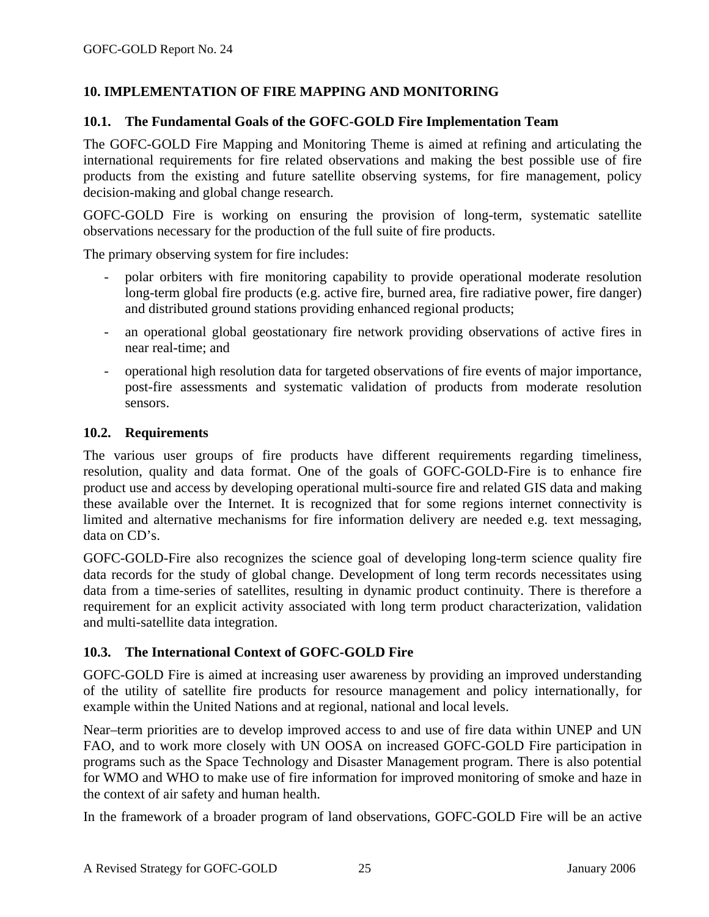## 10. IMPLEMENTATION OF FIRE MAPPING AND MONITORING

### 10.1. The Fundamental Goals of the GOFC-GOLD Fire Implementation Team

The GOFC-GOLD Fire Mapping and Monitoring Theme is aimed at refining and articulating the international requirements for fire related observations and making the best possible use of fire products from the existing and future satellite observing systems, for fire management, policy decision-making and global change research.

GOFC-GOLD Fire is working on ensuring the provision of long-term, systematic satellite observations necessary for the production of the full suite of fire products.

The primary observing system for fire includes:

- polar orbiters with fire monitoring capability to provide operational moderate resolution long-term global fire products (e.g. active fire, burned area, fire radiative power, fire danger) and distributed ground stations providing enhanced regional products;
- an operational global geostationary fire network providing observations of active fires in near real-time; and
- operational high resolution data for targeted observations of fire events of major importance, post-fire assessments and systematic validation of products from moderate resolution sensors.

### 10.2. Requirements

The various user groups of fire products have different requirements regarding timeliness, resolution, quality and data format. One of the goals of GOFC-GOLD-Fire is to enhance fire product use and access by developing operational multi-source fire and related GIS data and making these available over the Internet. It is recognized that for some regions internet connectivity is limited and alternative mechanisms for fire information delivery are needed e.g. text messaging, data on CD's.

GOFC-GOLD-Fire also recognizes the science goal of developing long-term science quality fire data records for the study of global change. Development of long term records necessitates using data from a time-series of satellites, resulting in dynamic product continuity. There is therefore a requirement for an explicit activity associated with long term product characterization, validation and multi-satellite data integration.

### 10.3. The International Context of GOFC-GOLD Fire

GOFC-GOLD Fire is aimed at increasing user awareness by providing an improved understanding of the utility of satellite fire products for resource management and policy internationally, for example within the United Nations and at regional, national and local levels.

Near–term priorities are to develop improved access to and use of fire data within UNEP and UN FAO, and to work more closely with UN OOSA on increased GOFC-GOLD Fire participation in programs such as the Space Technology and Disaster Management program. There is also potential for WMO and WHO to make use of fire information for improved monitoring of smoke and haze in the context of air safety and human health.

In the framework of a broader program of land observations, GOFC-GOLD Fire will be an active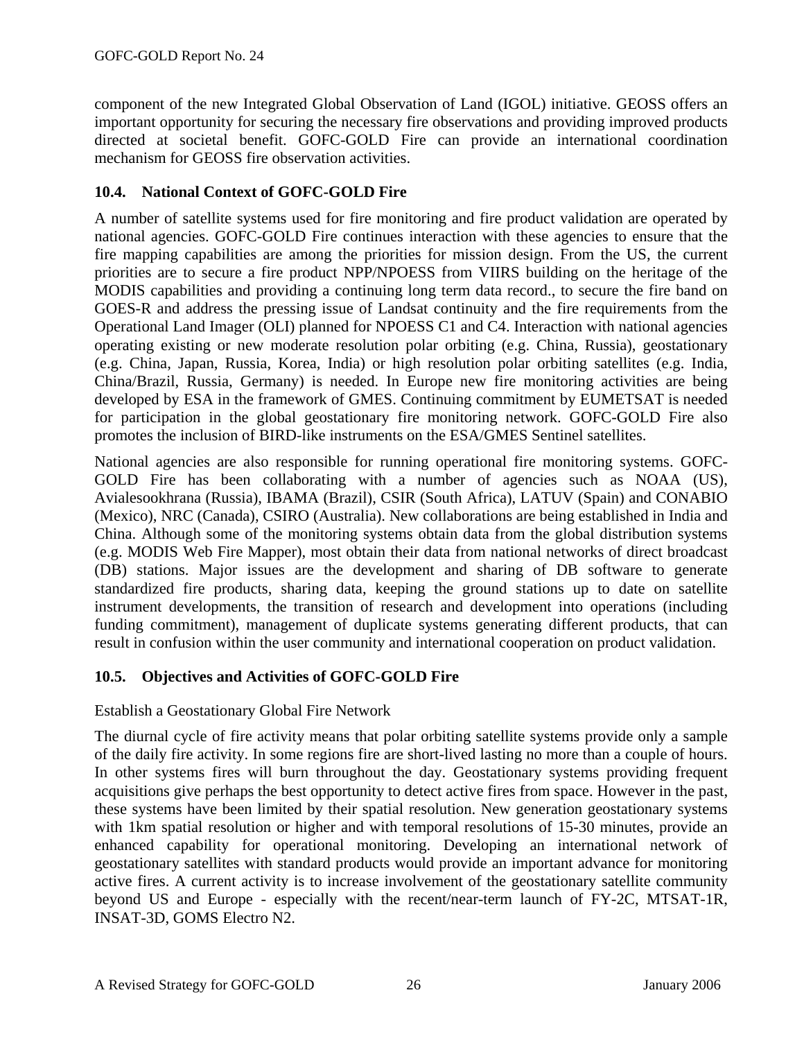component of the new Integrated Global Observation of Land (IGOL) initiative. GEOSS offers an important opportunity for securing the necessary fire observations and providing improved products directed at societal benefit. GOFC-GOLD Fire can provide an international coordination mechanism for GEOSS fire observation activities.

### 10.4. National Context of GOFC-GOLD Fire

A number of satellite systems used for fire monitoring and fire product validation are operated by national agencies. GOFC-GOLD Fire continues interaction with these agencies to ensure that the fire mapping capabilities are among the priorities for mission design. From the US, the current priorities are to secure a fire product NPP/NPOESS from VIIRS building on the heritage of the MODIS capabilities and providing a continuing long term data record., to secure the fire band on GOES-R and address the pressing issue of Landsat continuity and the fire requirements from the Operational Land Imager (OLI) planned for NPOESS C1 and C4. Interaction with national agencies operating existing or new moderate resolution polar orbiting (e.g. China, Russia), geostationary (e.g. China, Japan, Russia, Korea, India) or high resolution polar orbiting satellites (e.g. India, China/Brazil, Russia, Germany) is needed. In Europe new fire monitoring activities are being developed by ESA in the framework of GMES. Continuing commitment by EUMETSAT is needed for participation in the global geostationary fire monitoring network. GOFC-GOLD Fire also promotes the inclusion of BIRD-like instruments on the ESA/GMES Sentinel satellites.

National agencies are also responsible for running operational fire monitoring systems. GOFC-GOLD Fire has been collaborating with a number of agencies such as NOAA (US), Avialesookhrana (Russia), IBAMA (Brazil), CSIR (South Africa), LATUV (Spain) and CONABIO (Mexico), NRC (Canada), CSIRO (Australia). New collaborations are being established in India and China. Although some of the monitoring systems obtain data from the global distribution systems (e.g. MODIS Web Fire Mapper), most obtain their data from national networks of direct broadcast (DB) stations. Major issues are the development and sharing of DB software to generate standardized fire products, sharing data, keeping the ground stations up to date on satellite instrument developments, the transition of research and development into operations (including funding commitment), management of duplicate systems generating different products, that can result in confusion within the user community and international cooperation on product validation.

### 10.5. Objectives and Activities of GOFC-GOLD Fire

Establish a Geostationary Global Fire Network

The diurnal cycle of fire activity means that polar orbiting satellite systems provide only a sample of the daily fire activity. In some regions fire are short-lived lasting no more than a couple of hours. In other systems fires will burn throughout the day. Geostationary systems providing frequent acquisitions give perhaps the best opportunity to detect active fires from space. However in the past, these systems have been limited by their spatial resolution. New generation geostationary systems with 1km spatial resolution or higher and with temporal resolutions of 15-30 minutes, provide an enhanced capability for operational monitoring. Developing an international network of geostationary satellites with standard products would provide an important advance for monitoring active fires. A current activity is to increase involvement of the geostationary satellite community beyond US and Europe - especially with the recent/near-term launch of FY-2C, MTSAT-1R, INSAT-3D, GOMS Electro N2.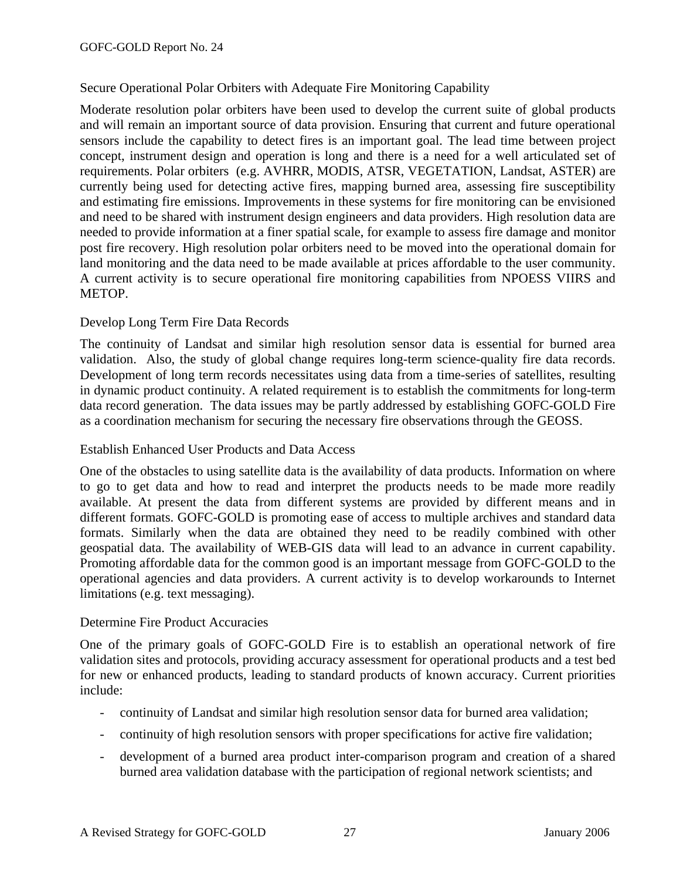### Secure Operational Polar Orbiters with Adequate Fire Monitoring Capability

Moderate resolution polar orbiters have been used to develop the current suite of global products and will remain an important source of data provision. Ensuring that current and future operational sensors include the capability to detect fires is an important goal. The lead time between project concept, instrument design and operation is long and there is a need for a well articulated set of requirements. Polar orbiters (e.g. AVHRR, MODIS, ATSR, VEGETATION, Landsat, ASTER) are currently being used for detecting active fires, mapping burned area, assessing fire susceptibility and estimating fire emissions. Improvements in these systems for fire monitoring can be envisioned and need to be shared with instrument design engineers and data providers. High resolution data are needed to provide information at a finer spatial scale, for example to assess fire damage and monitor post fire recovery. High resolution polar orbiters need to be moved into the operational domain for land monitoring and the data need to be made available at prices affordable to the user community. A current activity is to secure operational fire monitoring capabilities from NPOESS VIIRS and METOP.

### Develop Long Term Fire Data Records

The continuity of Landsat and similar high resolution sensor data is essential for burned area validation. Also, the study of global change requires long-term science-quality fire data records. Development of long term records necessitates using data from a time-series of satellites, resulting in dynamic product continuity. A related requirement is to establish the commitments for long-term data record generation. The data issues may be partly addressed by establishing GOFC-GOLD Fire as a coordination mechanism for securing the necessary fire observations through the GEOSS.

### Establish Enhanced User Products and Data Access

One of the obstacles to using satellite data is the availability of data products. Information on where to go to get data and how to read and interpret the products needs to be made more readily available. At present the data from different systems are provided by different means and in different formats. GOFC-GOLD is promoting ease of access to multiple archives and standard data formats. Similarly when the data are obtained they need to be readily combined with other geospatial data. The availability of WEB-GIS data will lead to an advance in current capability. Promoting affordable data for the common good is an important message from GOFC-GOLD to the operational agencies and data providers. A current activity is to develop workarounds to Internet limitations (e.g. text messaging).

### Determine Fire Product Accuracies

One of the primary goals of GOFC-GOLD Fire is to establish an operational network of fire validation sites and protocols, providing accuracy assessment for operational products and a test bed for new or enhanced products, leading to standard products of known accuracy. Current priorities include:

- continuity of Landsat and similar high resolution sensor data for burned area validation;
- continuity of high resolution sensors with proper specifications for active fire validation;
- development of a burned area product inter-comparison program and creation of a shared burned area validation database with the participation of regional network scientists; and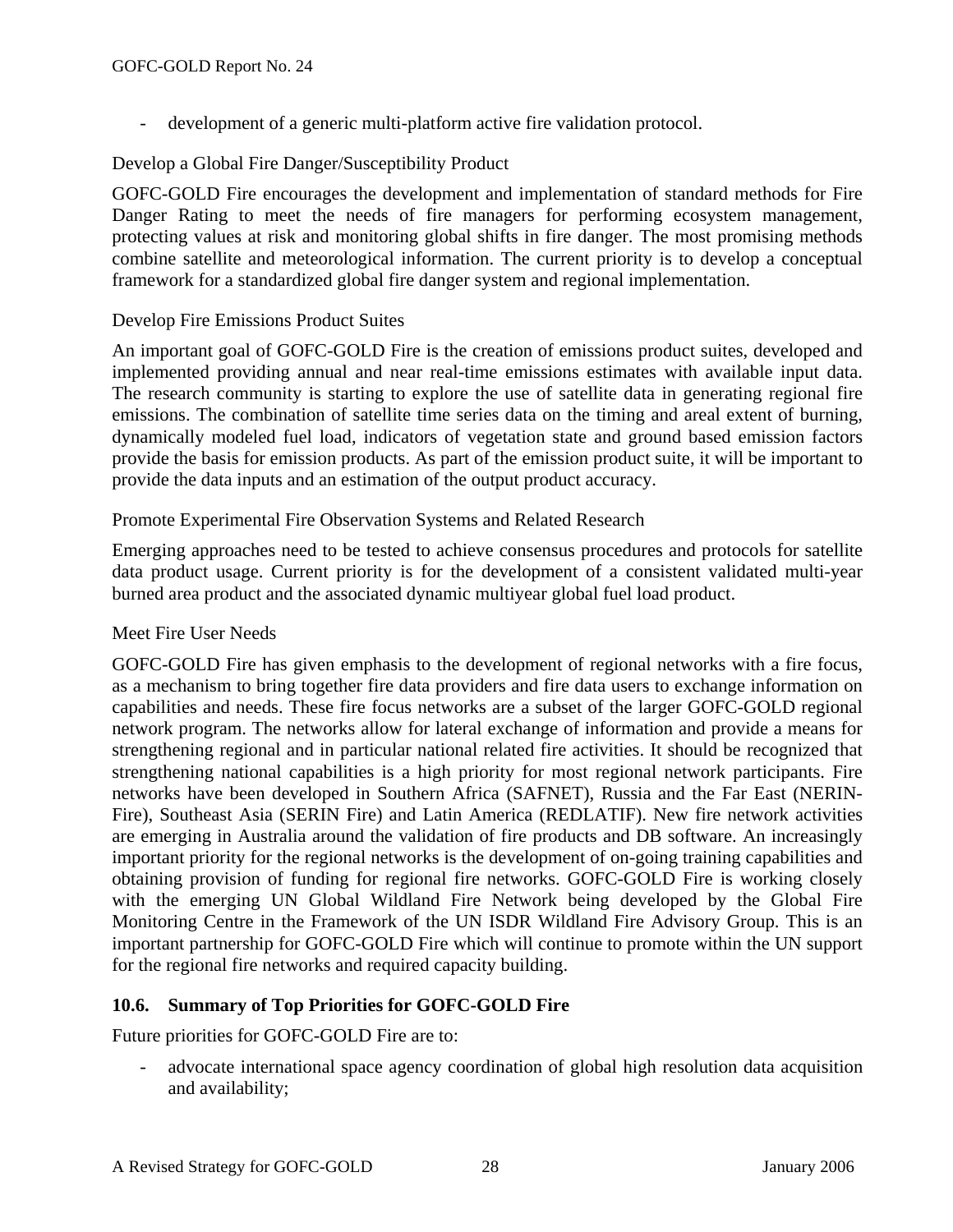- development of a generic multi-platform active fire validation protocol.

Develop a Global Fire Danger/Susceptibility Product

GOFC-GOLD Fire encourages the development and implementation of standard methods for Fire Danger Rating to meet the needs of fire managers for performing ecosystem management, protecting values at risk and monitoring global shifts in fire danger. The most promising methods combine satellite and meteorological information. The current priority is to develop a conceptual framework for a standardized global fire danger system and regional implementation.

Develop Fire Emissions Product Suites

An important goal of GOFC-GOLD Fire is the creation of emissions product suites, developed and implemented providing annual and near real-time emissions estimates with available input data. The research community is starting to explore the use of satellite data in generating regional fire emissions. The combination of satellite time series data on the timing and areal extent of burning, dynamically modeled fuel load, indicators of vegetation state and ground based emission factors provide the basis for emission products. As part of the emission product suite, it will be important to provide the data inputs and an estimation of the output product accuracy.

Promote Experimental Fire Observation Systems and Related Research

Emerging approaches need to be tested to achieve consensus procedures and protocols for satellite data product usage. Current priority is for the development of a consistent validated multi-year burned area product and the associated dynamic multiyear global fuel load product.

Meet Fire User Needs

GOFC-GOLD Fire has given emphasis to the development of regional networks with a fire focus, as a mechanism to bring together fire data providers and fire data users to exchange information on capabilities and needs. These fire focus networks are a subset of the larger GOFC-GOLD regional network program. The networks allow for lateral exchange of information and provide a means for strengthening regional and in particular national related fire activities. It should be recognized that strengthening national capabilities is a high priority for most regional network participants. Fire networks have been developed in Southern Africa (SAFNET), Russia and the Far East (NERIN-Fire), Southeast Asia (SERIN Fire) and Latin America (REDLATIF). New fire network activities are emerging in Australia around the validation of fire products and DB software. An increasingly important priority for the regional networks is the development of on-going training capabilities and obtaining provision of funding for regional fire networks. GOFC-GOLD Fire is working closely with the emerging UN Global Wildland Fire Network being developed by the Global Fire Monitoring Centre in the Framework of the UN ISDR Wildland Fire Advisory Group. This is an important partnership for GOFC-GOLD Fire which will continue to promote within the UN support for the regional fire networks and required capacity building.

### 10.6. Summary of Top Priorities for GOFC-GOLD Fire

Future priorities for GOFC-GOLD Fire are to:

- advocate international space agency coordination of global high resolution data acquisition and availability;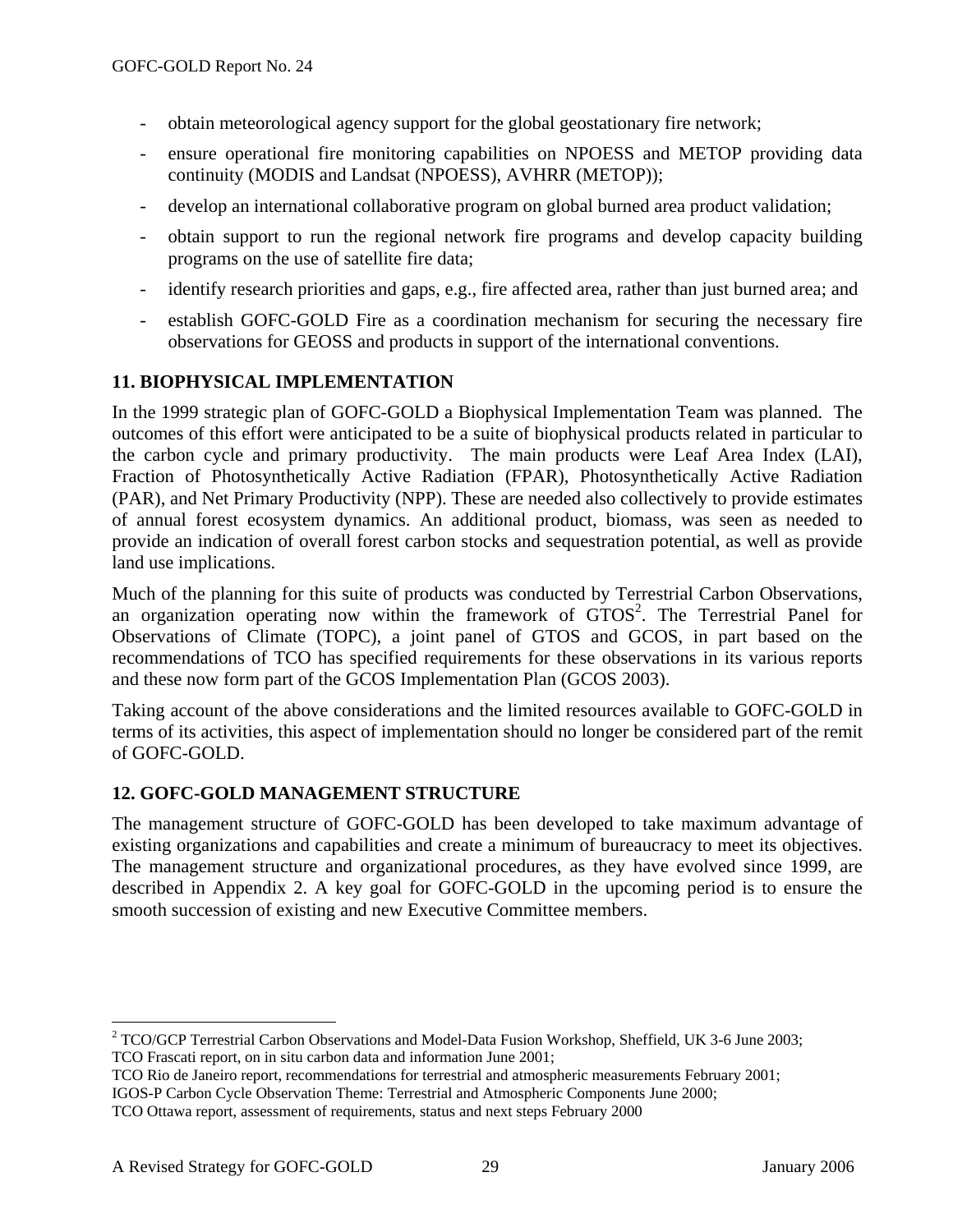- obtain meteorological agency support for the global geostationary fire network;
- ensure operational fire monitoring capabilities on NPOESS and METOP providing data continuity (MODIS and Landsat (NPOESS), AVHRR (METOP));
- develop an international collaborative program on global burned area product validation;
- obtain support to run the regional network fire programs and develop capacity building programs on the use of satellite fire data;
- identify research priorities and gaps, e.g., fire affected area, rather than just burned area; and
- establish GOFC-GOLD Fire as a coordination mechanism for securing the necessary fire observations for GEOSS and products in support of the international conventions.

## 11. BIOPHYSICAL IMPLEMENTATION

In the 1999 strategic plan of GOFC-GOLD a Biophysical Implementation Team was planned. The outcomes of this effort were anticipated to be a suite of biophysical products related in particular to the carbon cycle and primary productivity. The main products were Leaf Area Index (LAI), Fraction of Photosynthetically Active Radiation (FPAR), Photosynthetically Active Radiation (PAR), and Net Primary Productivity (NPP). These are needed also collectively to provide estimates of annual forest ecosystem dynamics. An additional product, biomass, was seen as needed to provide an indication of overall forest carbon stocks and sequestration potential, as well as provide land use implications.

Much of the planning for this suite of products was conducted by Terrestrial Carbon Observations, an organization operating now within the framework of GTOS[2]. The Terrestrial Panel for Observations of Climate (TOPC), a joint panel of GTOS and GCOS, in part based on the recommendations of TCO has specified requirements for these observations in its various reports and these now form part of the GCOS Implementation Plan (GCOS 2003).

Taking account of the above considerations and the limited resources available to GOFC-GOLD in terms of its activities, this aspect of implementation should no longer be considered part of the remit of GOFC-GOLD.

## 12. GOFC-GOLD MANAGEMENT STRUCTURE

The management structure of GOFC-GOLD has been developed to take maximum advantage of existing organizations and capabilities and create a minimum of bureaucracy to meet its objectives. The management structure and organizational procedures, as they have evolved since 1999, are described in Appendix 2. A key goal for GOFC-GOLD in the upcoming period is to ensure the smooth succession of existing and new Executive Committee members.

---

[2] TCO/GCP Terrestrial Carbon Observations and Model-Data Fusion Workshop, Sheffield, UK 3-6 June 2003;
TCO Frascati report, on in situ carbon data and information June 2001;
TCO Rio de Janeiro report, recommendations for terrestrial and atmospheric measurements February 2001;
IGOS-P Carbon Cycle Observation Theme: Terrestrial and Atmospheric Components June 2000;
TCO Ottawa report, assessment of requirements, status and next steps February 2000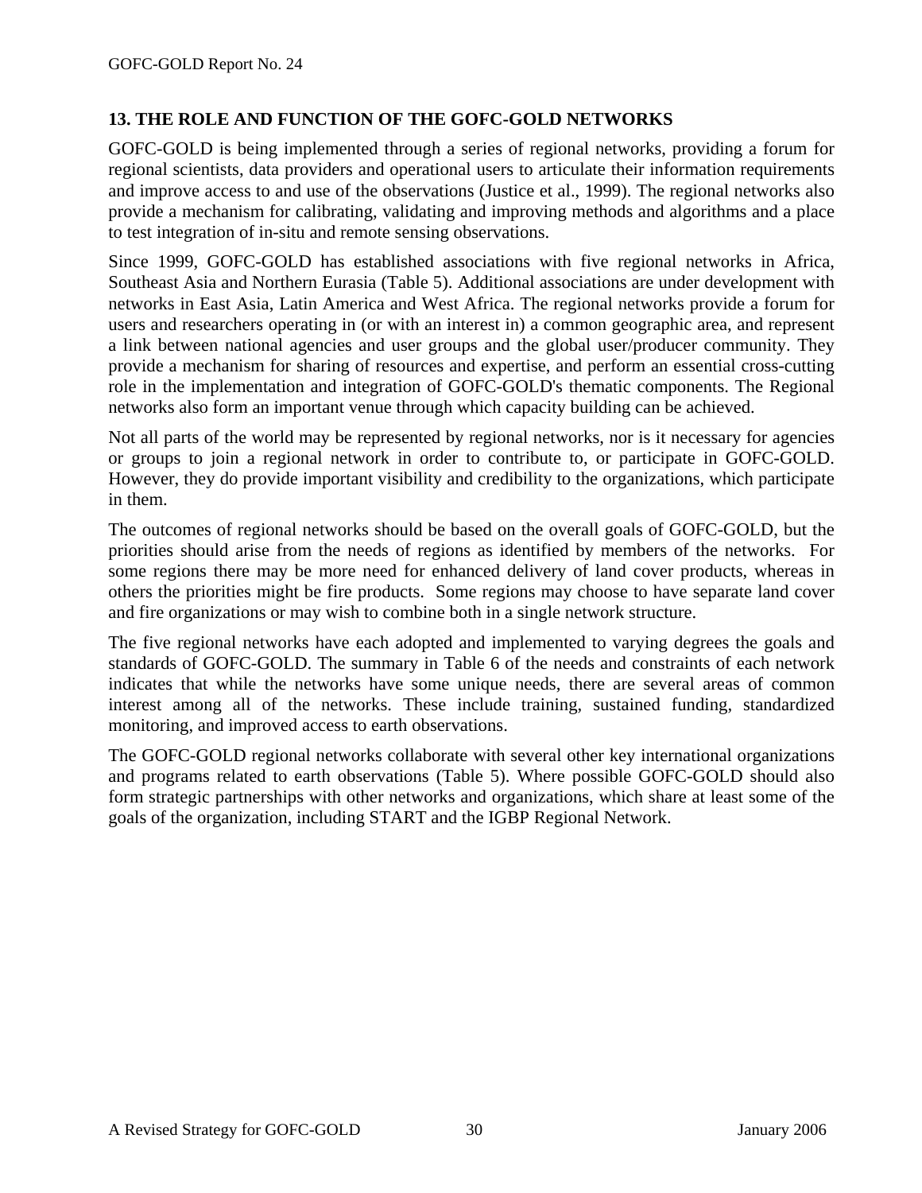## 13. THE ROLE AND FUNCTION OF THE GOFC-GOLD NETWORKS

GOFC-GOLD is being implemented through a series of regional networks, providing a forum for regional scientists, data providers and operational users to articulate their information requirements and improve access to and use of the observations (Justice et al., 1999). The regional networks also provide a mechanism for calibrating, validating and improving methods and algorithms and a place to test integration of in-situ and remote sensing observations.

Since 1999, GOFC-GOLD has established associations with five regional networks in Africa, Southeast Asia and Northern Eurasia (Table 5). Additional associations are under development with networks in East Asia, Latin America and West Africa. The regional networks provide a forum for users and researchers operating in (or with an interest in) a common geographic area, and represent a link between national agencies and user groups and the global user/producer community. They provide a mechanism for sharing of resources and expertise, and perform an essential cross-cutting role in the implementation and integration of GOFC-GOLD's thematic components. The Regional networks also form an important venue through which capacity building can be achieved.

Not all parts of the world may be represented by regional networks, nor is it necessary for agencies or groups to join a regional network in order to contribute to, or participate in GOFC-GOLD. However, they do provide important visibility and credibility to the organizations, which participate in them.

The outcomes of regional networks should be based on the overall goals of GOFC-GOLD, but the priorities should arise from the needs of regions as identified by members of the networks. For some regions there may be more need for enhanced delivery of land cover products, whereas in others the priorities might be fire products. Some regions may choose to have separate land cover and fire organizations or may wish to combine both in a single network structure.

The five regional networks have each adopted and implemented to varying degrees the goals and standards of GOFC-GOLD. The summary in Table 6 of the needs and constraints of each network indicates that while the networks have some unique needs, there are several areas of common interest among all of the networks. These include training, sustained funding, standardized monitoring, and improved access to earth observations.

The GOFC-GOLD regional networks collaborate with several other key international organizations and programs related to earth observations (Table 5). Where possible GOFC-GOLD should also form strategic partnerships with other networks and organizations, which share at least some of the goals of the organization, including START and the IGBP Regional Network.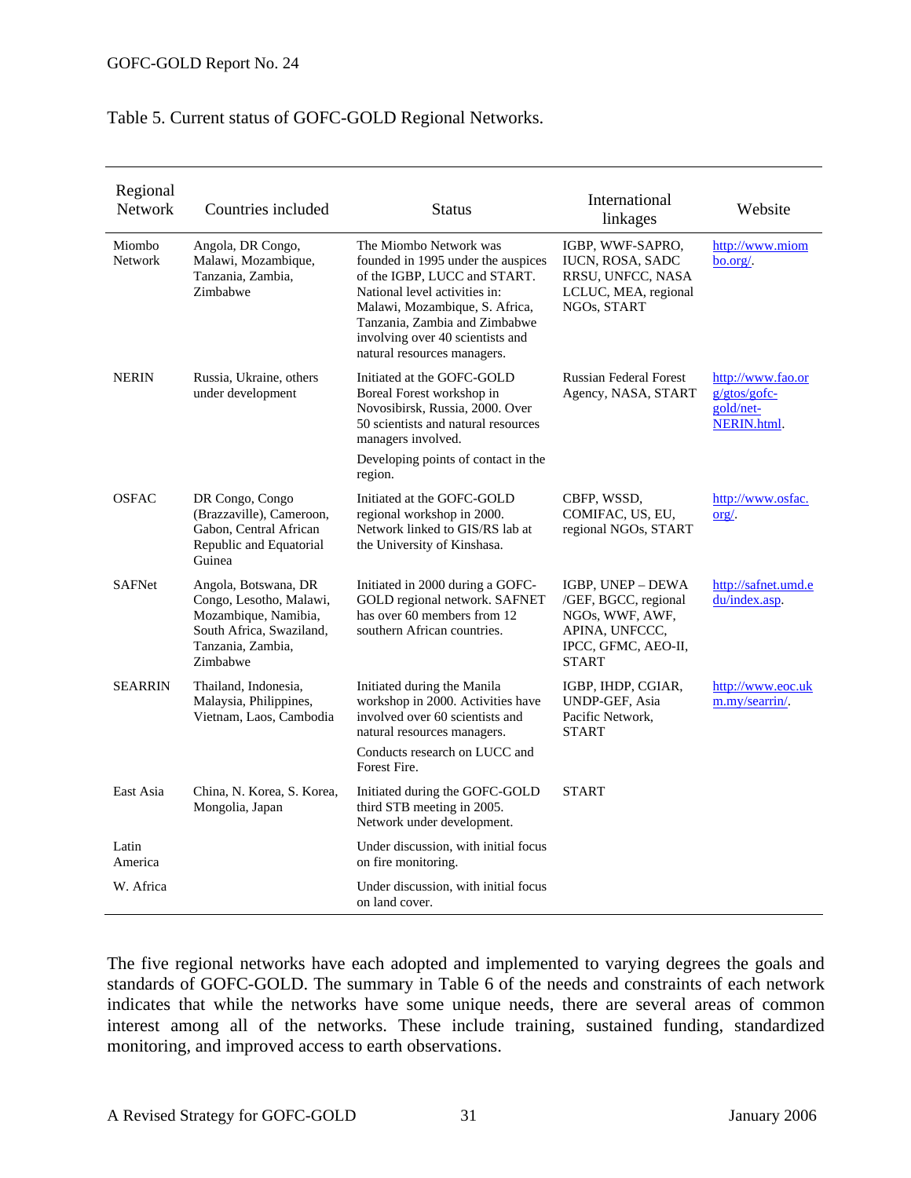Table 5. Current status of GOFC-GOLD Regional Networks.

| Regional Network | Countries included | Status | International linkages | Website |
|---|---|---|---|---|
| Miombo Network | Angola, DR Congo, Malawi, Mozambique, Tanzania, Zambia, Zimbabwe | The Miombo Network was founded in 1995 under the auspices of the IGBP, LUCC and START. National level activities in: Malawi, Mozambique, S. Africa, Tanzania, Zambia and Zimbabwe involving over 40 scientists and natural resources managers. | IGBP, WWF-SAPRO, IUCN, ROSA, SADC RRSU, UNFCC, NASA LCLUC, MEA, regional NGOs, START | http://www.miombo.org/. |
| NERIN | Russia, Ukraine, others under development | Initiated at the GOFC-GOLD Boreal Forest workshop in Novosibirsk, Russia, 2000. Over 50 scientists and natural resources managers involved.<br><br>Developing points of contact in the region. | Russian Federal Forest Agency, NASA, START | http://www.fao.org/gtos/gofc-gold/net-NERIN.html. |
| OSFAC | DR Congo, Congo (Brazzaville), Cameroon, Gabon, Central African Republic and Equatorial Guinea | Initiated at the GOFC-GOLD regional workshop in 2000. Network linked to GIS/RS lab at the University of Kinshasa. | CBFP, WSSD, COMIFAC, US, EU, regional NGOs, START | http://www.osfac.org/. |
| SAFNet | Angola, Botswana, DR Congo, Lesotho, Malawi, Mozambique, Namibia, South Africa, Swaziland, Tanzania, Zambia, Zimbabwe | Initiated in 2000 during a GOFC-GOLD regional network. SAFNET has over 60 members from 12 southern African countries. | IGBP, UNEP – DEWA /GEF, BGCC, regional NGOs, WWF, AWF, APINA, UNFCCC, IPCC, GFMC, AEO-II, START | http://safnet.umd.edu/index.asp. |
| SEARRIN | Thailand, Indonesia, Malaysia, Philippines, Vietnam, Laos, Cambodia | Initiated during the Manila workshop in 2000. Activities have involved over 60 scientists and natural resources managers.<br><br>Conducts research on LUCC and Forest Fire. | IGBP, IHDP, CGIAR, UNDP-GEF, Asia Pacific Network, START | http://www.eoc.ukm.my/searrin/. |
| East Asia | China, N. Korea, S. Korea, Mongolia, Japan | Initiated during the GOFC-GOLD third STB meeting in 2005. Network under development. | START | |
| Latin America | | Under discussion, with initial focus on fire monitoring. | | |
| W. Africa | | Under discussion, with initial focus on land cover. | | |

The five regional networks have each adopted and implemented to varying degrees the goals and standards of GOFC-GOLD. The summary in Table 6 of the needs and constraints of each network indicates that while the networks have some unique needs, there are several areas of common interest among all of the networks. These include training, sustained funding, standardized monitoring, and improved access to earth observations.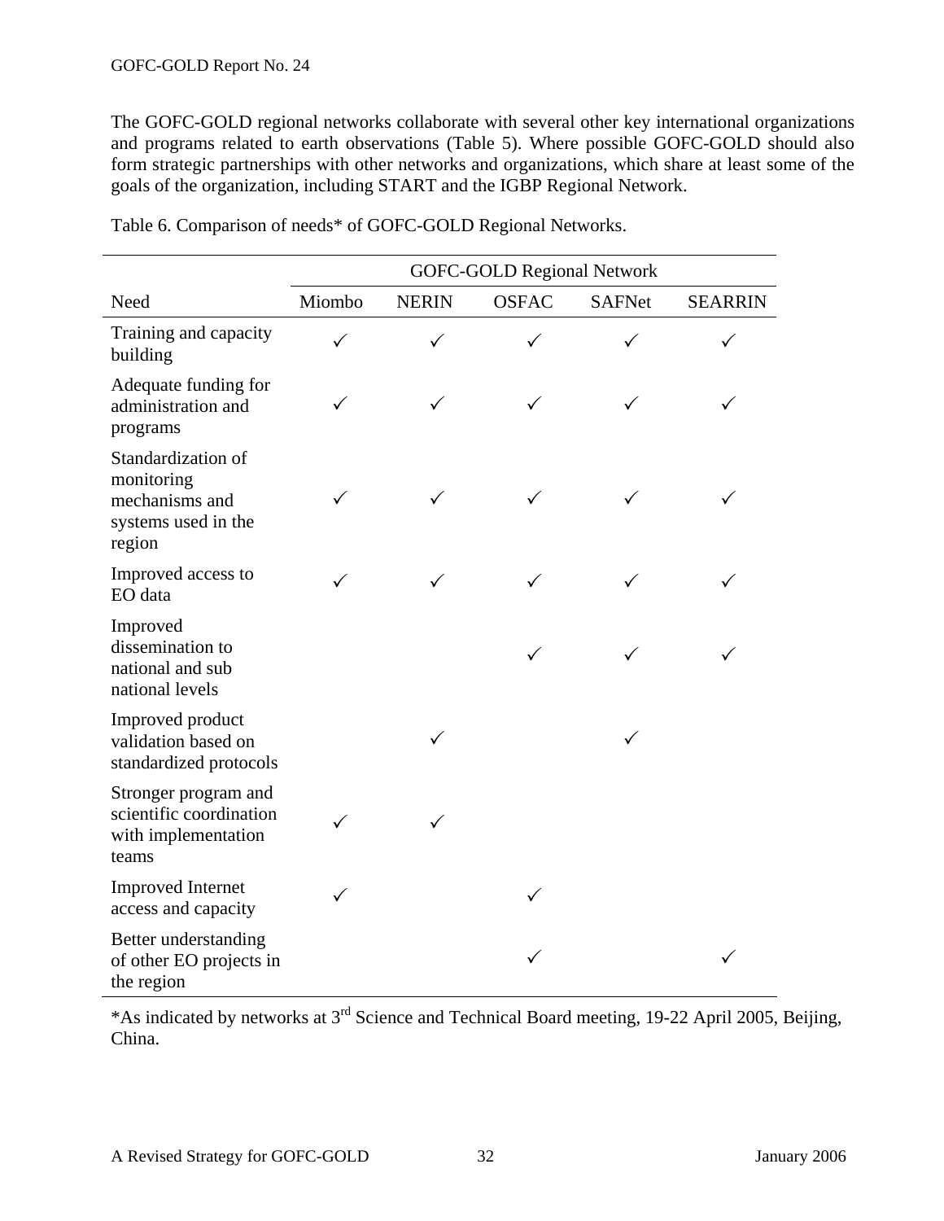The GOFC-GOLD regional networks collaborate with several other key international organizations and programs related to earth observations (Table 5). Where possible GOFC-GOLD should also form strategic partnerships with other networks and organizations, which share at least some of the goals of the organization, including START and the IGBP Regional Network.

Table 6. Comparison of needs* of GOFC-GOLD Regional Networks.

| | GOFC-GOLD Regional Network | | | | |
|---|---|---|---|---|---|
| Need | Miombo | NERIN | OSFAC | SAFNet | SEARRIN |
| Training and capacity building | ✓ | ✓ | ✓ | ✓ | ✓ |
| Adequate funding for administration and programs | ✓ | ✓ | ✓ | ✓ | ✓ |
| Standardization of monitoring mechanisms and systems used in the region | ✓ | ✓ | ✓ | ✓ | ✓ |
| Improved access to EO data | ✓ | ✓ | ✓ | ✓ | ✓ |
| Improved dissemination to national and sub national levels | | | ✓ | ✓ | ✓ |
| Improved product validation based on standardized protocols | | ✓ | | ✓ | |
| Stronger program and scientific coordination with implementation teams | ✓ | ✓ | | | |
| Improved Internet access and capacity | ✓ | | ✓ | | |
| Better understanding of other EO projects in the region | | | ✓ | | ✓ |

*As indicated by networks at 3rd Science and Technical Board meeting, 19-22 April 2005, Beijing, China.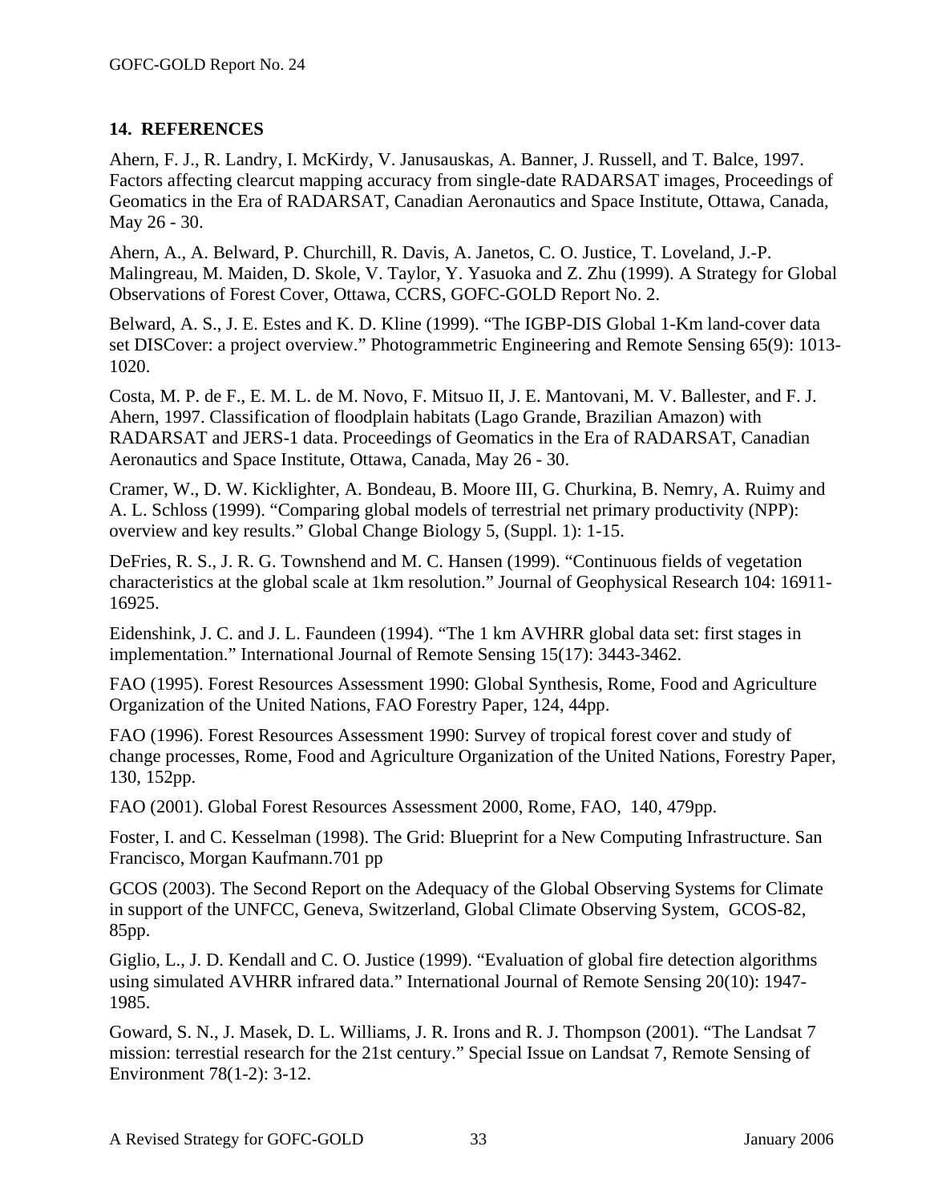## 14. REFERENCES

Ahern, F. J., R. Landry, I. McKirdy, V. Janusauskas, A. Banner, J. Russell, and T. Balce, 1997. Factors affecting clearcut mapping accuracy from single-date RADARSAT images, Proceedings of Geomatics in the Era of RADARSAT, Canadian Aeronautics and Space Institute, Ottawa, Canada, May 26 - 30.

Ahern, A., A. Belward, P. Churchill, R. Davis, A. Janetos, C. O. Justice, T. Loveland, J.-P. Malingreau, M. Maiden, D. Skole, V. Taylor, Y. Yasuoka and Z. Zhu (1999). A Strategy for Global Observations of Forest Cover, Ottawa, CCRS, GOFC-GOLD Report No. 2.

Belward, A. S., J. E. Estes and K. D. Kline (1999). "The IGBP-DIS Global 1-Km land-cover data set DISCover: a project overview." Photogrammetric Engineering and Remote Sensing 65(9): 1013-1020.

Costa, M. P. de F., E. M. L. de M. Novo, F. Mitsuo II, J. E. Mantovani, M. V. Ballester, and F. J. Ahern, 1997. Classification of floodplain habitats (Lago Grande, Brazilian Amazon) with RADARSAT and JERS-1 data. Proceedings of Geomatics in the Era of RADARSAT, Canadian Aeronautics and Space Institute, Ottawa, Canada, May 26 - 30.

Cramer, W., D. W. Kicklighter, A. Bondeau, B. Moore III, G. Churkina, B. Nemry, A. Ruimy and A. L. Schloss (1999). "Comparing global models of terrestrial net primary productivity (NPP): overview and key results." Global Change Biology 5, (Suppl. 1): 1-15.

DeFries, R. S., J. R. G. Townshend and M. C. Hansen (1999). "Continuous fields of vegetation characteristics at the global scale at 1km resolution." Journal of Geophysical Research 104: 16911-16925.

Eidenshink, J. C. and J. L. Faundeen (1994). "The 1 km AVHRR global data set: first stages in implementation." International Journal of Remote Sensing 15(17): 3443-3462.

FAO (1995). Forest Resources Assessment 1990: Global Synthesis, Rome, Food and Agriculture Organization of the United Nations, FAO Forestry Paper, 124, 44pp.

FAO (1996). Forest Resources Assessment 1990: Survey of tropical forest cover and study of change processes, Rome, Food and Agriculture Organization of the United Nations, Forestry Paper, 130, 152pp.

FAO (2001). Global Forest Resources Assessment 2000, Rome, FAO, 140, 479pp.

Foster, I. and C. Kesselman (1998). The Grid: Blueprint for a New Computing Infrastructure. San Francisco, Morgan Kaufmann.701 pp

GCOS (2003). The Second Report on the Adequacy of the Global Observing Systems for Climate in support of the UNFCC, Geneva, Switzerland, Global Climate Observing System, GCOS-82, 85pp.

Giglio, L., J. D. Kendall and C. O. Justice (1999). "Evaluation of global fire detection algorithms using simulated AVHRR infrared data." International Journal of Remote Sensing 20(10): 1947-1985.

Goward, S. N., J. Masek, D. L. Williams, J. R. Irons and R. J. Thompson (2001). "The Landsat 7 mission: terrestial research for the 21st century." Special Issue on Landsat 7, Remote Sensing of Environment 78(1-2): 3-12.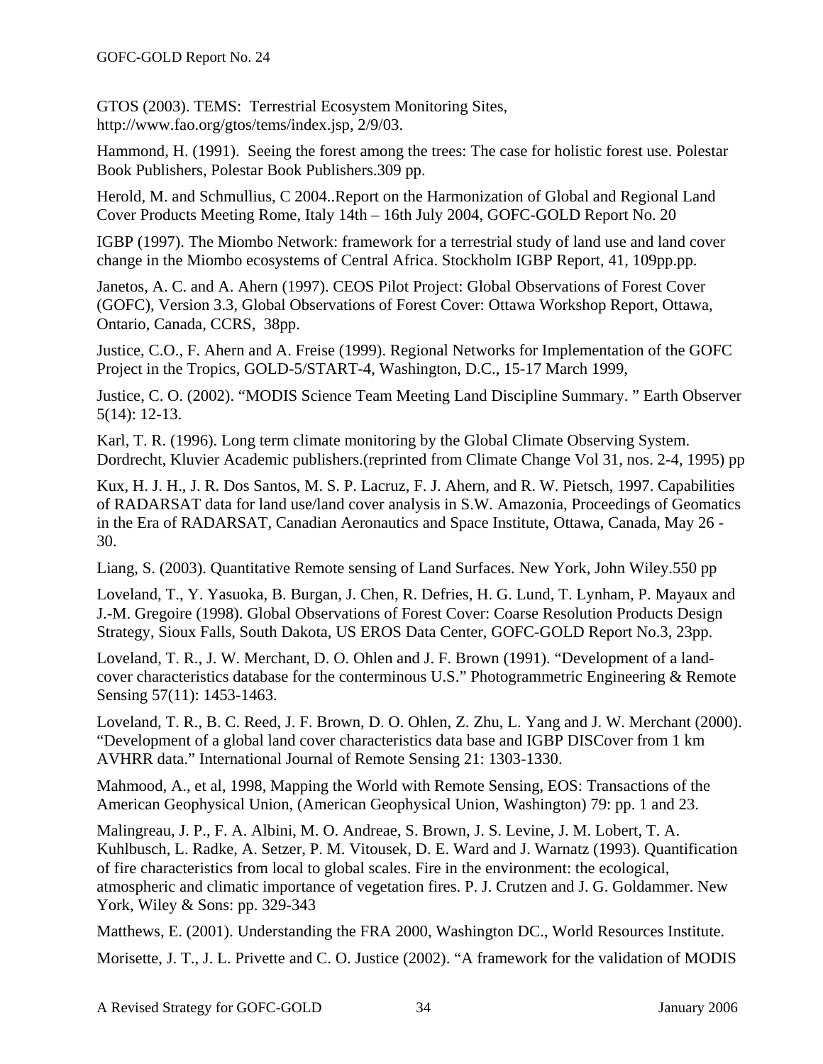GTOS (2003). TEMS: Terrestrial Ecosystem Monitoring Sites, http://www.fao.org/gtos/tems/index.jsp, 2/9/03.

Hammond, H. (1991). Seeing the forest among the trees: The case for holistic forest use. Polestar Book Publishers, Polestar Book Publishers.309 pp.

Herold, M. and Schmullius, C 2004..Report on the Harmonization of Global and Regional Land Cover Products Meeting Rome, Italy 14th – 16th July 2004, GOFC-GOLD Report No. 20

IGBP (1997). The Miombo Network: framework for a terrestrial study of land use and land cover change in the Miombo ecosystems of Central Africa. Stockholm IGBP Report, 41, 109pp.pp.

Janetos, A. C. and A. Ahern (1997). CEOS Pilot Project: Global Observations of Forest Cover (GOFC), Version 3.3, Global Observations of Forest Cover: Ottawa Workshop Report, Ottawa, Ontario, Canada, CCRS, 38pp.

Justice, C.O., F. Ahern and A. Freise (1999). Regional Networks for Implementation of the GOFC Project in the Tropics, GOLD-5/START-4, Washington, D.C., 15-17 March 1999,

Justice, C. O. (2002). "MODIS Science Team Meeting Land Discipline Summary. " Earth Observer 5(14): 12-13.

Karl, T. R. (1996). Long term climate monitoring by the Global Climate Observing System. Dordrecht, Kluvier Academic publishers.(reprinted from Climate Change Vol 31, nos. 2-4, 1995) pp

Kux, H. J. H., J. R. Dos Santos, M. S. P. Lacruz, F. J. Ahern, and R. W. Pietsch, 1997. Capabilities of RADARSAT data for land use/land cover analysis in S.W. Amazonia, Proceedings of Geomatics in the Era of RADARSAT, Canadian Aeronautics and Space Institute, Ottawa, Canada, May 26 - 30.

Liang, S. (2003). Quantitative Remote sensing of Land Surfaces. New York, John Wiley.550 pp

Loveland, T., Y. Yasuoka, B. Burgan, J. Chen, R. Defries, H. G. Lund, T. Lynham, P. Mayaux and J.-M. Gregoire (1998). Global Observations of Forest Cover: Coarse Resolution Products Design Strategy, Sioux Falls, South Dakota, US EROS Data Center, GOFC-GOLD Report No.3, 23pp.

Loveland, T. R., J. W. Merchant, D. O. Ohlen and J. F. Brown (1991). "Development of a land-cover characteristics database for the conterminous U.S." Photogrammetric Engineering & Remote Sensing 57(11): 1453-1463.

Loveland, T. R., B. C. Reed, J. F. Brown, D. O. Ohlen, Z. Zhu, L. Yang and J. W. Merchant (2000). "Development of a global land cover characteristics data base and IGBP DISCover from 1 km AVHRR data." International Journal of Remote Sensing 21: 1303-1330.

Mahmood, A., et al, 1998, Mapping the World with Remote Sensing, EOS: Transactions of the American Geophysical Union, (American Geophysical Union, Washington) 79: pp. 1 and 23.

Malingreau, J. P., F. A. Albini, M. O. Andreae, S. Brown, J. S. Levine, J. M. Lobert, T. A. Kuhlbusch, L. Radke, A. Setzer, P. M. Vitousek, D. E. Ward and J. Warnatz (1993). Quantification of fire characteristics from local to global scales. Fire in the environment: the ecological, atmospheric and climatic importance of vegetation fires. P. J. Crutzen and J. G. Goldammer. New York, Wiley & Sons: pp. 329-343

Matthews, E. (2001). Understanding the FRA 2000, Washington DC., World Resources Institute.

Morisette, J. T., J. L. Privette and C. O. Justice (2002). "A framework for the validation of MODIS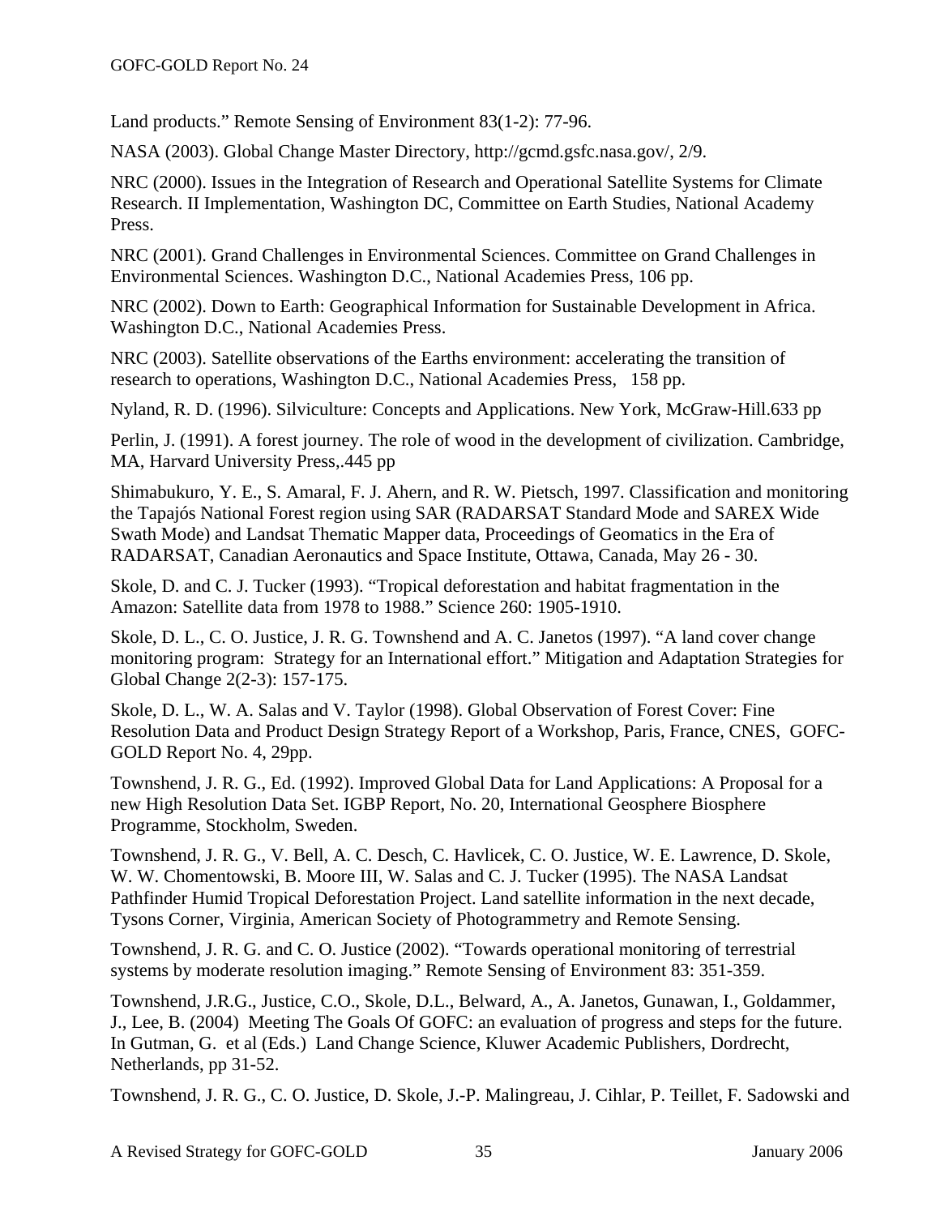Land products." Remote Sensing of Environment 83(1-2): 77-96.

NASA (2003). Global Change Master Directory, http://gcmd.gsfc.nasa.gov/, 2/9.

NRC (2000). Issues in the Integration of Research and Operational Satellite Systems for Climate Research. II Implementation, Washington DC, Committee on Earth Studies, National Academy Press.

NRC (2001). Grand Challenges in Environmental Sciences. Committee on Grand Challenges in Environmental Sciences. Washington D.C., National Academies Press, 106 pp.

NRC (2002). Down to Earth: Geographical Information for Sustainable Development in Africa. Washington D.C., National Academies Press.

NRC (2003). Satellite observations of the Earths environment: accelerating the transition of research to operations, Washington D.C., National Academies Press, 158 pp.

Nyland, R. D. (1996). Silviculture: Concepts and Applications. New York, McGraw-Hill.633 pp

Perlin, J. (1991). A forest journey. The role of wood in the development of civilization. Cambridge, MA, Harvard University Press,.445 pp

Shimabukuro, Y. E., S. Amaral, F. J. Ahern, and R. W. Pietsch, 1997. Classification and monitoring the Tapajós National Forest region using SAR (RADARSAT Standard Mode and SAREX Wide Swath Mode) and Landsat Thematic Mapper data, Proceedings of Geomatics in the Era of RADARSAT, Canadian Aeronautics and Space Institute, Ottawa, Canada, May 26 - 30.

Skole, D. and C. J. Tucker (1993). "Tropical deforestation and habitat fragmentation in the Amazon: Satellite data from 1978 to 1988." Science 260: 1905-1910.

Skole, D. L., C. O. Justice, J. R. G. Townshend and A. C. Janetos (1997). "A land cover change monitoring program: Strategy for an International effort." Mitigation and Adaptation Strategies for Global Change 2(2-3): 157-175.

Skole, D. L., W. A. Salas and V. Taylor (1998). Global Observation of Forest Cover: Fine Resolution Data and Product Design Strategy Report of a Workshop, Paris, France, CNES, GOFC-GOLD Report No. 4, 29pp.

Townshend, J. R. G., Ed. (1992). Improved Global Data for Land Applications: A Proposal for a new High Resolution Data Set. IGBP Report, No. 20, International Geosphere Biosphere Programme, Stockholm, Sweden.

Townshend, J. R. G., V. Bell, A. C. Desch, C. Havlicek, C. O. Justice, W. E. Lawrence, D. Skole, W. W. Chomentowski, B. Moore III, W. Salas and C. J. Tucker (1995). The NASA Landsat Pathfinder Humid Tropical Deforestation Project. Land satellite information in the next decade, Tysons Corner, Virginia, American Society of Photogrammetry and Remote Sensing.

Townshend, J. R. G. and C. O. Justice (2002). "Towards operational monitoring of terrestrial systems by moderate resolution imaging." Remote Sensing of Environment 83: 351-359.

Townshend, J.R.G., Justice, C.O., Skole, D.L., Belward, A., A. Janetos, Gunawan, I., Goldammer, J., Lee, B. (2004) Meeting The Goals Of GOFC: an evaluation of progress and steps for the future. In Gutman, G. et al (Eds.) Land Change Science, Kluwer Academic Publishers, Dordrecht, Netherlands, pp 31-52.

Townshend, J. R. G., C. O. Justice, D. Skole, J.-P. Malingreau, J. Cihlar, P. Teillet, F. Sadowski and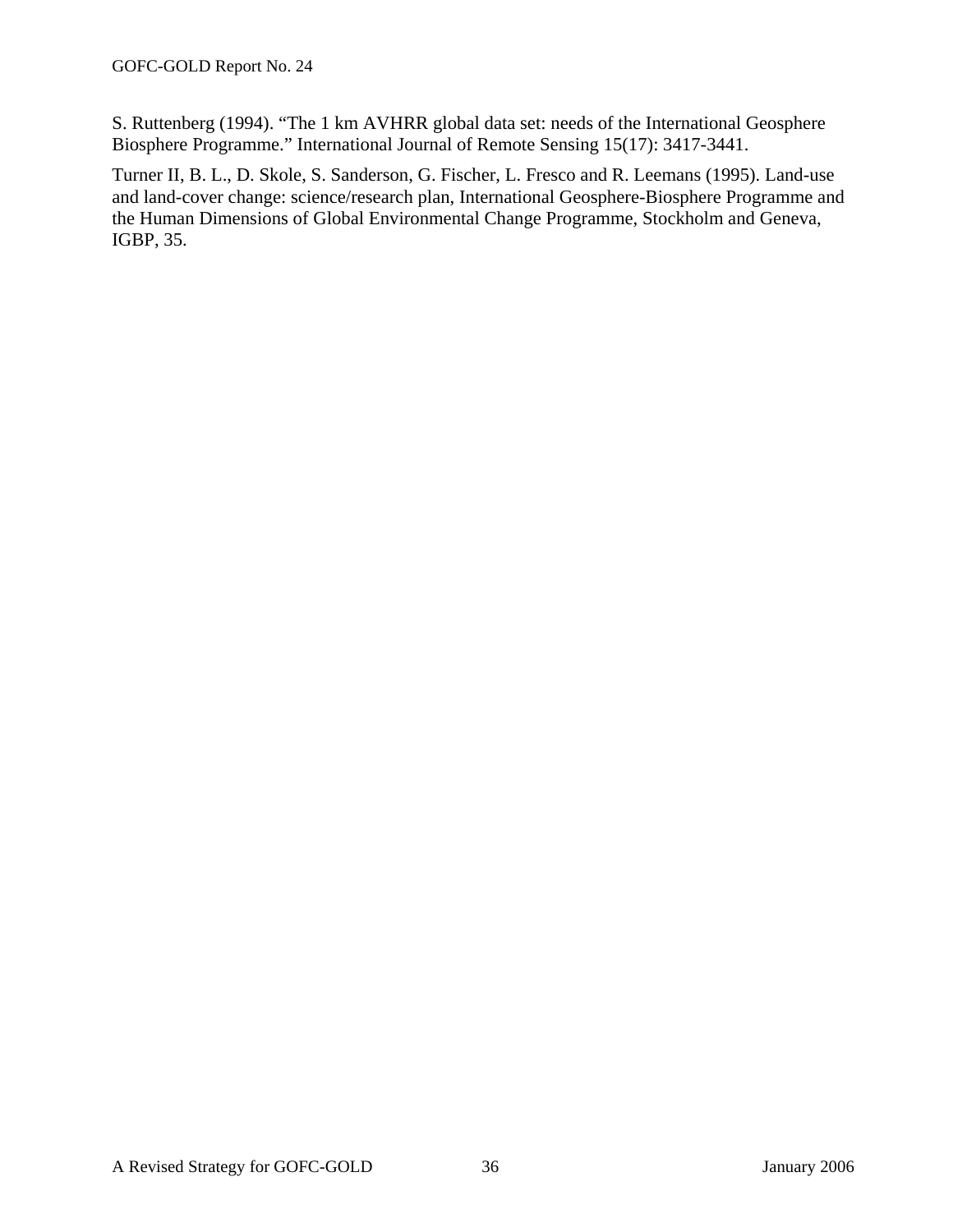S. Ruttenberg (1994). “The 1 km AVHRR global data set: needs of the International Geosphere Biosphere Programme.” International Journal of Remote Sensing 15(17): 3417-3441.

Turner II, B. L., D. Skole, S. Sanderson, G. Fischer, L. Fresco and R. Leemans (1995). Land-use and land-cover change: science/research plan, International Geosphere-Biosphere Programme and the Human Dimensions of Global Environmental Change Programme, Stockholm and Geneva, IGBP, 35.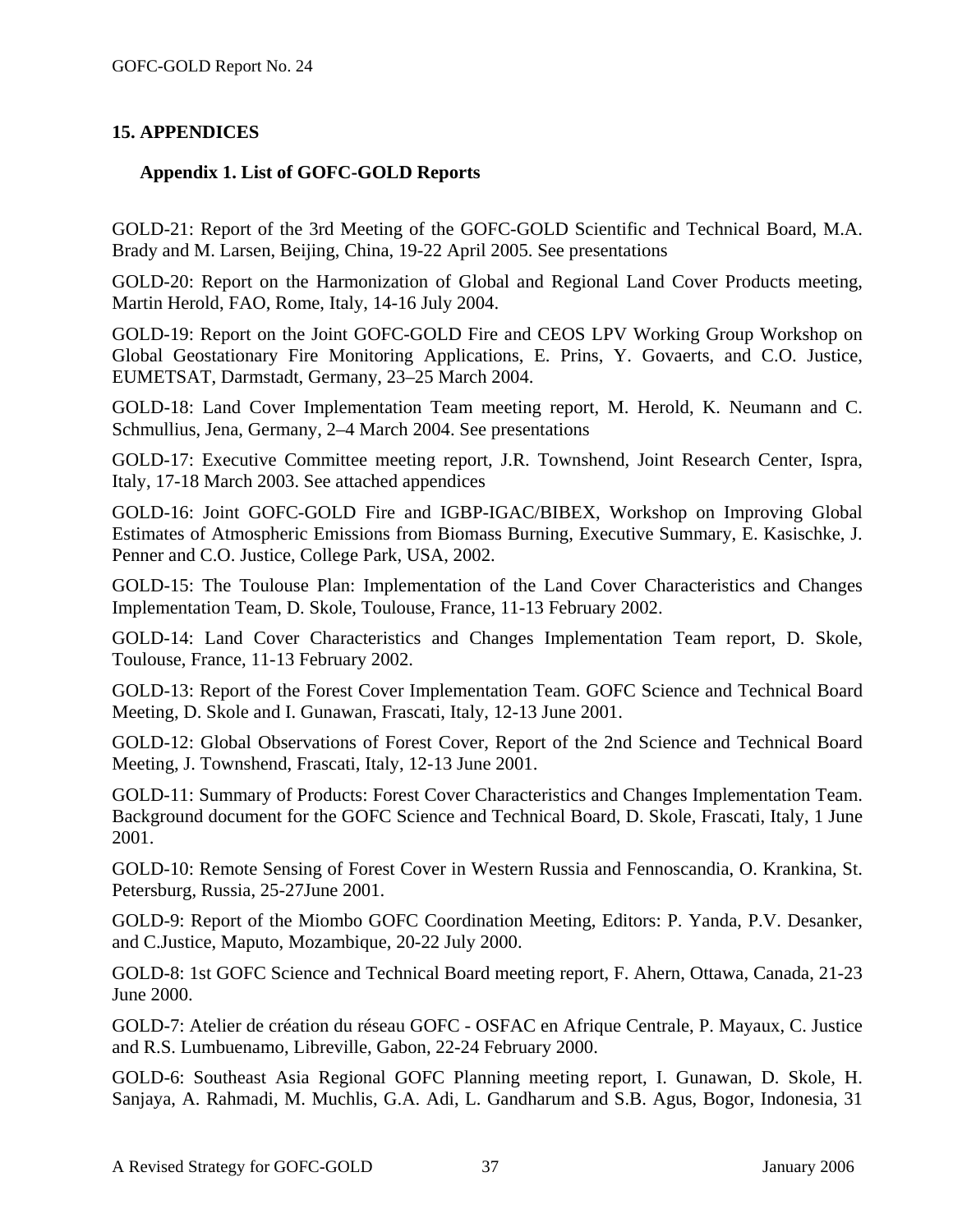## 15. APPENDICES

### Appendix 1. List of GOFC-GOLD Reports

GOLD-21: Report of the 3rd Meeting of the GOFC-GOLD Scientific and Technical Board, M.A. Brady and M. Larsen, Beijing, China, 19-22 April 2005. See presentations

GOLD-20: Report on the Harmonization of Global and Regional Land Cover Products meeting, Martin Herold, FAO, Rome, Italy, 14-16 July 2004.

GOLD-19: Report on the Joint GOFC-GOLD Fire and CEOS LPV Working Group Workshop on Global Geostationary Fire Monitoring Applications, E. Prins, Y. Govaerts, and C.O. Justice, EUMETSAT, Darmstadt, Germany, 23–25 March 2004.

GOLD-18: Land Cover Implementation Team meeting report, M. Herold, K. Neumann and C. Schmullius, Jena, Germany, 2–4 March 2004. See presentations

GOLD-17: Executive Committee meeting report, J.R. Townshend, Joint Research Center, Ispra, Italy, 17-18 March 2003. See attached appendices

GOLD-16: Joint GOFC-GOLD Fire and IGBP-IGAC/BIBEX, Workshop on Improving Global Estimates of Atmospheric Emissions from Biomass Burning, Executive Summary, E. Kasischke, J. Penner and C.O. Justice, College Park, USA, 2002.

GOLD-15: The Toulouse Plan: Implementation of the Land Cover Characteristics and Changes Implementation Team, D. Skole, Toulouse, France, 11-13 February 2002.

GOLD-14: Land Cover Characteristics and Changes Implementation Team report, D. Skole, Toulouse, France, 11-13 February 2002.

GOLD-13: Report of the Forest Cover Implementation Team. GOFC Science and Technical Board Meeting, D. Skole and I. Gunawan, Frascati, Italy, 12-13 June 2001.

GOLD-12: Global Observations of Forest Cover, Report of the 2nd Science and Technical Board Meeting, J. Townshend, Frascati, Italy, 12-13 June 2001.

GOLD-11: Summary of Products: Forest Cover Characteristics and Changes Implementation Team. Background document for the GOFC Science and Technical Board, D. Skole, Frascati, Italy, 1 June 2001.

GOLD-10: Remote Sensing of Forest Cover in Western Russia and Fennoscandia, O. Krankina, St. Petersburg, Russia, 25-27June 2001.

GOLD-9: Report of the Miombo GOFC Coordination Meeting, Editors: P. Yanda, P.V. Desanker, and C.Justice, Maputo, Mozambique, 20-22 July 2000.

GOLD-8: 1st GOFC Science and Technical Board meeting report, F. Ahern, Ottawa, Canada, 21-23 June 2000.

GOLD-7: Atelier de création du réseau GOFC - OSFAC en Afrique Centrale, P. Mayaux, C. Justice and R.S. Lumbuenamo, Libreville, Gabon, 22-24 February 2000.

GOLD-6: Southeast Asia Regional GOFC Planning meeting report, I. Gunawan, D. Skole, H. Sanjaya, A. Rahmadi, M. Muchlis, G.A. Adi, L. Gandharum and S.B. Agus, Bogor, Indonesia, 31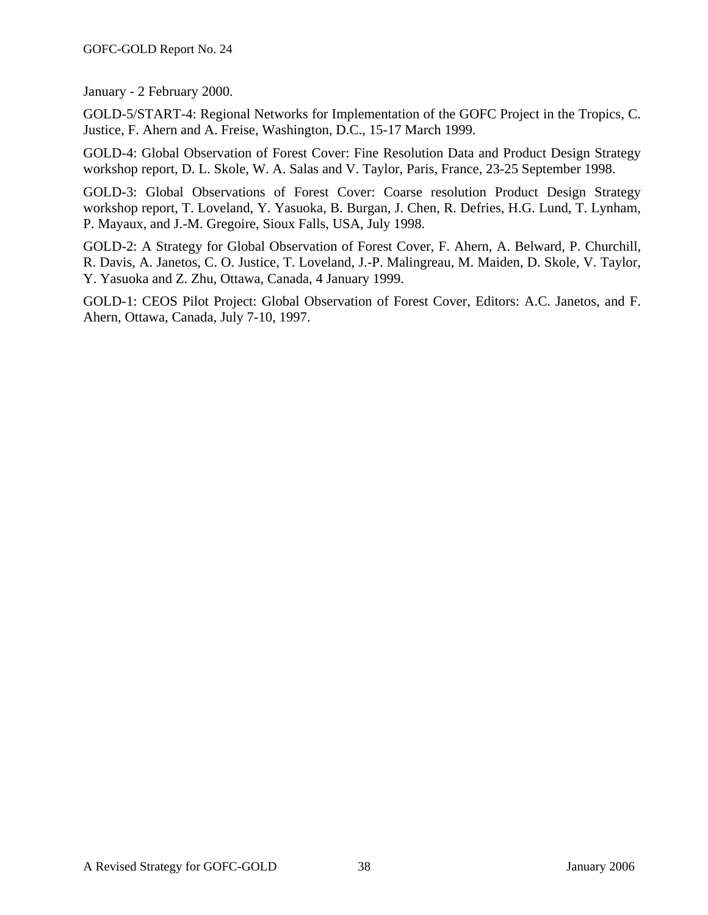January - 2 February 2000.

GOLD-5/START-4: Regional Networks for Implementation of the GOFC Project in the Tropics, C. Justice, F. Ahern and A. Freise, Washington, D.C., 15-17 March 1999.

GOLD-4: Global Observation of Forest Cover: Fine Resolution Data and Product Design Strategy workshop report, D. L. Skole, W. A. Salas and V. Taylor, Paris, France, 23-25 September 1998.

GOLD-3: Global Observations of Forest Cover: Coarse resolution Product Design Strategy workshop report, T. Loveland, Y. Yasuoka, B. Burgan, J. Chen, R. Defries, H.G. Lund, T. Lynham, P. Mayaux, and J.-M. Gregoire, Sioux Falls, USA, July 1998.

GOLD-2: A Strategy for Global Observation of Forest Cover, F. Ahern, A. Belward, P. Churchill, R. Davis, A. Janetos, C. O. Justice, T. Loveland, J.-P. Malingreau, M. Maiden, D. Skole, V. Taylor, Y. Yasuoka and Z. Zhu, Ottawa, Canada, 4 January 1999.

GOLD-1: CEOS Pilot Project: Global Observation of Forest Cover, Editors: A.C. Janetos, and F. Ahern, Ottawa, Canada, July 7-10, 1997.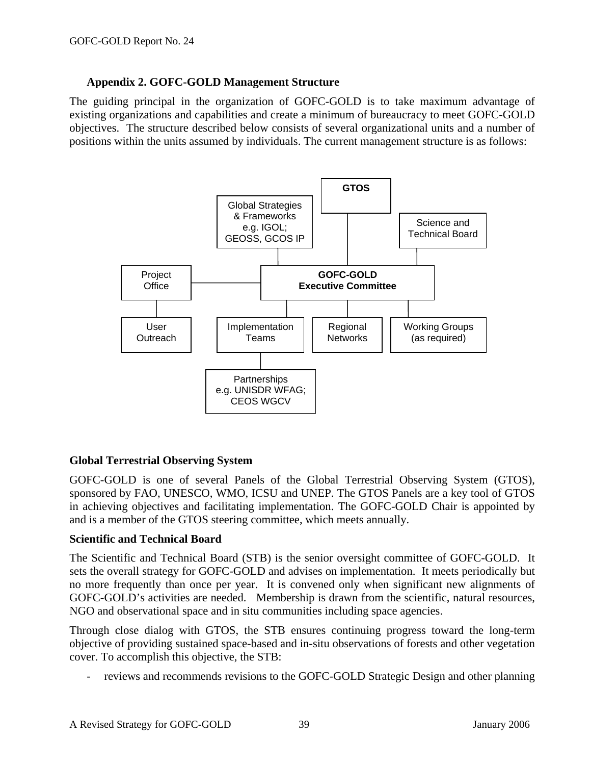### Appendix 2. GOFC-GOLD Management Structure

The guiding principal in the organization of GOFC-GOLD is to take maximum advantage of existing organizations and capabilities and create a minimum of bureaucracy to meet GOFC-GOLD objectives. The structure described below consists of several organizational units and a number of positions within the units assumed by individuals. The current management structure is as follows:

GTOS

Global Strategies & Frameworks e.g. IGOL; GEOSS, GCOS IP

Science and Technical Board

Project Office

GOFC-GOLD Executive Committee

User Outreach

Implementation Teams

Regional Networks

Working Groups (as required)

Partnerships e.g. UNISDR WFAG; CEOS WGCV

**Global Terrestrial Observing System**

GOFC-GOLD is one of several Panels of the Global Terrestrial Observing System (GTOS), sponsored by FAO, UNESCO, WMO, ICSU and UNEP. The GTOS Panels are a key tool of GTOS in achieving objectives and facilitating implementation. The GOFC-GOLD Chair is appointed by and is a member of the GTOS steering committee, which meets annually.

**Scientific and Technical Board**

The Scientific and Technical Board (STB) is the senior oversight committee of GOFC-GOLD. It sets the overall strategy for GOFC-GOLD and advises on implementation. It meets periodically but no more frequently than once per year. It is convened only when significant new alignments of GOFC-GOLD's activities are needed. Membership is drawn from the scientific, natural resources, NGO and observational space and in situ communities including space agencies.

Through close dialog with GTOS, the STB ensures continuing progress toward the long-term objective of providing sustained space-based and in-situ observations of forests and other vegetation cover. To accomplish this objective, the STB:

- reviews and recommends revisions to the GOFC-GOLD Strategic Design and other planning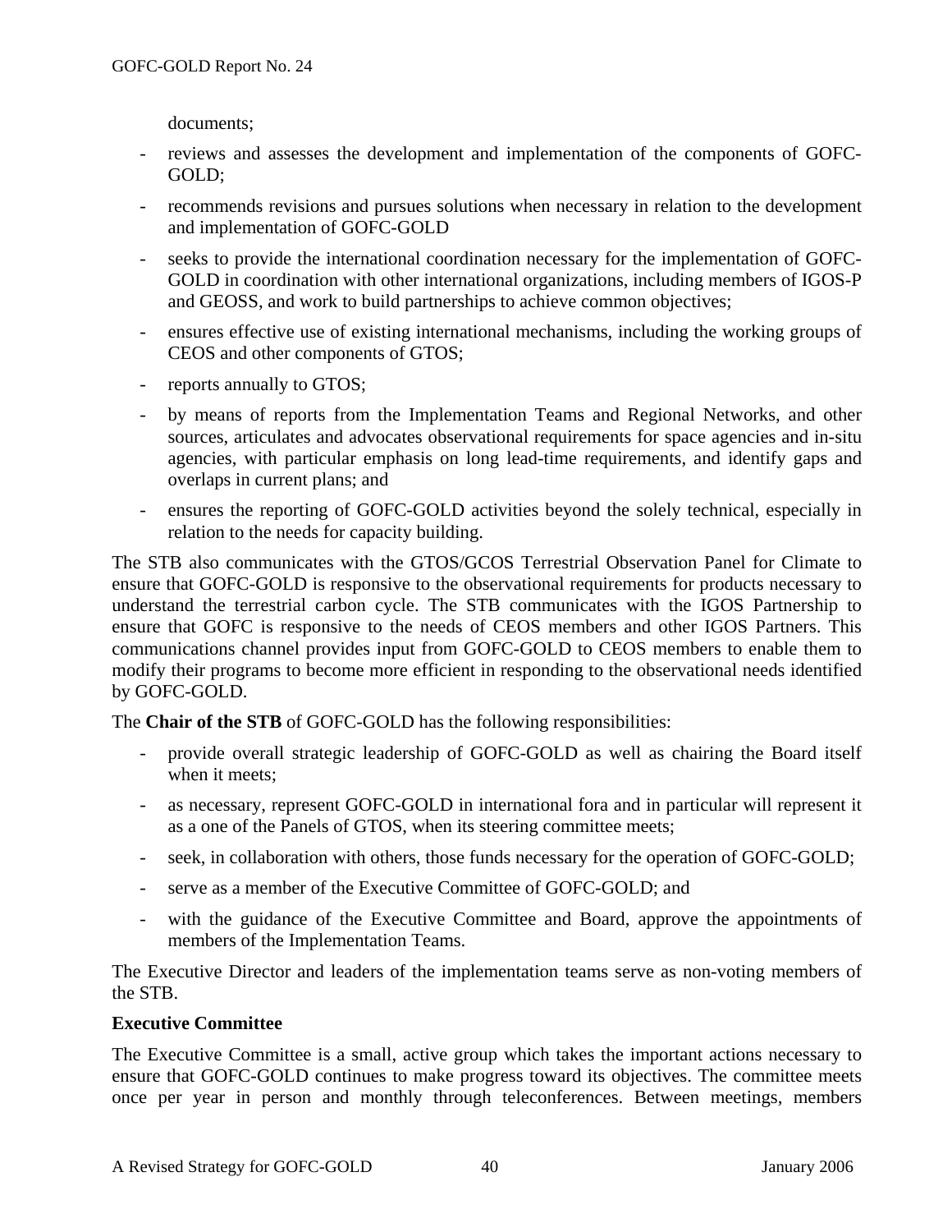documents;

- reviews and assesses the development and implementation of the components of GOFC-GOLD;
- recommends revisions and pursues solutions when necessary in relation to the development and implementation of GOFC-GOLD
- seeks to provide the international coordination necessary for the implementation of GOFC-GOLD in coordination with other international organizations, including members of IGOS-P and GEOSS, and work to build partnerships to achieve common objectives;
- ensures effective use of existing international mechanisms, including the working groups of CEOS and other components of GTOS;
- reports annually to GTOS;
- by means of reports from the Implementation Teams and Regional Networks, and other sources, articulates and advocates observational requirements for space agencies and in-situ agencies, with particular emphasis on long lead-time requirements, and identify gaps and overlaps in current plans; and
- ensures the reporting of GOFC-GOLD activities beyond the solely technical, especially in relation to the needs for capacity building.

The STB also communicates with the GTOS/GCOS Terrestrial Observation Panel for Climate to ensure that GOFC-GOLD is responsive to the observational requirements for products necessary to understand the terrestrial carbon cycle. The STB communicates with the IGOS Partnership to ensure that GOFC is responsive to the needs of CEOS members and other IGOS Partners. This communications channel provides input from GOFC-GOLD to CEOS members to enable them to modify their programs to become more efficient in responding to the observational needs identified by GOFC-GOLD.

The **Chair of the STB** of GOFC-GOLD has the following responsibilities:

- provide overall strategic leadership of GOFC-GOLD as well as chairing the Board itself when it meets;
- as necessary, represent GOFC-GOLD in international fora and in particular will represent it as a one of the Panels of GTOS, when its steering committee meets;
- seek, in collaboration with others, those funds necessary for the operation of GOFC-GOLD;
- serve as a member of the Executive Committee of GOFC-GOLD; and
- with the guidance of the Executive Committee and Board, approve the appointments of members of the Implementation Teams.

The Executive Director and leaders of the implementation teams serve as non-voting members of the STB.

**Executive Committee**

The Executive Committee is a small, active group which takes the important actions necessary to ensure that GOFC-GOLD continues to make progress toward its objectives. The committee meets once per year in person and monthly through teleconferences. Between meetings, members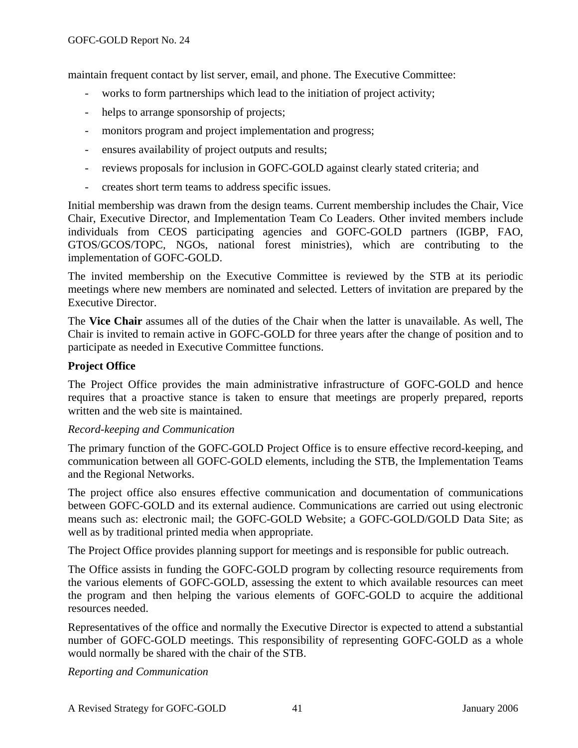maintain frequent contact by list server, email, and phone. The Executive Committee:

- works to form partnerships which lead to the initiation of project activity;
- helps to arrange sponsorship of projects;
- monitors program and project implementation and progress;
- ensures availability of project outputs and results;
- reviews proposals for inclusion in GOFC-GOLD against clearly stated criteria; and
- creates short term teams to address specific issues.

Initial membership was drawn from the design teams. Current membership includes the Chair, Vice Chair, Executive Director, and Implementation Team Co Leaders. Other invited members include individuals from CEOS participating agencies and GOFC-GOLD partners (IGBP, FAO, GTOS/GCOS/TOPC, NGOs, national forest ministries), which are contributing to the implementation of GOFC-GOLD.

The invited membership on the Executive Committee is reviewed by the STB at its periodic meetings where new members are nominated and selected. Letters of invitation are prepared by the Executive Director.

The **Vice Chair** assumes all of the duties of the Chair when the latter is unavailable. As well, The Chair is invited to remain active in GOFC-GOLD for three years after the change of position and to participate as needed in Executive Committee functions.

**Project Office**

The Project Office provides the main administrative infrastructure of GOFC-GOLD and hence requires that a proactive stance is taken to ensure that meetings are properly prepared, reports written and the web site is maintained.

*Record-keeping and Communication*

The primary function of the GOFC-GOLD Project Office is to ensure effective record-keeping, and communication between all GOFC-GOLD elements, including the STB, the Implementation Teams and the Regional Networks.

The project office also ensures effective communication and documentation of communications between GOFC-GOLD and its external audience. Communications are carried out using electronic means such as: electronic mail; the GOFC-GOLD Website; a GOFC-GOLD/GOLD Data Site; as well as by traditional printed media when appropriate.

The Project Office provides planning support for meetings and is responsible for public outreach.

The Office assists in funding the GOFC-GOLD program by collecting resource requirements from the various elements of GOFC-GOLD, assessing the extent to which available resources can meet the program and then helping the various elements of GOFC-GOLD to acquire the additional resources needed.

Representatives of the office and normally the Executive Director is expected to attend a substantial number of GOFC-GOLD meetings. This responsibility of representing GOFC-GOLD as a whole would normally be shared with the chair of the STB.

*Reporting and Communication*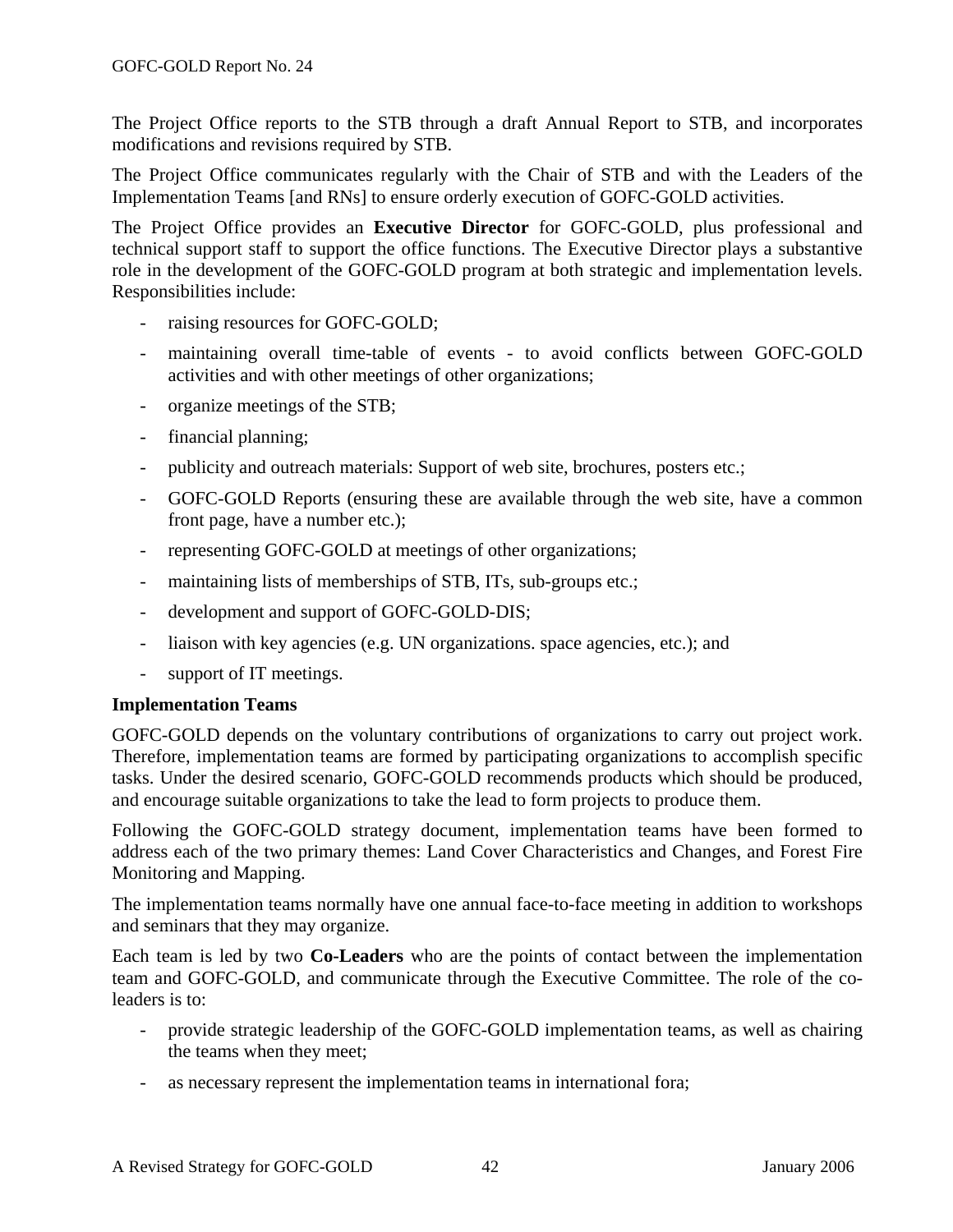The Project Office reports to the STB through a draft Annual Report to STB, and incorporates modifications and revisions required by STB.

The Project Office communicates regularly with the Chair of STB and with the Leaders of the Implementation Teams [and RNs] to ensure orderly execution of GOFC-GOLD activities.

The Project Office provides an **Executive Director** for GOFC-GOLD, plus professional and technical support staff to support the office functions. The Executive Director plays a substantive role in the development of the GOFC-GOLD program at both strategic and implementation levels. Responsibilities include:

- raising resources for GOFC-GOLD;
- maintaining overall time-table of events - to avoid conflicts between GOFC-GOLD activities and with other meetings of other organizations;
- organize meetings of the STB;
- financial planning;
- publicity and outreach materials: Support of web site, brochures, posters etc.;
- GOFC-GOLD Reports (ensuring these are available through the web site, have a common front page, have a number etc.);
- representing GOFC-GOLD at meetings of other organizations;
- maintaining lists of memberships of STB, ITs, sub-groups etc.;
- development and support of GOFC-GOLD-DIS;
- liaison with key agencies (e.g. UN organizations. space agencies, etc.); and
- support of IT meetings.

**Implementation Teams**

GOFC-GOLD depends on the voluntary contributions of organizations to carry out project work. Therefore, implementation teams are formed by participating organizations to accomplish specific tasks. Under the desired scenario, GOFC-GOLD recommends products which should be produced, and encourage suitable organizations to take the lead to form projects to produce them.

Following the GOFC-GOLD strategy document, implementation teams have been formed to address each of the two primary themes: Land Cover Characteristics and Changes, and Forest Fire Monitoring and Mapping.

The implementation teams normally have one annual face-to-face meeting in addition to workshops and seminars that they may organize.

Each team is led by two **Co-Leaders** who are the points of contact between the implementation team and GOFC-GOLD, and communicate through the Executive Committee. The role of the co-leaders is to:

- provide strategic leadership of the GOFC-GOLD implementation teams, as well as chairing the teams when they meet;
- as necessary represent the implementation teams in international fora;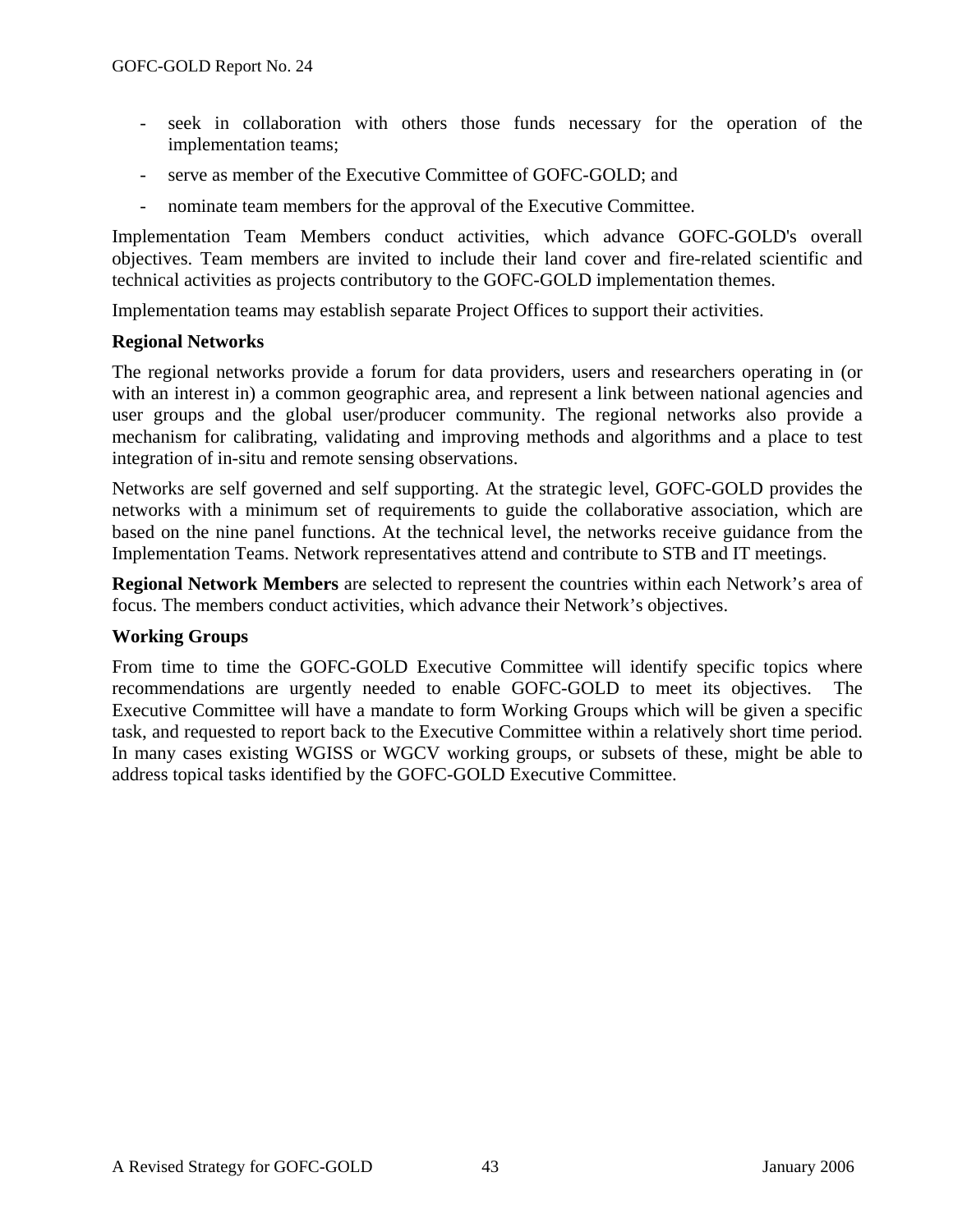- seek in collaboration with others those funds necessary for the operation of the implementation teams;
- serve as member of the Executive Committee of GOFC-GOLD; and
- nominate team members for the approval of the Executive Committee.

Implementation Team Members conduct activities, which advance GOFC-GOLD's overall objectives. Team members are invited to include their land cover and fire-related scientific and technical activities as projects contributory to the GOFC-GOLD implementation themes.

Implementation teams may establish separate Project Offices to support their activities.

**Regional Networks**

The regional networks provide a forum for data providers, users and researchers operating in (or with an interest in) a common geographic area, and represent a link between national agencies and user groups and the global user/producer community. The regional networks also provide a mechanism for calibrating, validating and improving methods and algorithms and a place to test integration of in-situ and remote sensing observations.

Networks are self governed and self supporting. At the strategic level, GOFC-GOLD provides the networks with a minimum set of requirements to guide the collaborative association, which are based on the nine panel functions. At the technical level, the networks receive guidance from the Implementation Teams. Network representatives attend and contribute to STB and IT meetings.

**Regional Network Members** are selected to represent the countries within each Network's area of focus. The members conduct activities, which advance their Network's objectives.

**Working Groups**

From time to time the GOFC-GOLD Executive Committee will identify specific topics where recommendations are urgently needed to enable GOFC-GOLD to meet its objectives. The Executive Committee will have a mandate to form Working Groups which will be given a specific task, and requested to report back to the Executive Committee within a relatively short time period. In many cases existing WGISS or WGCV working groups, or subsets of these, might be able to address topical tasks identified by the GOFC-GOLD Executive Committee.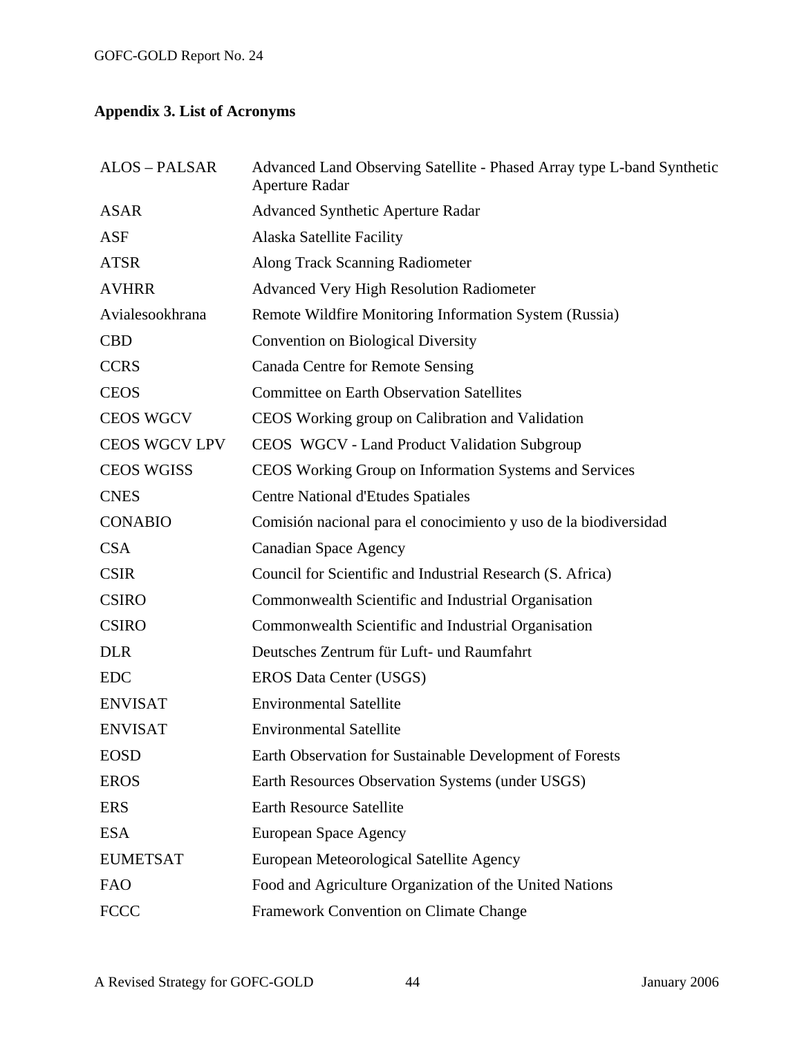## Appendix 3. List of Acronyms

| | |
|---|---|
| ALOS – PALSAR | Advanced Land Observing Satellite - Phased Array type L-band Synthetic Aperture Radar |
| ASAR | Advanced Synthetic Aperture Radar |
| ASF | Alaska Satellite Facility |
| ATSR | Along Track Scanning Radiometer |
| AVHRR | Advanced Very High Resolution Radiometer |
| Avialesookhrana | Remote Wildfire Monitoring Information System (Russia) |
| CBD | Convention on Biological Diversity |
| CCRS | Canada Centre for Remote Sensing |
| CEOS | Committee on Earth Observation Satellites |
| CEOS WGCV | CEOS Working group on Calibration and Validation |
| CEOS WGCV LPV | CEOS WGCV - Land Product Validation Subgroup |
| CEOS WGISS | CEOS Working Group on Information Systems and Services |
| CNES | Centre National d'Etudes Spatiales |
| CONABIO | Comisión nacional para el conocimiento y uso de la biodiversidad |
| CSA | Canadian Space Agency |
| CSIR | Council for Scientific and Industrial Research (S. Africa) |
| CSIRO | Commonwealth Scientific and Industrial Organisation |
| CSIRO | Commonwealth Scientific and Industrial Organisation |
| DLR | Deutsches Zentrum für Luft- und Raumfahrt |
| EDC | EROS Data Center (USGS) |
| ENVISAT | Environmental Satellite |
| ENVISAT | Environmental Satellite |
| EOSD | Earth Observation for Sustainable Development of Forests |
| EROS | Earth Resources Observation Systems (under USGS) |
| ERS | Earth Resource Satellite |
| ESA | European Space Agency |
| EUMETSAT | European Meteorological Satellite Agency |
| FAO | Food and Agriculture Organization of the United Nations |
| FCCC | Framework Convention on Climate Change |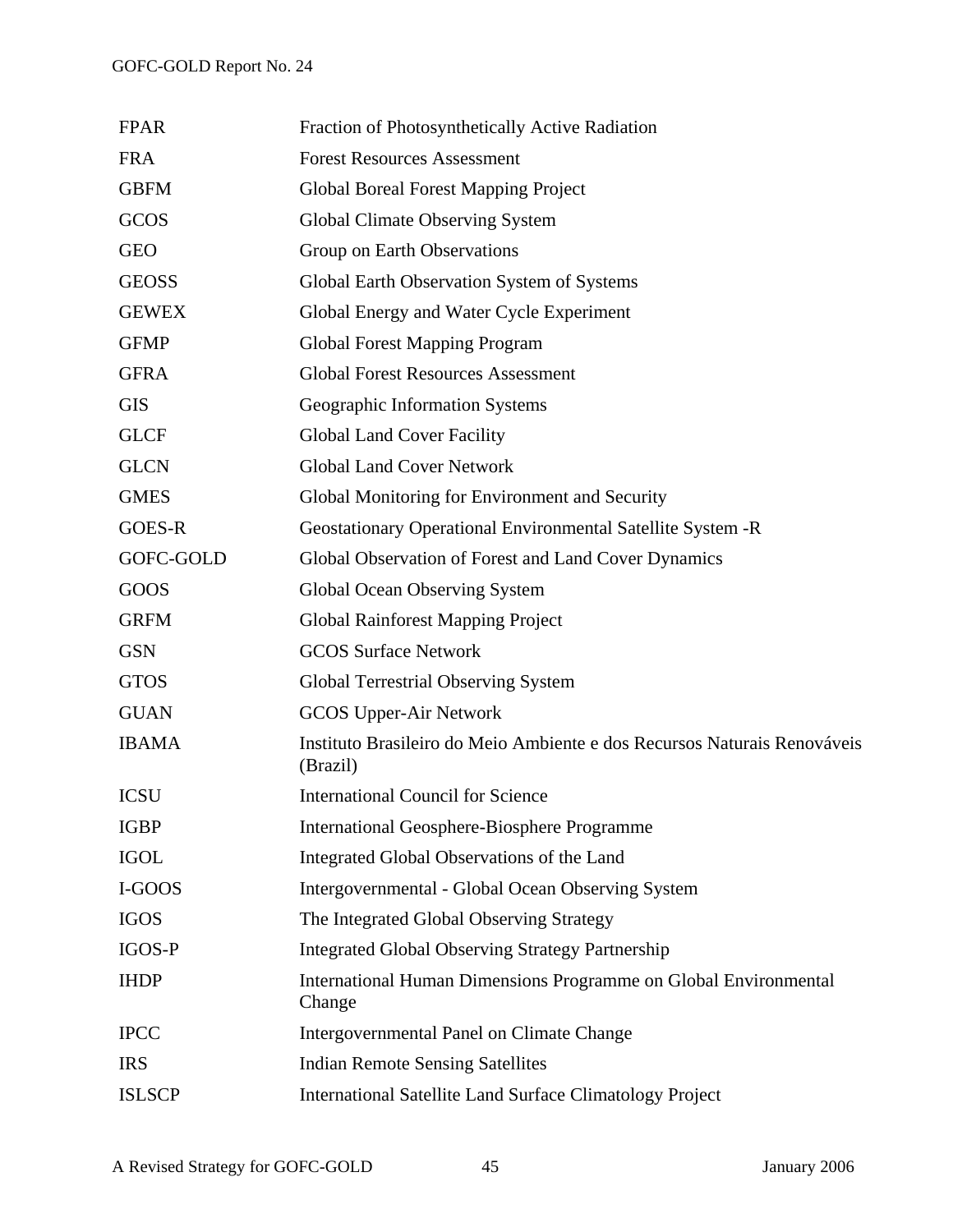| | |
|---|---|
| FPAR | Fraction of Photosynthetically Active Radiation |
| FRA | Forest Resources Assessment |
| GBFM | Global Boreal Forest Mapping Project |
| GCOS | Global Climate Observing System |
| GEO | Group on Earth Observations |
| GEOSS | Global Earth Observation System of Systems |
| GEWEX | Global Energy and Water Cycle Experiment |
| GFMP | Global Forest Mapping Program |
| GFRA | Global Forest Resources Assessment |
| GIS | Geographic Information Systems |
| GLCF | Global Land Cover Facility |
| GLCN | Global Land Cover Network |
| GMES | Global Monitoring for Environment and Security |
| GOES-R | Geostationary Operational Environmental Satellite System -R |
| GOFC-GOLD | Global Observation of Forest and Land Cover Dynamics |
| GOOS | Global Ocean Observing System |
| GRFM | Global Rainforest Mapping Project |
| GSN | GCOS Surface Network |
| GTOS | Global Terrestrial Observing System |
| GUAN | GCOS Upper-Air Network |
| IBAMA | Instituto Brasileiro do Meio Ambiente e dos Recursos Naturais Renováveis (Brazil) |
| ICSU | International Council for Science |
| IGBP | International Geosphere-Biosphere Programme |
| IGOL | Integrated Global Observations of the Land |
| I-GOOS | Intergovernmental - Global Ocean Observing System |
| IGOS | The Integrated Global Observing Strategy |
| IGOS-P | Integrated Global Observing Strategy Partnership |
| IHDP | International Human Dimensions Programme on Global Environmental Change |
| IPCC | Intergovernmental Panel on Climate Change |
| IRS | Indian Remote Sensing Satellites |
| ISLSCP | International Satellite Land Surface Climatology Project |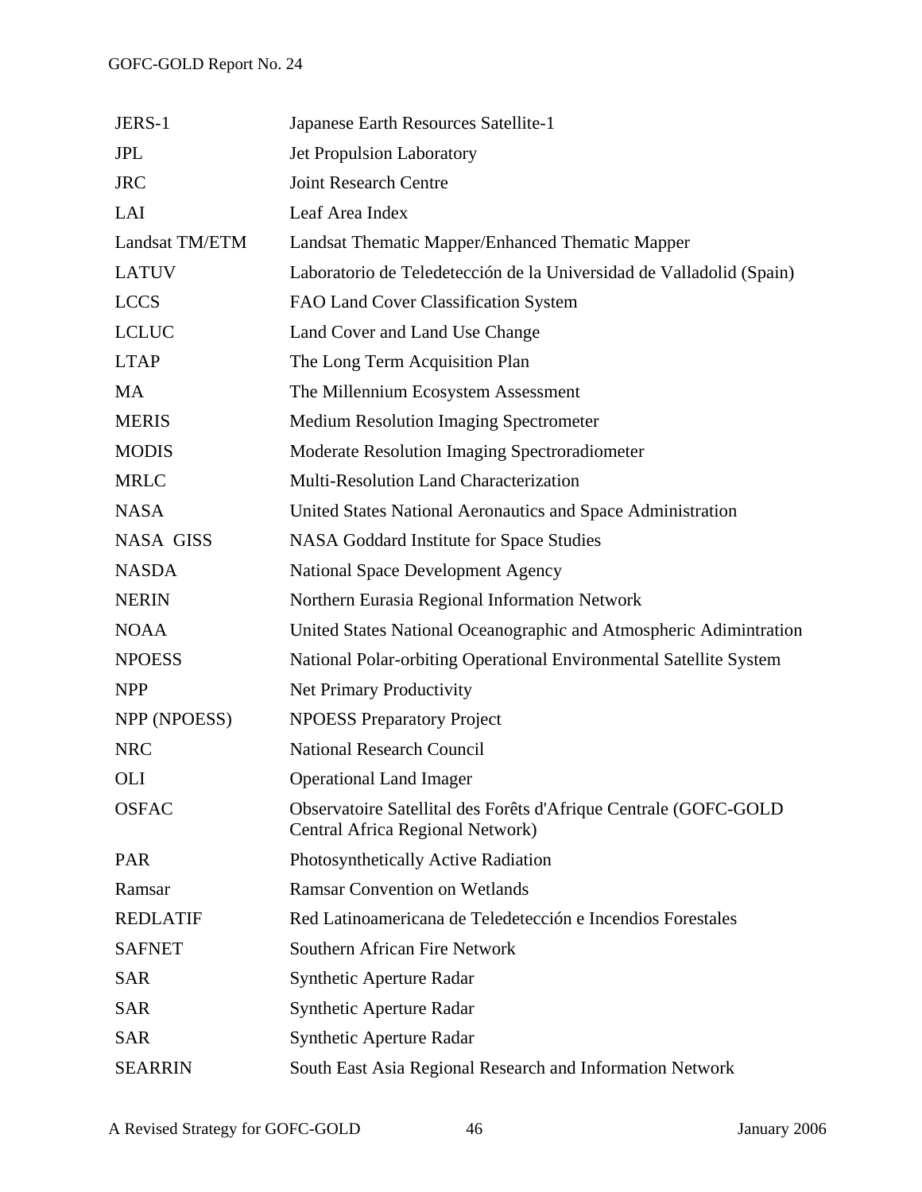| | |
|---|---|
| JERS-1 | Japanese Earth Resources Satellite-1 |
| JPL | Jet Propulsion Laboratory |
| JRC | Joint Research Centre |
| LAI | Leaf Area Index |
| Landsat TM/ETM | Landsat Thematic Mapper/Enhanced Thematic Mapper |
| LATUV | Laboratorio de Teledetección de la Universidad de Valladolid (Spain) |
| LCCS | FAO Land Cover Classification System |
| LCLUC | Land Cover and Land Use Change |
| LTAP | The Long Term Acquisition Plan |
| MA | The Millennium Ecosystem Assessment |
| MERIS | Medium Resolution Imaging Spectrometer |
| MODIS | Moderate Resolution Imaging Spectroradiometer |
| MRLC | Multi-Resolution Land Characterization |
| NASA | United States National Aeronautics and Space Administration |
| NASA GISS | NASA Goddard Institute for Space Studies |
| NASDA | National Space Development Agency |
| NERIN | Northern Eurasia Regional Information Network |
| NOAA | United States National Oceanographic and Atmospheric Adimintration |
| NPOESS | National Polar-orbiting Operational Environmental Satellite System |
| NPP | Net Primary Productivity |
| NPP (NPOESS) | NPOESS Preparatory Project |
| NRC | National Research Council |
| OLI | Operational Land Imager |
| OSFAC | Observatoire Satellital des Forêts d'Afrique Centrale (GOFC-GOLD Central Africa Regional Network) |
| PAR | Photosynthetically Active Radiation |
| Ramsar | Ramsar Convention on Wetlands |
| REDLATIF | Red Latinoamericana de Teledetección e Incendios Forestales |
| SAFNET | Southern African Fire Network |
| SAR | Synthetic Aperture Radar |
| SAR | Synthetic Aperture Radar |
| SAR | Synthetic Aperture Radar |
| SEARRIN | South East Asia Regional Research and Information Network |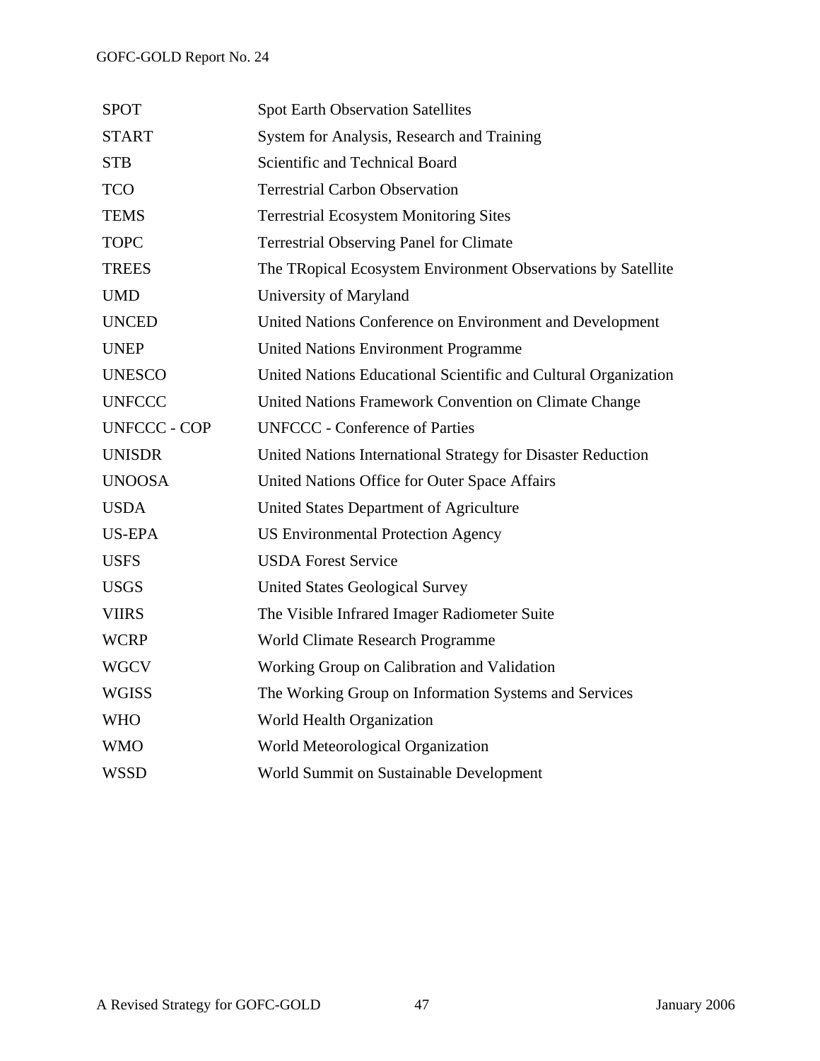| | |
|---|---|
| SPOT | Spot Earth Observation Satellites |
| START | System for Analysis, Research and Training |
| STB | Scientific and Technical Board |
| TCO | Terrestrial Carbon Observation |
| TEMS | Terrestrial Ecosystem Monitoring Sites |
| TOPC | Terrestrial Observing Panel for Climate |
| TREES | The TRopical Ecosystem Environment Observations by Satellite |
| UMD | University of Maryland |
| UNCED | United Nations Conference on Environment and Development |
| UNEP | United Nations Environment Programme |
| UNESCO | United Nations Educational Scientific and Cultural Organization |
| UNFCCC | United Nations Framework Convention on Climate Change |
| UNFCCC - COP | UNFCCC - Conference of Parties |
| UNISDR | United Nations International Strategy for Disaster Reduction |
| UNOOSA | United Nations Office for Outer Space Affairs |
| USDA | United States Department of Agriculture |
| US-EPA | US Environmental Protection Agency |
| USFS | USDA Forest Service |
| USGS | United States Geological Survey |
| VIIRS | The Visible Infrared Imager Radiometer Suite |
| WCRP | World Climate Research Programme |
| WGCV | Working Group on Calibration and Validation |
| WGISS | The Working Group on Information Systems and Services |
| WHO | World Health Organization |
| WMO | World Meteorological Organization |
| WSSD | World Summit on Sustainable Development |